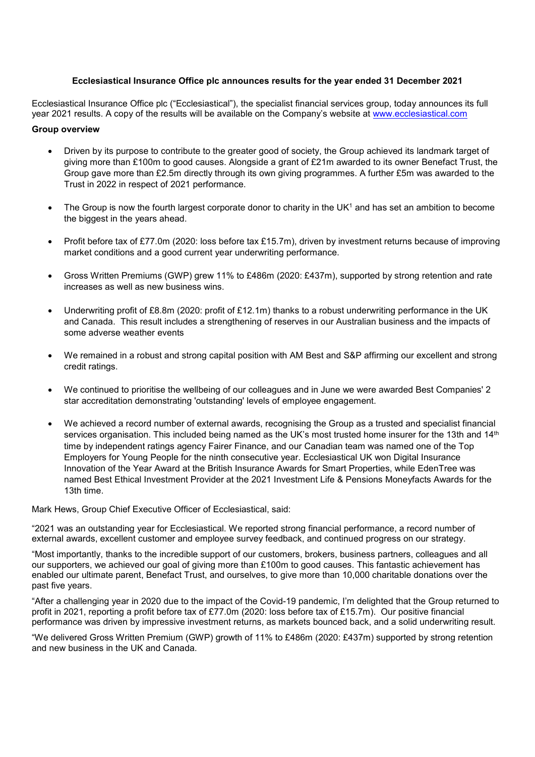**Ecclesiastical Insurance Office plc announces results for the year ended 31 December 2021**

Ecclesiastical Insurance Office plc ("Ecclesiastical"), the specialist financial services group, today announces its full year 2021 results. A copy of the results will be available on the Company's website at [www.ecclesiastical.com](http://www.ecclesiastical.com)

**Group overview**

- Driven by its purpose to contribute to the greater good of society, the Group achieved its landmark target of giving more than £100m to good causes. Alongside a grant of £21m awarded to its owner Benefact Trust, the Group gave more than £2.5m directly through its own giving programmes. A further £5m was awarded to the Trust in 2022 in respect of 2021 performance.

- The Group is now the fourth largest corporate donor to charity in the UK[1] and has set an ambition to become the biggest in the years ahead.

- Profit before tax of £77.0m (2020: loss before tax £15.7m), driven by investment returns because of improving market conditions and a good current year underwriting performance.

- Gross Written Premiums (GWP) grew 11% to £486m (2020: £437m), supported by strong retention and rate increases as well as new business wins.

- Underwriting profit of £8.8m (2020: profit of £12.1m) thanks to a robust underwriting performance in the UK and Canada. This result includes a strengthening of reserves in our Australian business and the impacts of some adverse weather events

- We remained in a robust and strong capital position with AM Best and S&P affirming our excellent and strong credit ratings.

- We continued to prioritise the wellbeing of our colleagues and in June we were awarded Best Companies' 2 star accreditation demonstrating 'outstanding' levels of employee engagement.

- We achieved a record number of external awards, recognising the Group as a trusted and specialist financial services organisation. This included being named as the UK's most trusted home insurer for the 13th and 14th time by independent ratings agency Fairer Finance, and our Canadian team was named one of the Top Employers for Young People for the ninth consecutive year. Ecclesiastical UK won Digital Insurance Innovation of the Year Award at the British Insurance Awards for Smart Properties, while EdenTree was named Best Ethical Investment Provider at the 2021 Investment Life & Pensions Moneyfacts Awards for the 13th time.

Mark Hews, Group Chief Executive Officer of Ecclesiastical, said:

"2021 was an outstanding year for Ecclesiastical. We reported strong financial performance, a record number of external awards, excellent customer and employee survey feedback, and continued progress on our strategy.

"Most importantly, thanks to the incredible support of our customers, brokers, business partners, colleagues and all our supporters, we achieved our goal of giving more than £100m to good causes. This fantastic achievement has enabled our ultimate parent, Benefact Trust, and ourselves, to give more than 10,000 charitable donations over the past five years.

"After a challenging year in 2020 due to the impact of the Covid-19 pandemic, I'm delighted that the Group returned to profit in 2021, reporting a profit before tax of £77.0m (2020: loss before tax of £15.7m). Our positive financial performance was driven by impressive investment returns, as markets bounced back, and a solid underwriting result.

"We delivered Gross Written Premium (GWP) growth of 11% to £486m (2020: £437m) supported by strong retention and new business in the UK and Canada.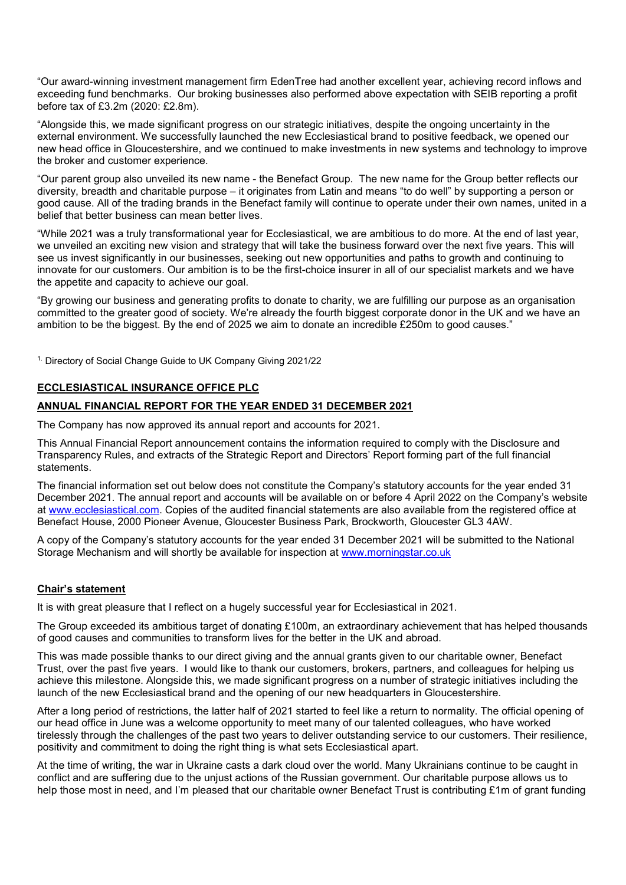"Our award-winning investment management firm EdenTree had another excellent year, achieving record inflows and exceeding fund benchmarks. Our broking businesses also performed above expectation with SEIB reporting a profit before tax of £3.2m (2020: £2.8m).

"Alongside this, we made significant progress on our strategic initiatives, despite the ongoing uncertainty in the external environment. We successfully launched the new Ecclesiastical brand to positive feedback, we opened our new head office in Gloucestershire, and we continued to make investments in new systems and technology to improve the broker and customer experience.

"Our parent group also unveiled its new name - the Benefact Group. The new name for the Group better reflects our diversity, breadth and charitable purpose – it originates from Latin and means "to do well" by supporting a person or good cause. All of the trading brands in the Benefact family will continue to operate under their own names, united in a belief that better business can mean better lives.

"While 2021 was a truly transformational year for Ecclesiastical, we are ambitious to do more. At the end of last year, we unveiled an exciting new vision and strategy that will take the business forward over the next five years. This will see us invest significantly in our businesses, seeking out new opportunities and paths to growth and continuing to innovate for our customers. Our ambition is to be the first-choice insurer in all of our specialist markets and we have the appetite and capacity to achieve our goal.

"By growing our business and generating profits to donate to charity, we are fulfilling our purpose as an organisation committed to the greater good of society. We're already the fourth biggest corporate donor in the UK and we have an ambition to be the biggest. By the end of 2025 we aim to donate an incredible £250m to good causes."

[1.] Directory of Social Change Guide to UK Company Giving 2021/22

**ECCLESIASTICAL INSURANCE OFFICE PLC**

**ANNUAL FINANCIAL REPORT FOR THE YEAR ENDED 31 DECEMBER 2021**

The Company has now approved its annual report and accounts for 2021.

This Annual Financial Report announcement contains the information required to comply with the Disclosure and Transparency Rules, and extracts of the Strategic Report and Directors' Report forming part of the full financial statements.

The financial information set out below does not constitute the Company's statutory accounts for the year ended 31 December 2021. The annual report and accounts will be available on or before 4 April 2022 on the Company's website at www.ecclesiastical.com. Copies of the audited financial statements are also available from the registered office at Benefact House, 2000 Pioneer Avenue, Gloucester Business Park, Brockworth, Gloucester GL3 4AW.

A copy of the Company's statutory accounts for the year ended 31 December 2021 will be submitted to the National Storage Mechanism and will shortly be available for inspection at www.morningstar.co.uk

**Chair's statement**

It is with great pleasure that I reflect on a hugely successful year for Ecclesiastical in 2021.

The Group exceeded its ambitious target of donating £100m, an extraordinary achievement that has helped thousands of good causes and communities to transform lives for the better in the UK and abroad.

This was made possible thanks to our direct giving and the annual grants given to our charitable owner, Benefact Trust, over the past five years. I would like to thank our customers, brokers, partners, and colleagues for helping us achieve this milestone. Alongside this, we made significant progress on a number of strategic initiatives including the launch of the new Ecclesiastical brand and the opening of our new headquarters in Gloucestershire.

After a long period of restrictions, the latter half of 2021 started to feel like a return to normality. The official opening of our head office in June was a welcome opportunity to meet many of our talented colleagues, who have worked tirelessly through the challenges of the past two years to deliver outstanding service to our customers. Their resilience, positivity and commitment to doing the right thing is what sets Ecclesiastical apart.

At the time of writing, the war in Ukraine casts a dark cloud over the world. Many Ukrainians continue to be caught in conflict and are suffering due to the unjust actions of the Russian government. Our charitable purpose allows us to help those most in need, and I'm pleased that our charitable owner Benefact Trust is contributing £1m of grant funding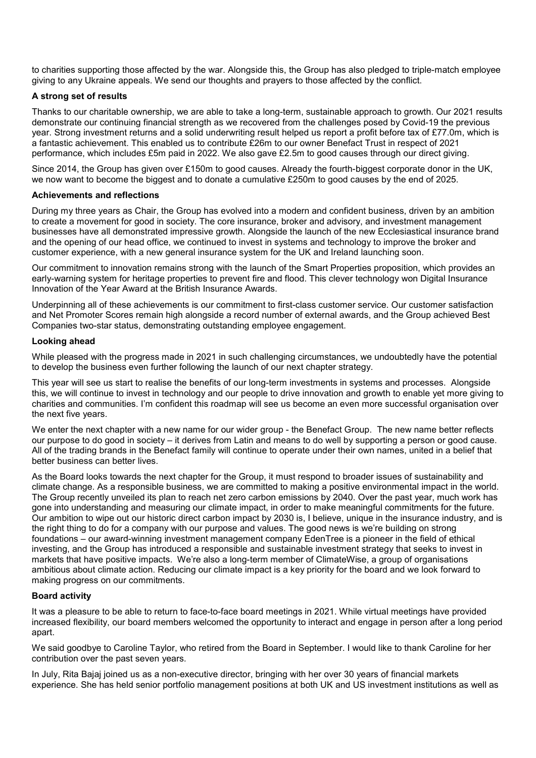to charities supporting those affected by the war. Alongside this, the Group has also pledged to triple-match employee giving to any Ukraine appeals. We send our thoughts and prayers to those affected by the conflict.

**A strong set of results**

Thanks to our charitable ownership, we are able to take a long-term, sustainable approach to growth. Our 2021 results demonstrate our continuing financial strength as we recovered from the challenges posed by Covid-19 the previous year. Strong investment returns and a solid underwriting result helped us report a profit before tax of £77.0m, which is a fantastic achievement. This enabled us to contribute £26m to our owner Benefact Trust in respect of 2021 performance, which includes £5m paid in 2022. We also gave £2.5m to good causes through our direct giving.

Since 2014, the Group has given over £150m to good causes. Already the fourth-biggest corporate donor in the UK, we now want to become the biggest and to donate a cumulative £250m to good causes by the end of 2025.

**Achievements and reflections**

During my three years as Chair, the Group has evolved into a modern and confident business, driven by an ambition to create a movement for good in society. The core insurance, broker and advisory, and investment management businesses have all demonstrated impressive growth. Alongside the launch of the new Ecclesiastical insurance brand and the opening of our head office, we continued to invest in systems and technology to improve the broker and customer experience, with a new general insurance system for the UK and Ireland launching soon.

Our commitment to innovation remains strong with the launch of the Smart Properties proposition, which provides an early-warning system for heritage properties to prevent fire and flood. This clever technology won Digital Insurance Innovation of the Year Award at the British Insurance Awards.

Underpinning all of these achievements is our commitment to first-class customer service. Our customer satisfaction and Net Promoter Scores remain high alongside a record number of external awards, and the Group achieved Best Companies two-star status, demonstrating outstanding employee engagement.

**Looking ahead**

While pleased with the progress made in 2021 in such challenging circumstances, we undoubtedly have the potential to develop the business even further following the launch of our next chapter strategy.

This year will see us start to realise the benefits of our long-term investments in systems and processes. Alongside this, we will continue to invest in technology and our people to drive innovation and growth to enable yet more giving to charities and communities. I'm confident this roadmap will see us become an even more successful organisation over the next five years.

We enter the next chapter with a new name for our wider group - the Benefact Group. The new name better reflects our purpose to do good in society – it derives from Latin and means to do well by supporting a person or good cause. All of the trading brands in the Benefact family will continue to operate under their own names, united in a belief that better business can better lives.

As the Board looks towards the next chapter for the Group, it must respond to broader issues of sustainability and climate change. As a responsible business, we are committed to making a positive environmental impact in the world. The Group recently unveiled its plan to reach net zero carbon emissions by 2040. Over the past year, much work has gone into understanding and measuring our climate impact, in order to make meaningful commitments for the future. Our ambition to wipe out our historic direct carbon impact by 2030 is, I believe, unique in the insurance industry, and is the right thing to do for a company with our purpose and values. The good news is we're building on strong foundations – our award-winning investment management company EdenTree is a pioneer in the field of ethical investing, and the Group has introduced a responsible and sustainable investment strategy that seeks to invest in markets that have positive impacts. We're also a long-term member of ClimateWise, a group of organisations ambitious about climate action. Reducing our climate impact is a key priority for the board and we look forward to making progress on our commitments.

**Board activity**

It was a pleasure to be able to return to face-to-face board meetings in 2021. While virtual meetings have provided increased flexibility, our board members welcomed the opportunity to interact and engage in person after a long period apart.

We said goodbye to Caroline Taylor, who retired from the Board in September. I would like to thank Caroline for her contribution over the past seven years.

In July, Rita Bajaj joined us as a non-executive director, bringing with her over 30 years of financial markets experience. She has held senior portfolio management positions at both UK and US investment institutions as well as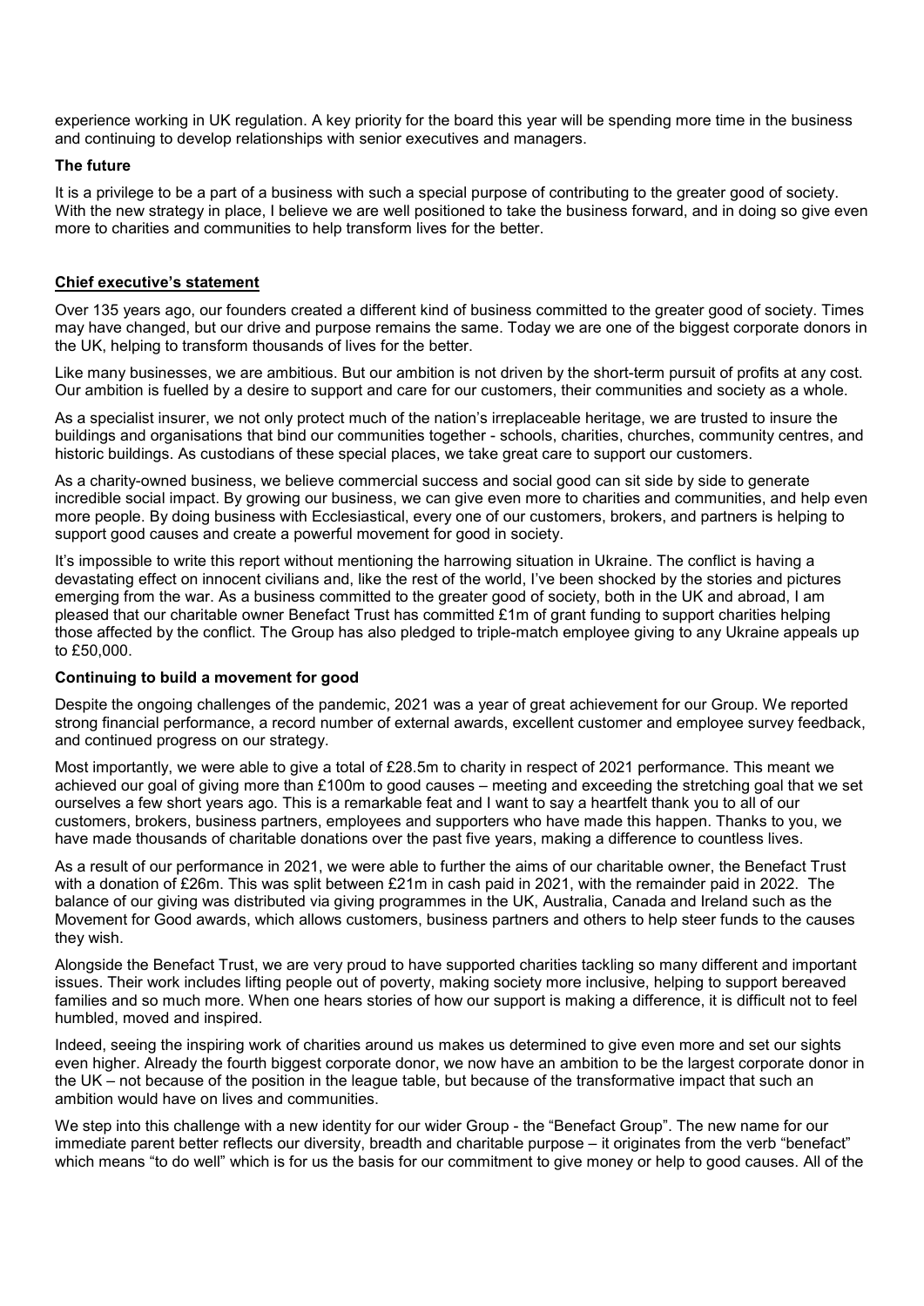experience working in UK regulation. A key priority for the board this year will be spending more time in the business and continuing to develop relationships with senior executives and managers.

**The future**

It is a privilege to be a part of a business with such a special purpose of contributing to the greater good of society. With the new strategy in place, I believe we are well positioned to take the business forward, and in doing so give even more to charities and communities to help transform lives for the better.

## Chief executive's statement

Over 135 years ago, our founders created a different kind of business committed to the greater good of society. Times may have changed, but our drive and purpose remains the same. Today we are one of the biggest corporate donors in the UK, helping to transform thousands of lives for the better.

Like many businesses, we are ambitious. But our ambition is not driven by the short-term pursuit of profits at any cost. Our ambition is fuelled by a desire to support and care for our customers, their communities and society as a whole.

As a specialist insurer, we not only protect much of the nation's irreplaceable heritage, we are trusted to insure the buildings and organisations that bind our communities together - schools, charities, churches, community centres, and historic buildings. As custodians of these special places, we take great care to support our customers.

As a charity-owned business, we believe commercial success and social good can sit side by side to generate incredible social impact. By growing our business, we can give even more to charities and communities, and help even more people. By doing business with Ecclesiastical, every one of our customers, brokers, and partners is helping to support good causes and create a powerful movement for good in society.

It's impossible to write this report without mentioning the harrowing situation in Ukraine. The conflict is having a devastating effect on innocent civilians and, like the rest of the world, I've been shocked by the stories and pictures emerging from the war. As a business committed to the greater good of society, both in the UK and abroad, I am pleased that our charitable owner Benefact Trust has committed £1m of grant funding to support charities helping those affected by the conflict. The Group has also pledged to triple-match employee giving to any Ukraine appeals up to £50,000.

**Continuing to build a movement for good**

Despite the ongoing challenges of the pandemic, 2021 was a year of great achievement for our Group. We reported strong financial performance, a record number of external awards, excellent customer and employee survey feedback, and continued progress on our strategy.

Most importantly, we were able to give a total of £28.5m to charity in respect of 2021 performance. This meant we achieved our goal of giving more than £100m to good causes – meeting and exceeding the stretching goal that we set ourselves a few short years ago. This is a remarkable feat and I want to say a heartfelt thank you to all of our customers, brokers, business partners, employees and supporters who have made this happen. Thanks to you, we have made thousands of charitable donations over the past five years, making a difference to countless lives.

As a result of our performance in 2021, we were able to further the aims of our charitable owner, the Benefact Trust with a donation of £26m. This was split between £21m in cash paid in 2021, with the remainder paid in 2022. The balance of our giving was distributed via giving programmes in the UK, Australia, Canada and Ireland such as the Movement for Good awards, which allows customers, business partners and others to help steer funds to the causes they wish.

Alongside the Benefact Trust, we are very proud to have supported charities tackling so many different and important issues. Their work includes lifting people out of poverty, making society more inclusive, helping to support bereaved families and so much more. When one hears stories of how our support is making a difference, it is difficult not to feel humbled, moved and inspired.

Indeed, seeing the inspiring work of charities around us makes us determined to give even more and set our sights even higher. Already the fourth biggest corporate donor, we now have an ambition to be the largest corporate donor in the UK – not because of the position in the league table, but because of the transformative impact that such an ambition would have on lives and communities.

We step into this challenge with a new identity for our wider Group - the "Benefact Group". The new name for our immediate parent better reflects our diversity, breadth and charitable purpose – it originates from the verb "benefact" which means "to do well" which is for us the basis for our commitment to give money or help to good causes. All of the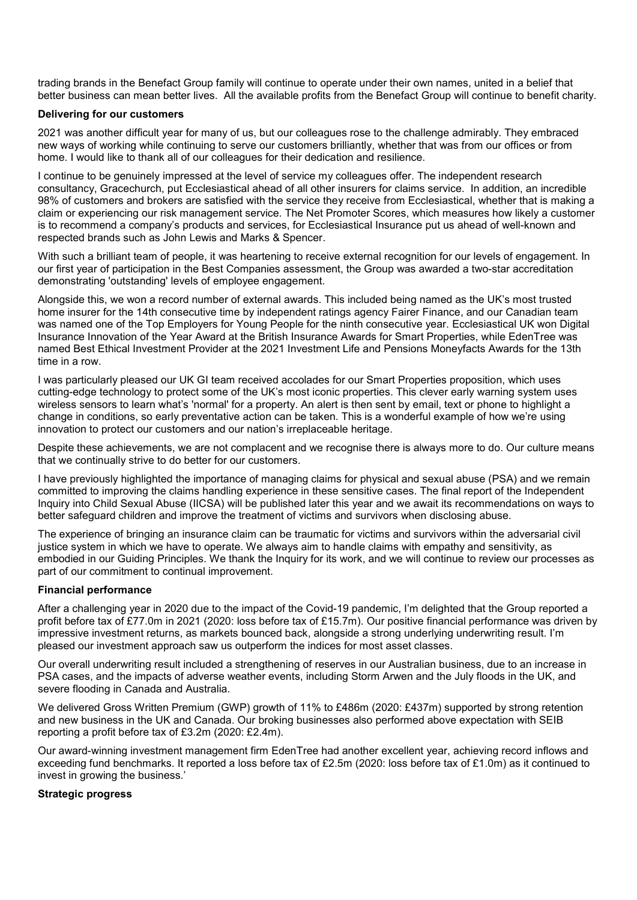trading brands in the Benefact Group family will continue to operate under their own names, united in a belief that better business can mean better lives. All the available profits from the Benefact Group will continue to benefit charity.

**Delivering for our customers**

2021 was another difficult year for many of us, but our colleagues rose to the challenge admirably. They embraced new ways of working while continuing to serve our customers brilliantly, whether that was from our offices or from home. I would like to thank all of our colleagues for their dedication and resilience.

I continue to be genuinely impressed at the level of service my colleagues offer. The independent research consultancy, Gracechurch, put Ecclesiastical ahead of all other insurers for claims service. In addition, an incredible 98% of customers and brokers are satisfied with the service they receive from Ecclesiastical, whether that is making a claim or experiencing our risk management service. The Net Promoter Scores, which measures how likely a customer is to recommend a company's products and services, for Ecclesiastical Insurance put us ahead of well-known and respected brands such as John Lewis and Marks & Spencer.

With such a brilliant team of people, it was heartening to receive external recognition for our levels of engagement. In our first year of participation in the Best Companies assessment, the Group was awarded a two-star accreditation demonstrating 'outstanding' levels of employee engagement.

Alongside this, we won a record number of external awards. This included being named as the UK's most trusted home insurer for the 14th consecutive time by independent ratings agency Fairer Finance, and our Canadian team was named one of the Top Employers for Young People for the ninth consecutive year. Ecclesiastical UK won Digital Insurance Innovation of the Year Award at the British Insurance Awards for Smart Properties, while EdenTree was named Best Ethical Investment Provider at the 2021 Investment Life and Pensions Moneyfacts Awards for the 13th time in a row.

I was particularly pleased our UK GI team received accolades for our Smart Properties proposition, which uses cutting-edge technology to protect some of the UK's most iconic properties. This clever early warning system uses wireless sensors to learn what's 'normal' for a property. An alert is then sent by email, text or phone to highlight a change in conditions, so early preventative action can be taken. This is a wonderful example of how we're using innovation to protect our customers and our nation's irreplaceable heritage.

Despite these achievements, we are not complacent and we recognise there is always more to do. Our culture means that we continually strive to do better for our customers.

I have previously highlighted the importance of managing claims for physical and sexual abuse (PSA) and we remain committed to improving the claims handling experience in these sensitive cases. The final report of the Independent Inquiry into Child Sexual Abuse (IICSA) will be published later this year and we await its recommendations on ways to better safeguard children and improve the treatment of victims and survivors when disclosing abuse.

The experience of bringing an insurance claim can be traumatic for victims and survivors within the adversarial civil justice system in which we have to operate. We always aim to handle claims with empathy and sensitivity, as embodied in our Guiding Principles. We thank the Inquiry for its work, and we will continue to review our processes as part of our commitment to continual improvement.

**Financial performance**

After a challenging year in 2020 due to the impact of the Covid-19 pandemic, I'm delighted that the Group reported a profit before tax of £77.0m in 2021 (2020: loss before tax of £15.7m). Our positive financial performance was driven by impressive investment returns, as markets bounced back, alongside a strong underlying underwriting result. I'm pleased our investment approach saw us outperform the indices for most asset classes.

Our overall underwriting result included a strengthening of reserves in our Australian business, due to an increase in PSA cases, and the impacts of adverse weather events, including Storm Arwen and the July floods in the UK, and severe flooding in Canada and Australia.

We delivered Gross Written Premium (GWP) growth of 11% to £486m (2020: £437m) supported by strong retention and new business in the UK and Canada. Our broking businesses also performed above expectation with SEIB reporting a profit before tax of £3.2m (2020: £2.4m).

Our award-winning investment management firm EdenTree had another excellent year, achieving record inflows and exceeding fund benchmarks. It reported a loss before tax of £2.5m (2020: loss before tax of £1.0m) as it continued to invest in growing the business.'

**Strategic progress**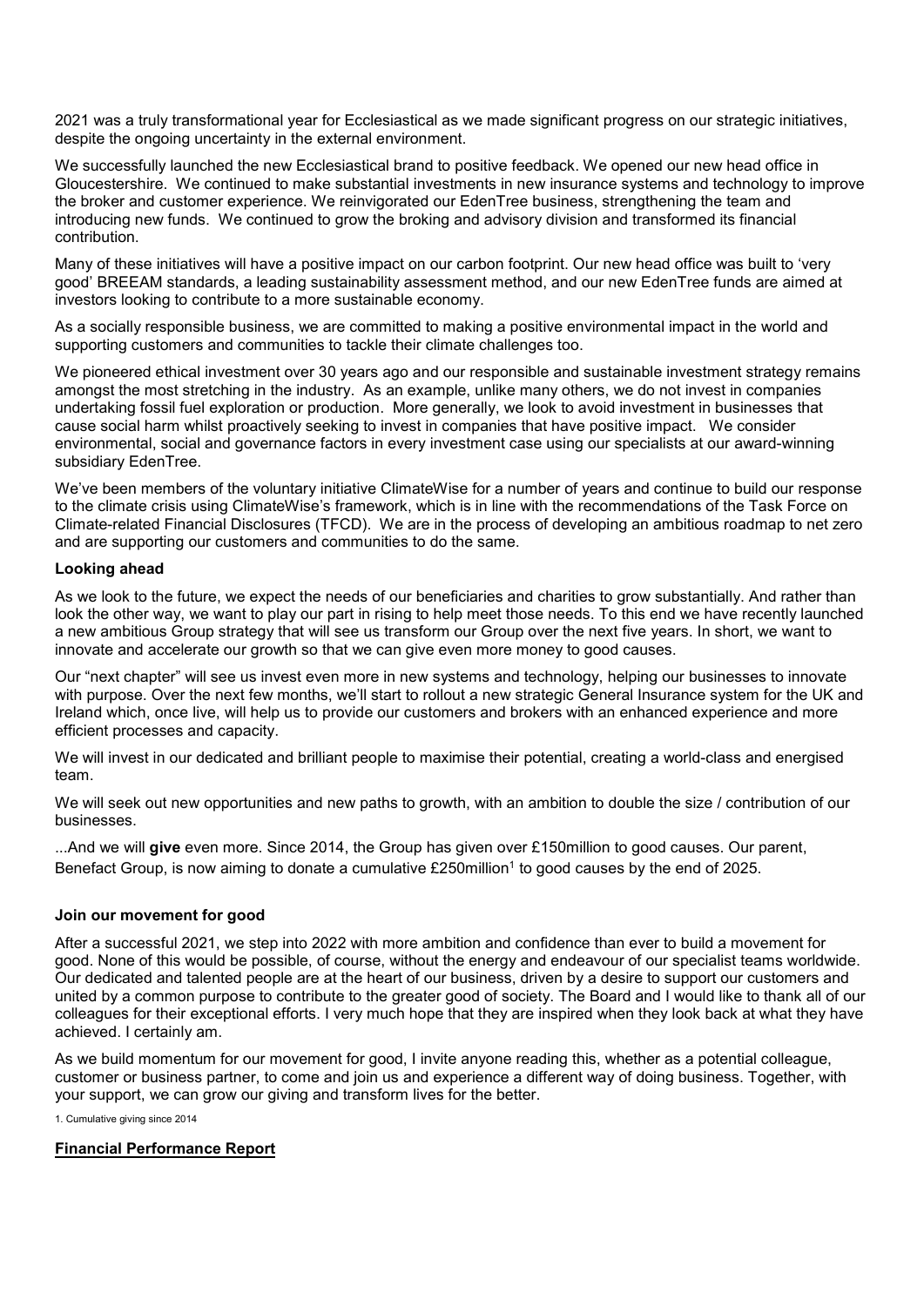2021 was a truly transformational year for Ecclesiastical as we made significant progress on our strategic initiatives, despite the ongoing uncertainty in the external environment.

We successfully launched the new Ecclesiastical brand to positive feedback. We opened our new head office in Gloucestershire. We continued to make substantial investments in new insurance systems and technology to improve the broker and customer experience. We reinvigorated our EdenTree business, strengthening the team and introducing new funds. We continued to grow the broking and advisory division and transformed its financial contribution.

Many of these initiatives will have a positive impact on our carbon footprint. Our new head office was built to 'very good' BREEAM standards, a leading sustainability assessment method, and our new EdenTree funds are aimed at investors looking to contribute to a more sustainable economy.

As a socially responsible business, we are committed to making a positive environmental impact in the world and supporting customers and communities to tackle their climate challenges too.

We pioneered ethical investment over 30 years ago and our responsible and sustainable investment strategy remains amongst the most stretching in the industry. As an example, unlike many others, we do not invest in companies undertaking fossil fuel exploration or production. More generally, we look to avoid investment in businesses that cause social harm whilst proactively seeking to invest in companies that have positive impact. We consider environmental, social and governance factors in every investment case using our specialists at our award-winning subsidiary EdenTree.

We've been members of the voluntary initiative ClimateWise for a number of years and continue to build our response to the climate crisis using ClimateWise's framework, which is in line with the recommendations of the Task Force on Climate-related Financial Disclosures (TFCD). We are in the process of developing an ambitious roadmap to net zero and are supporting our customers and communities to do the same.

**Looking ahead**

As we look to the future, we expect the needs of our beneficiaries and charities to grow substantially. And rather than look the other way, we want to play our part in rising to help meet those needs. To this end we have recently launched a new ambitious Group strategy that will see us transform our Group over the next five years. In short, we want to innovate and accelerate our growth so that we can give even more money to good causes.

Our "next chapter" will see us invest even more in new systems and technology, helping our businesses to innovate with purpose. Over the next few months, we'll start to rollout a new strategic General Insurance system for the UK and Ireland which, once live, will help us to provide our customers and brokers with an enhanced experience and more efficient processes and capacity.

We will invest in our dedicated and brilliant people to maximise their potential, creating a world-class and energised team.

We will seek out new opportunities and new paths to growth, with an ambition to double the size / contribution of our businesses.

...And we will **give** even more. Since 2014, the Group has given over £150million to good causes. Our parent, Benefact Group, is now aiming to donate a cumulative £250million[1] to good causes by the end of 2025.

**Join our movement for good**

After a successful 2021, we step into 2022 with more ambition and confidence than ever to build a movement for good. None of this would be possible, of course, without the energy and endeavour of our specialist teams worldwide. Our dedicated and talented people are at the heart of our business, driven by a desire to support our customers and united by a common purpose to contribute to the greater good of society. The Board and I would like to thank all of our colleagues for their exceptional efforts. I very much hope that they are inspired when they look back at what they have achieved. I certainly am.

As we build momentum for our movement for good, I invite anyone reading this, whether as a potential colleague, customer or business partner, to come and join us and experience a different way of doing business. Together, with your support, we can grow our giving and transform lives for the better.

1. Cumulative giving since 2014

**Financial Performance Report**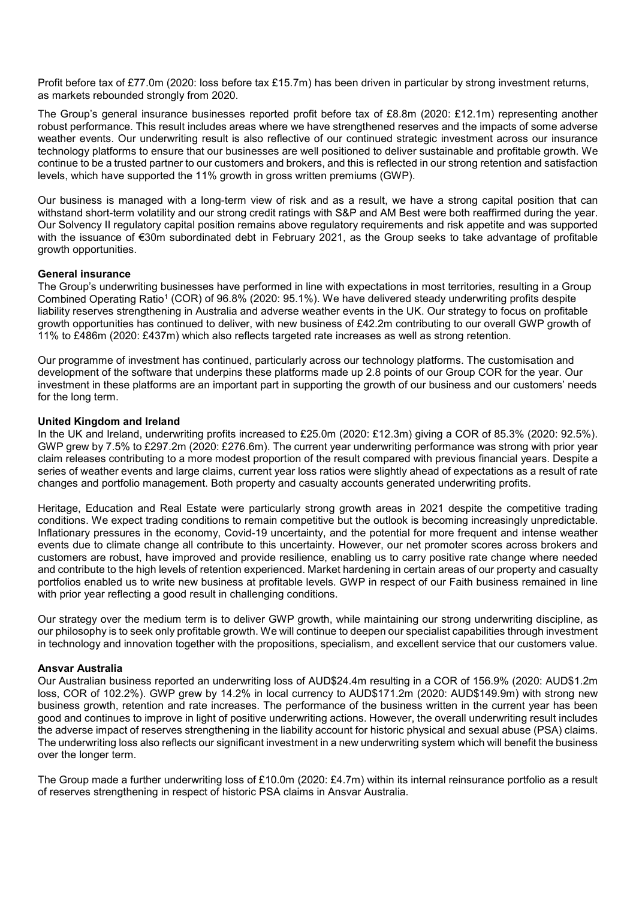Profit before tax of £77.0m (2020: loss before tax £15.7m) has been driven in particular by strong investment returns, as markets rebounded strongly from 2020.

The Group's general insurance businesses reported profit before tax of £8.8m (2020: £12.1m) representing another robust performance. This result includes areas where we have strengthened reserves and the impacts of some adverse weather events. Our underwriting result is also reflective of our continued strategic investment across our insurance technology platforms to ensure that our businesses are well positioned to deliver sustainable and profitable growth. We continue to be a trusted partner to our customers and brokers, and this is reflected in our strong retention and satisfaction levels, which have supported the 11% growth in gross written premiums (GWP).

Our business is managed with a long-term view of risk and as a result, we have a strong capital position that can withstand short-term volatility and our strong credit ratings with S&P and AM Best were both reaffirmed during the year. Our Solvency II regulatory capital position remains above regulatory requirements and risk appetite and was supported with the issuance of €30m subordinated debt in February 2021, as the Group seeks to take advantage of profitable growth opportunities.

**General insurance**

The Group's underwriting businesses have performed in line with expectations in most territories, resulting in a Group Combined Operating Ratio[1] (COR) of 96.8% (2020: 95.1%). We have delivered steady underwriting profits despite liability reserves strengthening in Australia and adverse weather events in the UK. Our strategy to focus on profitable growth opportunities has continued to deliver, with new business of £42.2m contributing to our overall GWP growth of 11% to £486m (2020: £437m) which also reflects targeted rate increases as well as strong retention.

Our programme of investment has continued, particularly across our technology platforms. The customisation and development of the software that underpins these platforms made up 2.8 points of our Group COR for the year. Our investment in these platforms are an important part in supporting the growth of our business and our customers' needs for the long term.

**United Kingdom and Ireland**

In the UK and Ireland, underwriting profits increased to £25.0m (2020: £12.3m) giving a COR of 85.3% (2020: 92.5%). GWP grew by 7.5% to £297.2m (2020: £276.6m). The current year underwriting performance was strong with prior year claim releases contributing to a more modest proportion of the result compared with previous financial years. Despite a series of weather events and large claims, current year loss ratios were slightly ahead of expectations as a result of rate changes and portfolio management. Both property and casualty accounts generated underwriting profits.

Heritage, Education and Real Estate were particularly strong growth areas in 2021 despite the competitive trading conditions. We expect trading conditions to remain competitive but the outlook is becoming increasingly unpredictable. Inflationary pressures in the economy, Covid-19 uncertainty, and the potential for more frequent and intense weather events due to climate change all contribute to this uncertainty. However, our net promoter scores across brokers and customers are robust, have improved and provide resilience, enabling us to carry positive rate change where needed and contribute to the high levels of retention experienced. Market hardening in certain areas of our property and casualty portfolios enabled us to write new business at profitable levels. GWP in respect of our Faith business remained in line with prior year reflecting a good result in challenging conditions.

Our strategy over the medium term is to deliver GWP growth, while maintaining our strong underwriting discipline, as our philosophy is to seek only profitable growth. We will continue to deepen our specialist capabilities through investment in technology and innovation together with the propositions, specialism, and excellent service that our customers value.

**Ansvar Australia**

Our Australian business reported an underwriting loss of AUD$24.4m resulting in a COR of 156.9% (2020: AUD$1.2m loss, COR of 102.2%). GWP grew by 14.2% in local currency to AUD$171.2m (2020: AUD$149.9m) with strong new business growth, retention and rate increases. The performance of the business written in the current year has been good and continues to improve in light of positive underwriting actions. However, the overall underwriting result includes the adverse impact of reserves strengthening in the liability account for historic physical and sexual abuse (PSA) claims. The underwriting loss also reflects our significant investment in a new underwriting system which will benefit the business over the longer term.

The Group made a further underwriting loss of £10.0m (2020: £4.7m) within its internal reinsurance portfolio as a result of reserves strengthening in respect of historic PSA claims in Ansvar Australia.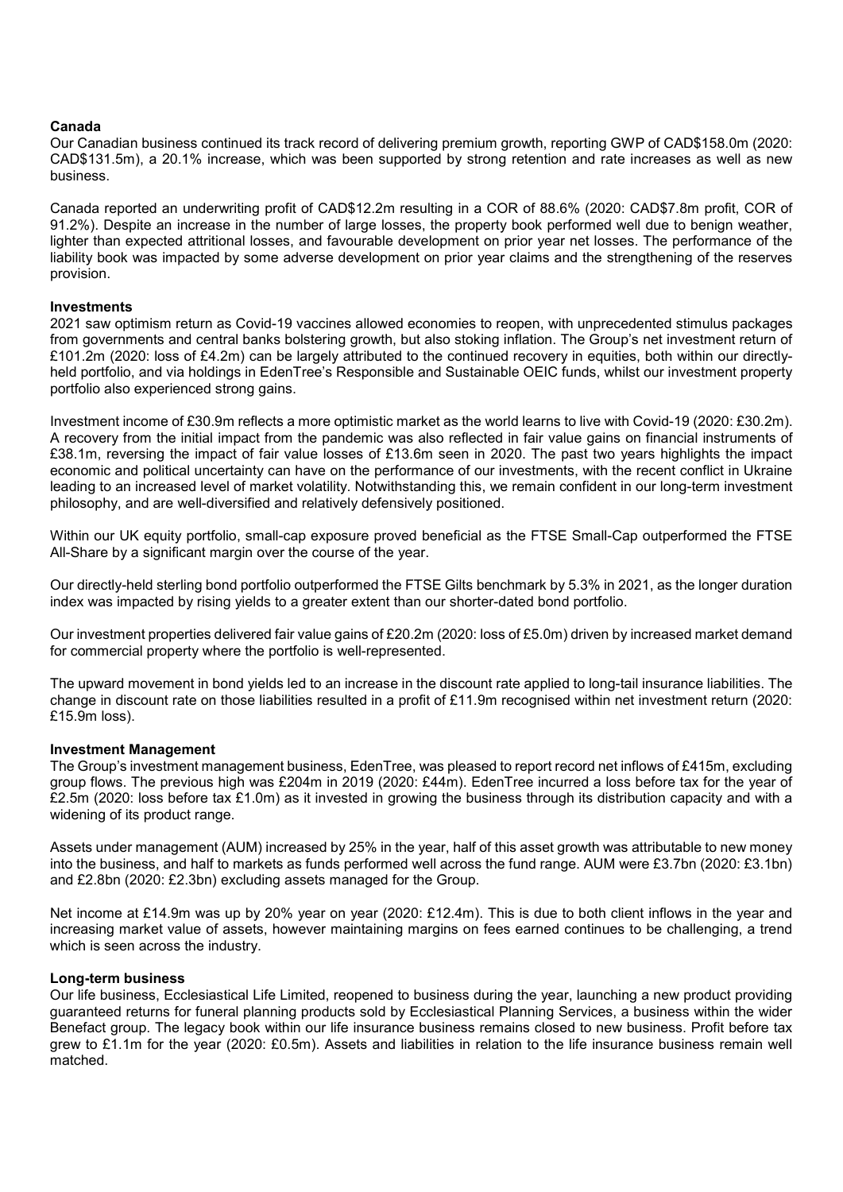**Canada**

Our Canadian business continued its track record of delivering premium growth, reporting GWP of CAD$158.0m (2020: CAD$131.5m), a 20.1% increase, which was been supported by strong retention and rate increases as well as new business.

Canada reported an underwriting profit of CAD$12.2m resulting in a COR of 88.6% (2020: CAD$7.8m profit, COR of 91.2%). Despite an increase in the number of large losses, the property book performed well due to benign weather, lighter than expected attritional losses, and favourable development on prior year net losses. The performance of the liability book was impacted by some adverse development on prior year claims and the strengthening of the reserves provision.

**Investments**

2021 saw optimism return as Covid-19 vaccines allowed economies to reopen, with unprecedented stimulus packages from governments and central banks bolstering growth, but also stoking inflation. The Group's net investment return of £101.2m (2020: loss of £4.2m) can be largely attributed to the continued recovery in equities, both within our directly-held portfolio, and via holdings in EdenTree's Responsible and Sustainable OEIC funds, whilst our investment property portfolio also experienced strong gains.

Investment income of £30.9m reflects a more optimistic market as the world learns to live with Covid-19 (2020: £30.2m). A recovery from the initial impact from the pandemic was also reflected in fair value gains on financial instruments of £38.1m, reversing the impact of fair value losses of £13.6m seen in 2020. The past two years highlights the impact economic and political uncertainty can have on the performance of our investments, with the recent conflict in Ukraine leading to an increased level of market volatility. Notwithstanding this, we remain confident in our long-term investment philosophy, and are well-diversified and relatively defensively positioned.

Within our UK equity portfolio, small-cap exposure proved beneficial as the FTSE Small-Cap outperformed the FTSE All-Share by a significant margin over the course of the year.

Our directly-held sterling bond portfolio outperformed the FTSE Gilts benchmark by 5.3% in 2021, as the longer duration index was impacted by rising yields to a greater extent than our shorter-dated bond portfolio.

Our investment properties delivered fair value gains of £20.2m (2020: loss of £5.0m) driven by increased market demand for commercial property where the portfolio is well-represented.

The upward movement in bond yields led to an increase in the discount rate applied to long-tail insurance liabilities. The change in discount rate on those liabilities resulted in a profit of £11.9m recognised within net investment return (2020: £15.9m loss).

**Investment Management**

The Group's investment management business, EdenTree, was pleased to report record net inflows of £415m, excluding group flows. The previous high was £204m in 2019 (2020: £44m). EdenTree incurred a loss before tax for the year of £2.5m (2020: loss before tax £1.0m) as it invested in growing the business through its distribution capacity and with a widening of its product range.

Assets under management (AUM) increased by 25% in the year, half of this asset growth was attributable to new money into the business, and half to markets as funds performed well across the fund range. AUM were £3.7bn (2020: £3.1bn) and £2.8bn (2020: £2.3bn) excluding assets managed for the Group.

Net income at £14.9m was up by 20% year on year (2020: £12.4m). This is due to both client inflows in the year and increasing market value of assets, however maintaining margins on fees earned continues to be challenging, a trend which is seen across the industry.

**Long-term business**

Our life business, Ecclesiastical Life Limited, reopened to business during the year, launching a new product providing guaranteed returns for funeral planning products sold by Ecclesiastical Planning Services, a business within the wider Benefact group. The legacy book within our life insurance business remains closed to new business. Profit before tax grew to £1.1m for the year (2020: £0.5m). Assets and liabilities in relation to the life insurance business remain well matched.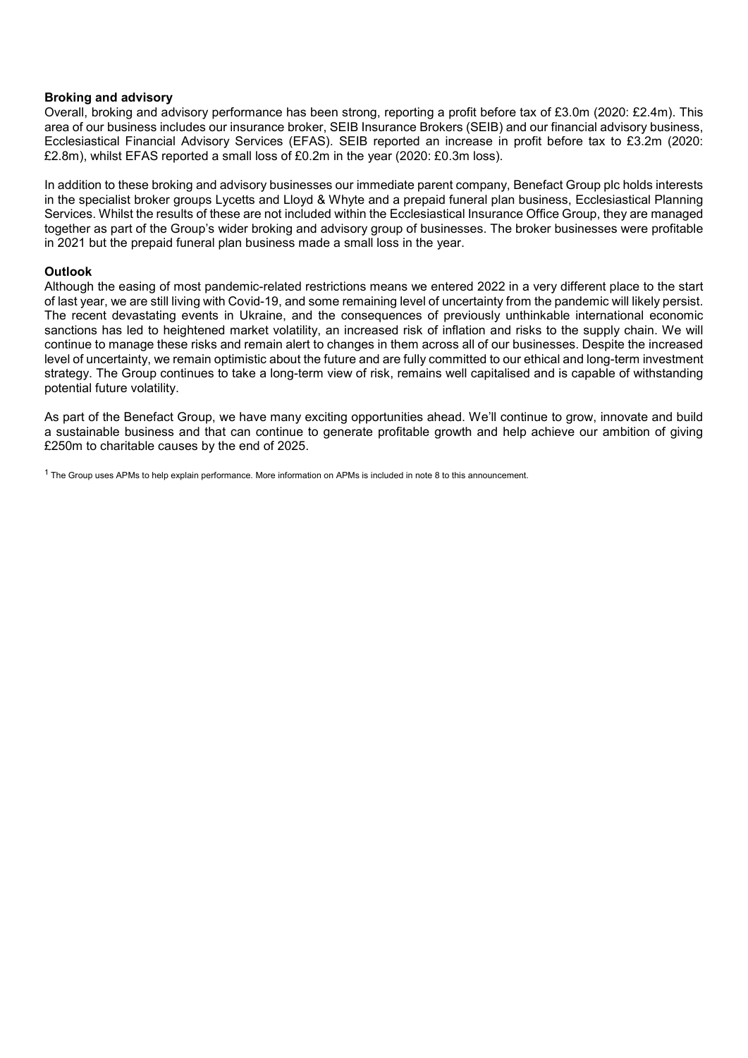**Broking and advisory**

Overall, broking and advisory performance has been strong, reporting a profit before tax of £3.0m (2020: £2.4m). This area of our business includes our insurance broker, SEIB Insurance Brokers (SEIB) and our financial advisory business, Ecclesiastical Financial Advisory Services (EFAS). SEIB reported an increase in profit before tax to £3.2m (2020: £2.8m), whilst EFAS reported a small loss of £0.2m in the year (2020: £0.3m loss).

In addition to these broking and advisory businesses our immediate parent company, Benefact Group plc holds interests in the specialist broker groups Lycetts and Lloyd & Whyte and a prepaid funeral plan business, Ecclesiastical Planning Services. Whilst the results of these are not included within the Ecclesiastical Insurance Office Group, they are managed together as part of the Group's wider broking and advisory group of businesses. The broker businesses were profitable in 2021 but the prepaid funeral plan business made a small loss in the year.

**Outlook**

Although the easing of most pandemic-related restrictions means we entered 2022 in a very different place to the start of last year, we are still living with Covid-19, and some remaining level of uncertainty from the pandemic will likely persist. The recent devastating events in Ukraine, and the consequences of previously unthinkable international economic sanctions has led to heightened market volatility, an increased risk of inflation and risks to the supply chain. We will continue to manage these risks and remain alert to changes in them across all of our businesses. Despite the increased level of uncertainty, we remain optimistic about the future and are fully committed to our ethical and long-term investment strategy. The Group continues to take a long-term view of risk, remains well capitalised and is capable of withstanding potential future volatility.

As part of the Benefact Group, we have many exciting opportunities ahead. We'll continue to grow, innovate and build a sustainable business and that can continue to generate profitable growth and help achieve our ambition of giving £250m to charitable causes by the end of 2025.

[1] The Group uses APMs to help explain performance. More information on APMs is included in note 8 to this announcement.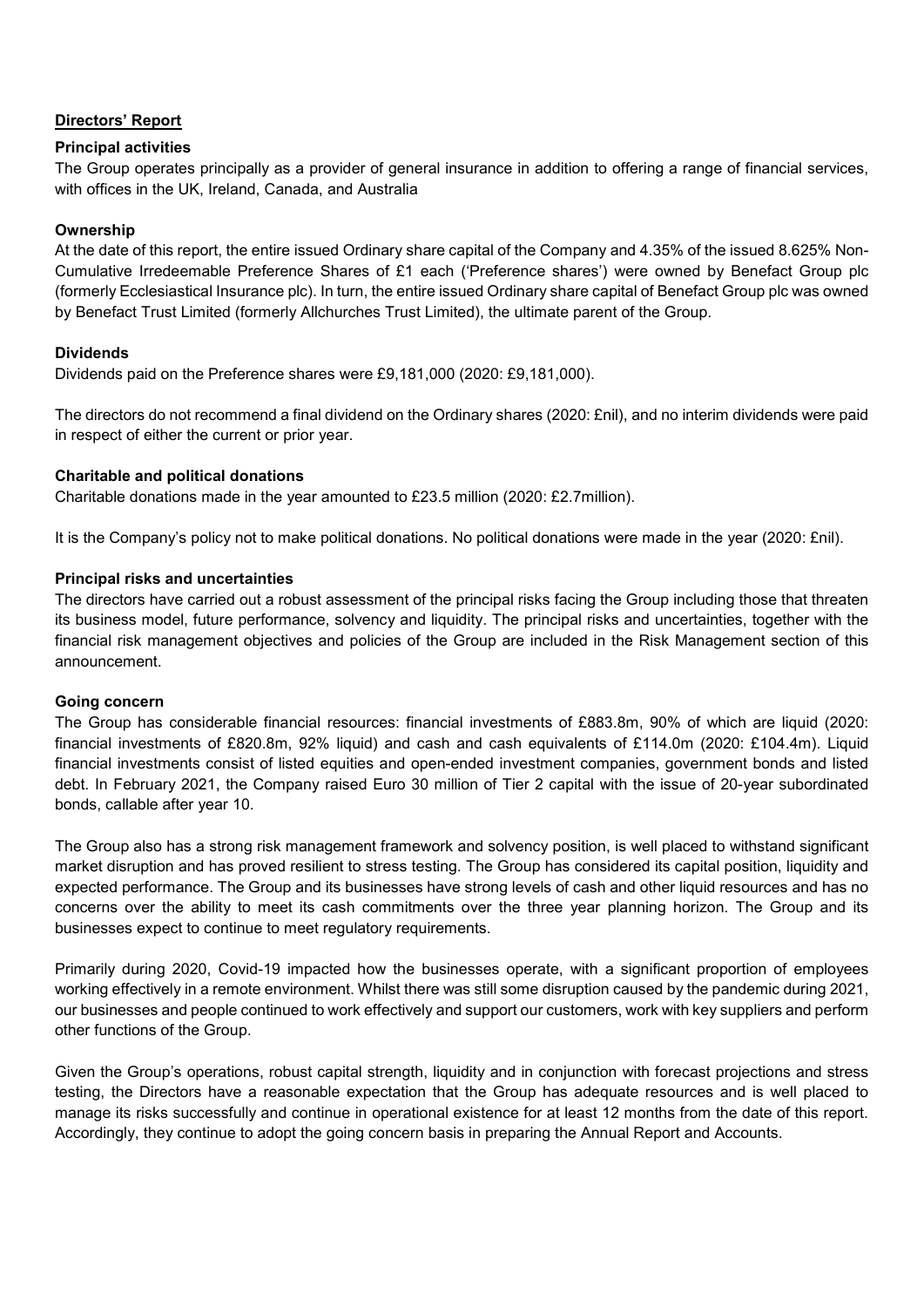## Directors' Report

### Principal activities

The Group operates principally as a provider of general insurance in addition to offering a range of financial services, with offices in the UK, Ireland, Canada, and Australia

### Ownership

At the date of this report, the entire issued Ordinary share capital of the Company and 4.35% of the issued 8.625% Non-Cumulative Irredeemable Preference Shares of £1 each ('Preference shares') were owned by Benefact Group plc (formerly Ecclesiastical Insurance plc). In turn, the entire issued Ordinary share capital of Benefact Group plc was owned by Benefact Trust Limited (formerly Allchurches Trust Limited), the ultimate parent of the Group.

### Dividends

Dividends paid on the Preference shares were £9,181,000 (2020: £9,181,000).

The directors do not recommend a final dividend on the Ordinary shares (2020: £nil), and no interim dividends were paid in respect of either the current or prior year.

### Charitable and political donations

Charitable donations made in the year amounted to £23.5 million (2020: £2.7million).

It is the Company's policy not to make political donations. No political donations were made in the year (2020: £nil).

### Principal risks and uncertainties

The directors have carried out a robust assessment of the principal risks facing the Group including those that threaten its business model, future performance, solvency and liquidity. The principal risks and uncertainties, together with the financial risk management objectives and policies of the Group are included in the Risk Management section of this announcement.

### Going concern

The Group has considerable financial resources: financial investments of £883.8m, 90% of which are liquid (2020: financial investments of £820.8m, 92% liquid) and cash and cash equivalents of £114.0m (2020: £104.4m). Liquid financial investments consist of listed equities and open-ended investment companies, government bonds and listed debt. In February 2021, the Company raised Euro 30 million of Tier 2 capital with the issue of 20-year subordinated bonds, callable after year 10.

The Group also has a strong risk management framework and solvency position, is well placed to withstand significant market disruption and has proved resilient to stress testing. The Group has considered its capital position, liquidity and expected performance. The Group and its businesses have strong levels of cash and other liquid resources and has no concerns over the ability to meet its cash commitments over the three year planning horizon. The Group and its businesses expect to continue to meet regulatory requirements.

Primarily during 2020, Covid-19 impacted how the businesses operate, with a significant proportion of employees working effectively in a remote environment. Whilst there was still some disruption caused by the pandemic during 2021, our businesses and people continued to work effectively and support our customers, work with key suppliers and perform other functions of the Group.

Given the Group's operations, robust capital strength, liquidity and in conjunction with forecast projections and stress testing, the Directors have a reasonable expectation that the Group has adequate resources and is well placed to manage its risks successfully and continue in operational existence for at least 12 months from the date of this report. Accordingly, they continue to adopt the going concern basis in preparing the Annual Report and Accounts.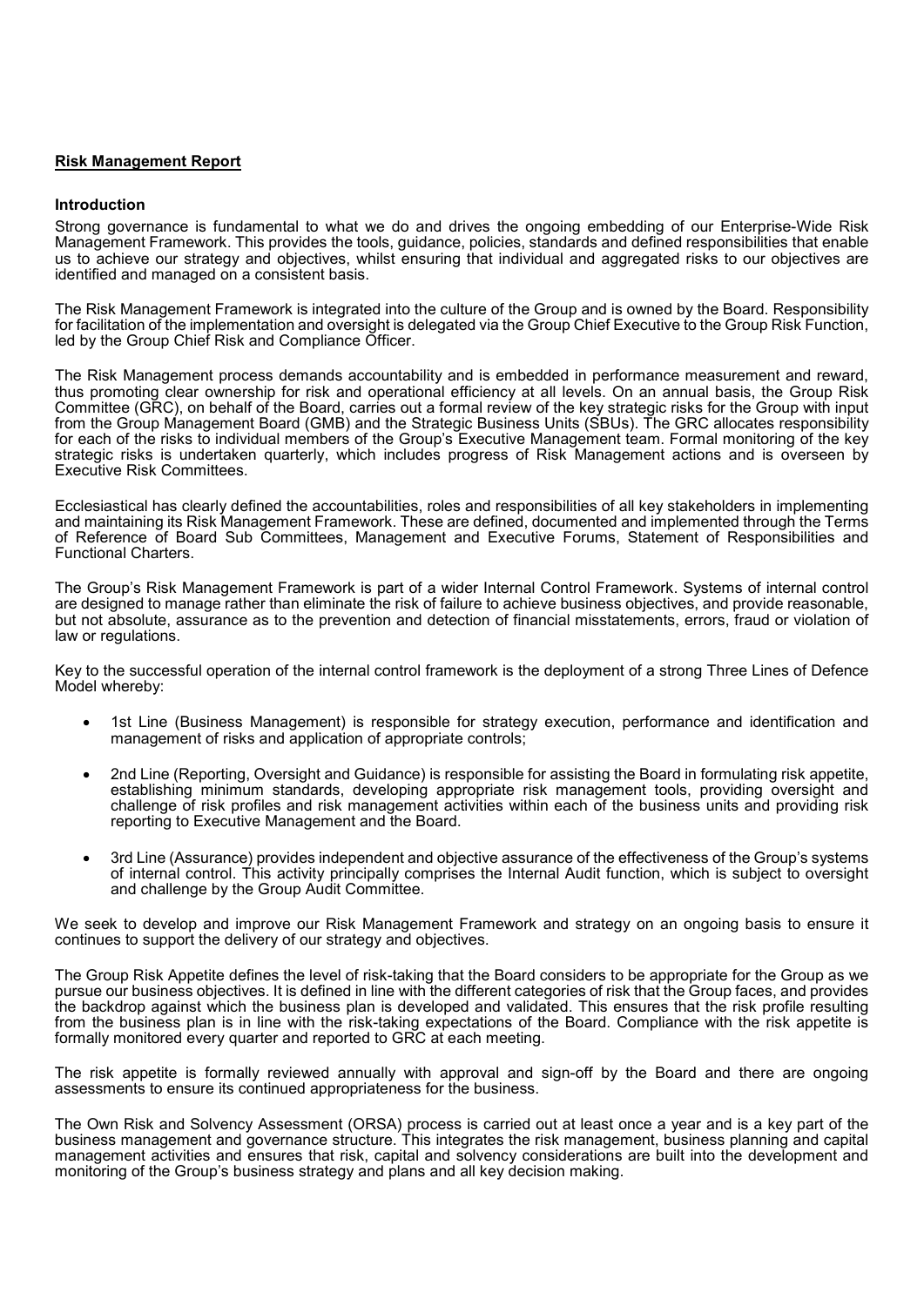## Risk Management Report

### Introduction

Strong governance is fundamental to what we do and drives the ongoing embedding of our Enterprise-Wide Risk Management Framework. This provides the tools, guidance, policies, standards and defined responsibilities that enable us to achieve our strategy and objectives, whilst ensuring that individual and aggregated risks to our objectives are identified and managed on a consistent basis.

The Risk Management Framework is integrated into the culture of the Group and is owned by the Board. Responsibility for facilitation of the implementation and oversight is delegated via the Group Chief Executive to the Group Risk Function, led by the Group Chief Risk and Compliance Officer.

The Risk Management process demands accountability and is embedded in performance measurement and reward, thus promoting clear ownership for risk and operational efficiency at all levels. On an annual basis, the Group Risk Committee (GRC), on behalf of the Board, carries out a formal review of the key strategic risks for the Group with input from the Group Management Board (GMB) and the Strategic Business Units (SBUs). The GRC allocates responsibility for each of the risks to individual members of the Group's Executive Management team. Formal monitoring of the key strategic risks is undertaken quarterly, which includes progress of Risk Management actions and is overseen by Executive Risk Committees.

Ecclesiastical has clearly defined the accountabilities, roles and responsibilities of all key stakeholders in implementing and maintaining its Risk Management Framework. These are defined, documented and implemented through the Terms of Reference of Board Sub Committees, Management and Executive Forums, Statement of Responsibilities and Functional Charters.

The Group's Risk Management Framework is part of a wider Internal Control Framework. Systems of internal control are designed to manage rather than eliminate the risk of failure to achieve business objectives, and provide reasonable, but not absolute, assurance as to the prevention and detection of financial misstatements, errors, fraud or violation of law or regulations.

Key to the successful operation of the internal control framework is the deployment of a strong Three Lines of Defence Model whereby:

- 1st Line (Business Management) is responsible for strategy execution, performance and identification and management of risks and application of appropriate controls;
- 2nd Line (Reporting, Oversight and Guidance) is responsible for assisting the Board in formulating risk appetite, establishing minimum standards, developing appropriate risk management tools, providing oversight and challenge of risk profiles and risk management activities within each of the business units and providing risk reporting to Executive Management and the Board.
- 3rd Line (Assurance) provides independent and objective assurance of the effectiveness of the Group's systems of internal control. This activity principally comprises the Internal Audit function, which is subject to oversight and challenge by the Group Audit Committee.

We seek to develop and improve our Risk Management Framework and strategy on an ongoing basis to ensure it continues to support the delivery of our strategy and objectives.

The Group Risk Appetite defines the level of risk-taking that the Board considers to be appropriate for the Group as we pursue our business objectives. It is defined in line with the different categories of risk that the Group faces, and provides the backdrop against which the business plan is developed and validated. This ensures that the risk profile resulting from the business plan is in line with the risk-taking expectations of the Board. Compliance with the risk appetite is formally monitored every quarter and reported to GRC at each meeting.

The risk appetite is formally reviewed annually with approval and sign-off by the Board and there are ongoing assessments to ensure its continued appropriateness for the business.

The Own Risk and Solvency Assessment (ORSA) process is carried out at least once a year and is a key part of the business management and governance structure. This integrates the risk management, business planning and capital management activities and ensures that risk, capital and solvency considerations are built into the development and monitoring of the Group's business strategy and plans and all key decision making.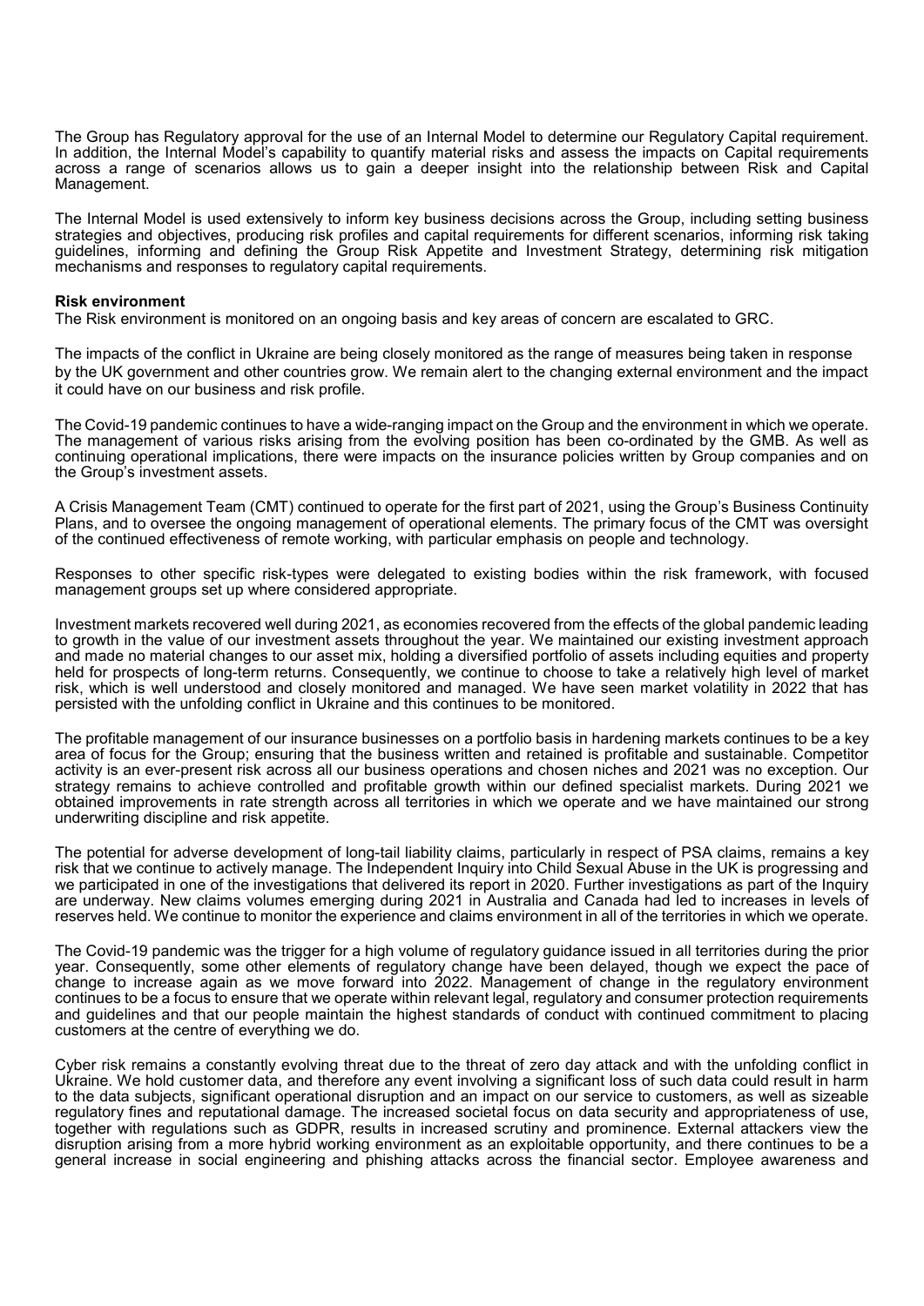The Group has Regulatory approval for the use of an Internal Model to determine our Regulatory Capital requirement. In addition, the Internal Model's capability to quantify material risks and assess the impacts on Capital requirements across a range of scenarios allows us to gain a deeper insight into the relationship between Risk and Capital Management.

The Internal Model is used extensively to inform key business decisions across the Group, including setting business strategies and objectives, producing risk profiles and capital requirements for different scenarios, informing risk taking guidelines, informing and defining the Group Risk Appetite and Investment Strategy, determining risk mitigation mechanisms and responses to regulatory capital requirements.

**Risk environment**

The Risk environment is monitored on an ongoing basis and key areas of concern are escalated to GRC.

The impacts of the conflict in Ukraine are being closely monitored as the range of measures being taken in response by the UK government and other countries grow. We remain alert to the changing external environment and the impact it could have on our business and risk profile.

The Covid-19 pandemic continues to have a wide-ranging impact on the Group and the environment in which we operate. The management of various risks arising from the evolving position has been co-ordinated by the GMB. As well as continuing operational implications, there were impacts on the insurance policies written by Group companies and on the Group's investment assets.

A Crisis Management Team (CMT) continued to operate for the first part of 2021, using the Group's Business Continuity Plans, and to oversee the ongoing management of operational elements. The primary focus of the CMT was oversight of the continued effectiveness of remote working, with particular emphasis on people and technology.

Responses to other specific risk-types were delegated to existing bodies within the risk framework, with focused management groups set up where considered appropriate.

Investment markets recovered well during 2021, as economies recovered from the effects of the global pandemic leading to growth in the value of our investment assets throughout the year. We maintained our existing investment approach and made no material changes to our asset mix, holding a diversified portfolio of assets including equities and property held for prospects of long-term returns. Consequently, we continue to choose to take a relatively high level of market risk, which is well understood and closely monitored and managed. We have seen market volatility in 2022 that has persisted with the unfolding conflict in Ukraine and this continues to be monitored.

The profitable management of our insurance businesses on a portfolio basis in hardening markets continues to be a key area of focus for the Group; ensuring that the business written and retained is profitable and sustainable. Competitor activity is an ever-present risk across all our business operations and chosen niches and 2021 was no exception. Our strategy remains to achieve controlled and profitable growth within our defined specialist markets. During 2021 we obtained improvements in rate strength across all territories in which we operate and we have maintained our strong underwriting discipline and risk appetite.

The potential for adverse development of long-tail liability claims, particularly in respect of PSA claims, remains a key risk that we continue to actively manage. The Independent Inquiry into Child Sexual Abuse in the UK is progressing and we participated in one of the investigations that delivered its report in 2020. Further investigations as part of the Inquiry are underway. New claims volumes emerging during 2021 in Australia and Canada had led to increases in levels of reserves held. We continue to monitor the experience and claims environment in all of the territories in which we operate.

The Covid-19 pandemic was the trigger for a high volume of regulatory guidance issued in all territories during the prior year. Consequently, some other elements of regulatory change have been delayed, though we expect the pace of change to increase again as we move forward into 2022. Management of change in the regulatory environment continues to be a focus to ensure that we operate within relevant legal, regulatory and consumer protection requirements and guidelines and that our people maintain the highest standards of conduct with continued commitment to placing customers at the centre of everything we do.

Cyber risk remains a constantly evolving threat due to the threat of zero day attack and with the unfolding conflict in Ukraine. We hold customer data, and therefore any event involving a significant loss of such data could result in harm to the data subjects, significant operational disruption and an impact on our service to customers, as well as sizeable regulatory fines and reputational damage. The increased societal focus on data security and appropriateness of use, together with regulations such as GDPR, results in increased scrutiny and prominence. External attackers view the disruption arising from a more hybrid working environment as an exploitable opportunity, and there continues to be a general increase in social engineering and phishing attacks across the financial sector. Employee awareness and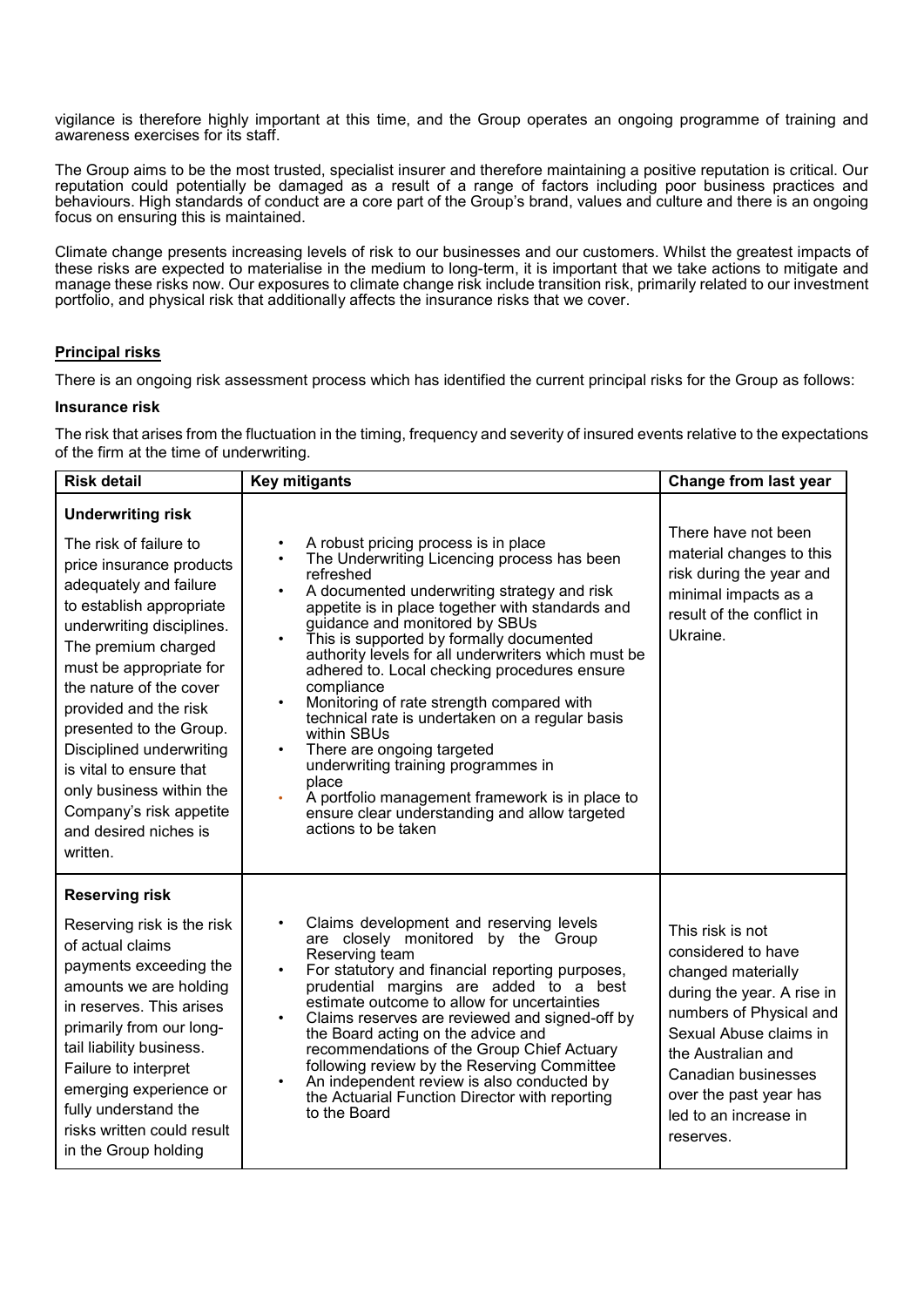vigilance is therefore highly important at this time, and the Group operates an ongoing programme of training and awareness exercises for its staff.

The Group aims to be the most trusted, specialist insurer and therefore maintaining a positive reputation is critical. Our reputation could potentially be damaged as a result of a range of factors including poor business practices and behaviours. High standards of conduct are a core part of the Group's brand, values and culture and there is an ongoing focus on ensuring this is maintained.

Climate change presents increasing levels of risk to our businesses and our customers. Whilst the greatest impacts of these risks are expected to materialise in the medium to long-term, it is important that we take actions to mitigate and manage these risks now. Our exposures to climate change risk include transition risk, primarily related to our investment portfolio, and physical risk that additionally affects the insurance risks that we cover.

## Principal risks

There is an ongoing risk assessment process which has identified the current principal risks for the Group as follows:

### Insurance risk

The risk that arises from the fluctuation in the timing, frequency and severity of insured events relative to the expectations of the firm at the time of underwriting.

| Risk detail | Key mitigants | Change from last year |
| --- | --- | --- |
| **Underwriting risk**<br><br>The risk of failure to price insurance products adequately and failure to establish appropriate underwriting disciplines. The premium charged must be appropriate for the nature of the cover provided and the risk presented to the Group. Disciplined underwriting is vital to ensure that only business within the Company's risk appetite and desired niches is written. | • A robust pricing process is in place<br>• The Underwriting Licencing process has been refreshed<br>• A documented underwriting strategy and risk appetite is in place together with standards and guidance and monitored by SBUs<br>• This is supported by formally documented authority levels for all underwriters which must be adhered to. Local checking procedures ensure compliance<br>• Monitoring of rate strength compared with technical rate is undertaken on a regular basis within SBUs<br>• There are ongoing targeted underwriting training programmes in place<br>• A portfolio management framework is in place to ensure clear understanding and allow targeted actions to be taken | There have not been material changes to this risk during the year and minimal impacts as a result of the conflict in Ukraine. |
| **Reserving risk**<br><br>Reserving risk is the risk of actual claims payments exceeding the amounts we are holding in reserves. This arises primarily from our long-tail liability business. Failure to interpret emerging experience or fully understand the risks written could result in the Group holding | • Claims development and reserving levels are closely monitored by the Group Reserving team<br>• For statutory and financial reporting purposes, prudential margins are added to a best estimate outcome to allow for uncertainties<br>• Claims reserves are reviewed and signed-off by the Board acting on the advice and recommendations of the Group Chief Actuary following review by the Reserving Committee<br>• An independent review is also conducted by the Actuarial Function Director with reporting to the Board | This risk is not considered to have changed materially during the year. A rise in numbers of Physical and Sexual Abuse claims in the Australian and Canadian businesses over the past year has led to an increase in reserves. |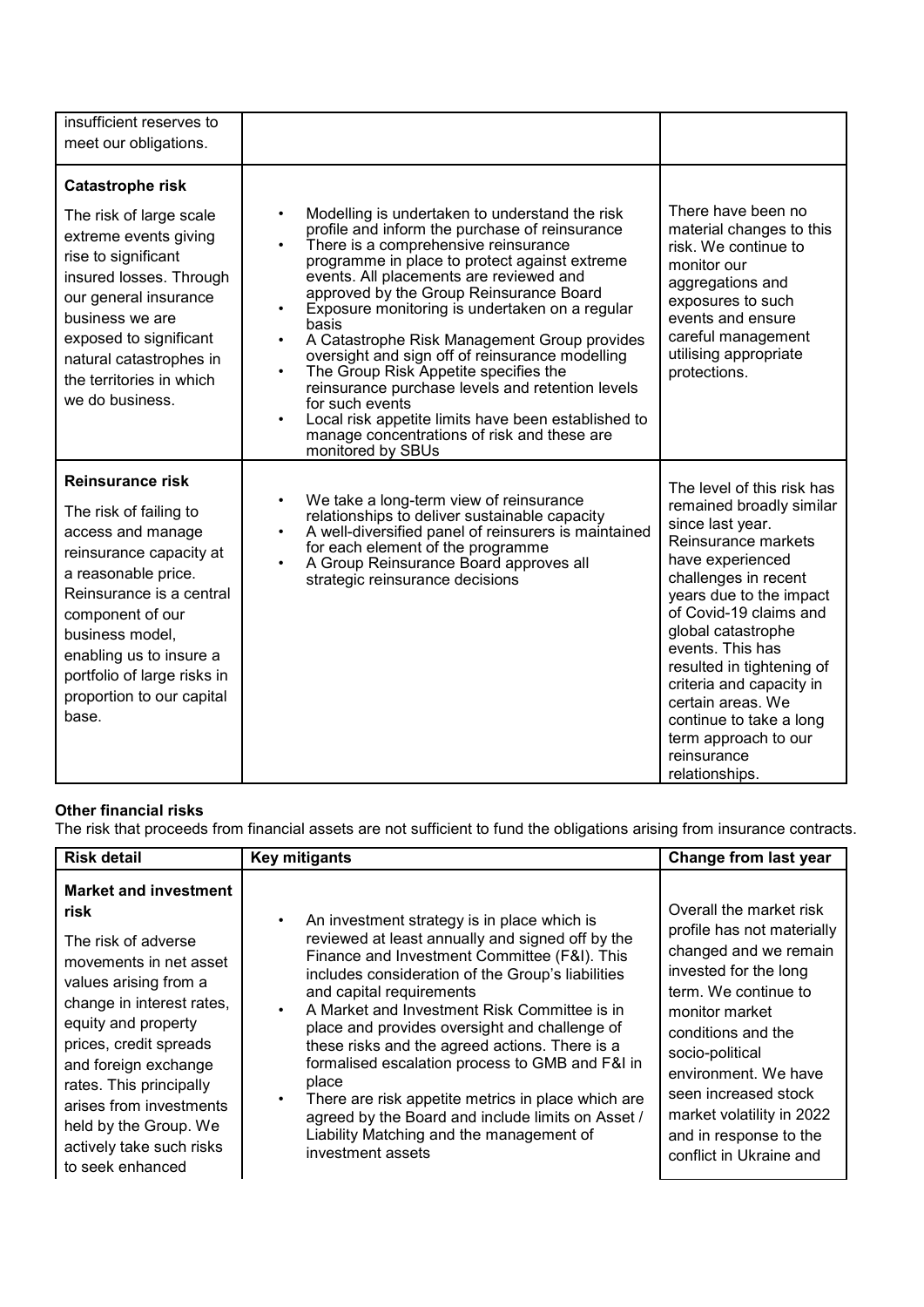| | | |
|---|---|---|
| insufficient reserves to meet our obligations. | | |
| **Catastrophe risk**<br><br>The risk of large scale extreme events giving rise to significant insured losses. Through our general insurance business we are exposed to significant natural catastrophes in the territories in which we do business. | • Modelling is undertaken to understand the risk profile and inform the purchase of reinsurance<br>• There is a comprehensive reinsurance programme in place to protect against extreme events. All placements are reviewed and approved by the Group Reinsurance Board<br>• Exposure monitoring is undertaken on a regular basis<br>• A Catastrophe Risk Management Group provides oversight and sign off of reinsurance modelling<br>• The Group Risk Appetite specifies the reinsurance purchase levels and retention levels for such events<br>• Local risk appetite limits have been established to manage concentrations of risk and these are monitored by SBUs | There have been no material changes to this risk. We continue to monitor our aggregations and exposures to such events and ensure careful management utilising appropriate protections. |
| **Reinsurance risk**<br><br>The risk of failing to access and manage reinsurance capacity at a reasonable price. Reinsurance is a central component of our business model, enabling us to insure a portfolio of large risks in proportion to our capital base. | • We take a long-term view of reinsurance relationships to deliver sustainable capacity<br>• A well-diversified panel of reinsurers is maintained for each element of the programme<br>• A Group Reinsurance Board approves all strategic reinsurance decisions | The level of this risk has remained broadly similar since last year. Reinsurance markets have experienced challenges in recent years due to the impact of Covid-19 claims and global catastrophe events. This has resulted in tightening of criteria and capacity in certain areas. We continue to take a long term approach to our reinsurance relationships. |

**Other financial risks**

The risk that proceeds from financial assets are not sufficient to fund the obligations arising from insurance contracts.

| Risk detail | Key mitigants | Change from last year |
|---|---|---|
| **Market and investment risk**<br><br>The risk of adverse movements in net asset values arising from a change in interest rates, equity and property prices, credit spreads and foreign exchange rates. This principally arises from investments held by the Group. We actively take such risks to seek enhanced | • An investment strategy is in place which is reviewed at least annually and signed off by the Finance and Investment Committee (F&I). This includes consideration of the Group's liabilities and capital requirements<br>• A Market and Investment Risk Committee is in place and provides oversight and challenge of these risks and the agreed actions. There is a formalised escalation process to GMB and F&I in place<br>• There are risk appetite metrics in place which are agreed by the Board and include limits on Asset / Liability Matching and the management of investment assets | Overall the market risk profile has not materially changed and we remain invested for the long term. We continue to monitor market conditions and the socio-political environment. We have seen increased stock market volatility in 2022 and in response to the conflict in Ukraine and |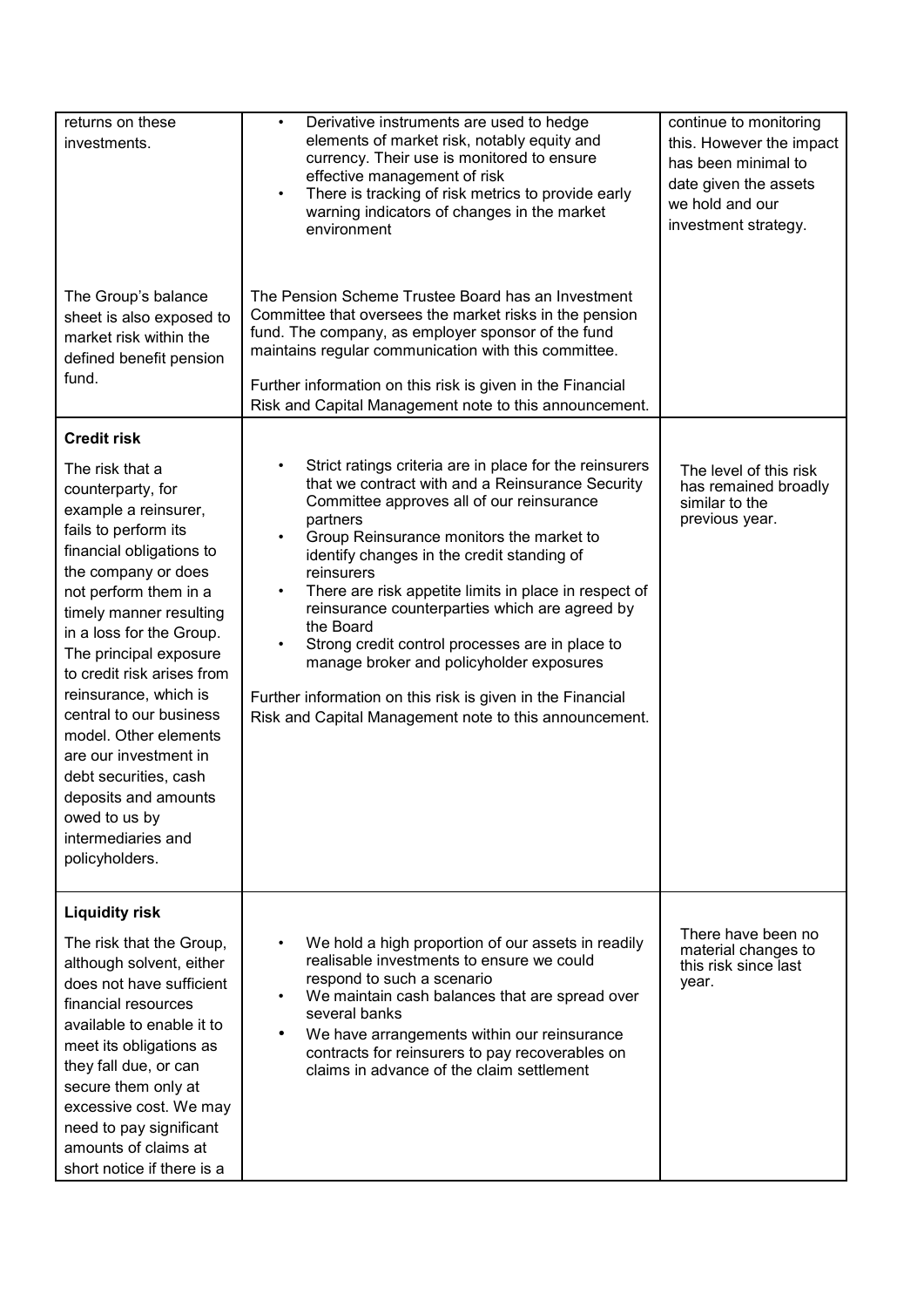| | | |
|---|---|---|
| returns on these investments. | • Derivative instruments are used to hedge elements of market risk, notably equity and currency. Their use is monitored to ensure effective management of risk<br>• There is tracking of risk metrics to provide early warning indicators of changes in the market environment | continue to monitoring this. However the impact has been minimal to date given the assets we hold and our investment strategy. |
| The Group's balance sheet is also exposed to market risk within the defined benefit pension fund. | The Pension Scheme Trustee Board has an Investment Committee that oversees the market risks in the pension fund. The company, as employer sponsor of the fund maintains regular communication with this committee.<br><br>Further information on this risk is given in the Financial Risk and Capital Management note to this announcement. | |
| **Credit risk**<br><br>The risk that a counterparty, for example a reinsurer, fails to perform its financial obligations to the company or does not perform them in a timely manner resulting in a loss for the Group. The principal exposure to credit risk arises from reinsurance, which is central to our business model. Other elements are our investment in debt securities, cash deposits and amounts owed to us by intermediaries and policyholders. | • Strict ratings criteria are in place for the reinsurers that we contract with and a Reinsurance Security Committee approves all of our reinsurance partners<br>• Group Reinsurance monitors the market to identify changes in the credit standing of reinsurers<br>• There are risk appetite limits in place in respect of reinsurance counterparties which are agreed by the Board<br>• Strong credit control processes are in place to manage broker and policyholder exposures<br><br>Further information on this risk is given in the Financial Risk and Capital Management note to this announcement. | The level of this risk has remained broadly similar to the previous year. |
| **Liquidity risk**<br><br>The risk that the Group, although solvent, either does not have sufficient financial resources available to enable it to meet its obligations as they fall due, or can secure them only at excessive cost. We may need to pay significant amounts of claims at short notice if there is a | • We hold a high proportion of our assets in readily realisable investments to ensure we could respond to such a scenario<br>• We maintain cash balances that are spread over several banks<br>• We have arrangements within our reinsurance contracts for reinsurers to pay recoverables on claims in advance of the claim settlement | There have been no material changes to this risk since last year. |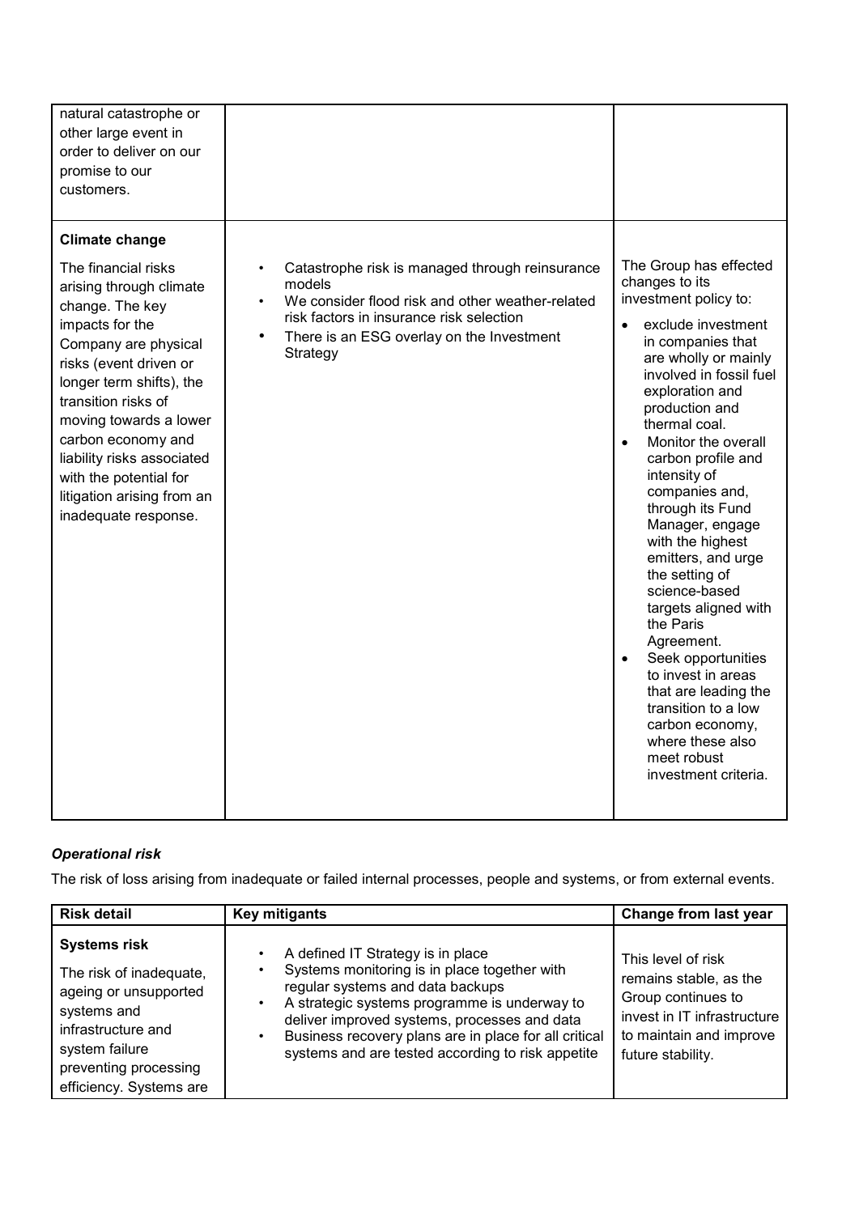| | | |
|---|---|---|
| natural catastrophe or other large event in order to deliver on our promise to our customers. | | |
| **Climate change**<br><br>The financial risks arising through climate change. The key impacts for the Company are physical risks (event driven or longer term shifts), the transition risks of moving towards a lower carbon economy and liability risks associated with the potential for litigation arising from an inadequate response. | • Catastrophe risk is managed through reinsurance models<br>• We consider flood risk and other weather-related risk factors in insurance risk selection<br>• There is an ESG overlay on the Investment Strategy | The Group has effected changes to its investment policy to:<br>• exclude investment in companies that are wholly or mainly involved in fossil fuel exploration and production and thermal coal.<br>• Monitor the overall carbon profile and intensity of companies and, through its Fund Manager, engage with the highest emitters, and urge the setting of science-based targets aligned with the Paris Agreement.<br>• Seek opportunities to invest in areas that are leading the transition to a low carbon economy, where these also meet robust investment criteria. |

***Operational risk***

The risk of loss arising from inadequate or failed internal processes, people and systems, or from external events.

| Risk detail | Key mitigants | Change from last year |
|---|---|---|
| **Systems risk**<br><br>The risk of inadequate, ageing or unsupported systems and infrastructure and system failure preventing processing efficiency. Systems are | • A defined IT Strategy is in place<br>• Systems monitoring is in place together with regular systems and data backups<br>• A strategic systems programme is underway to deliver improved systems, processes and data<br>• Business recovery plans are in place for all critical systems and are tested according to risk appetite | This level of risk remains stable, as the Group continues to invest in IT infrastructure to maintain and improve future stability. |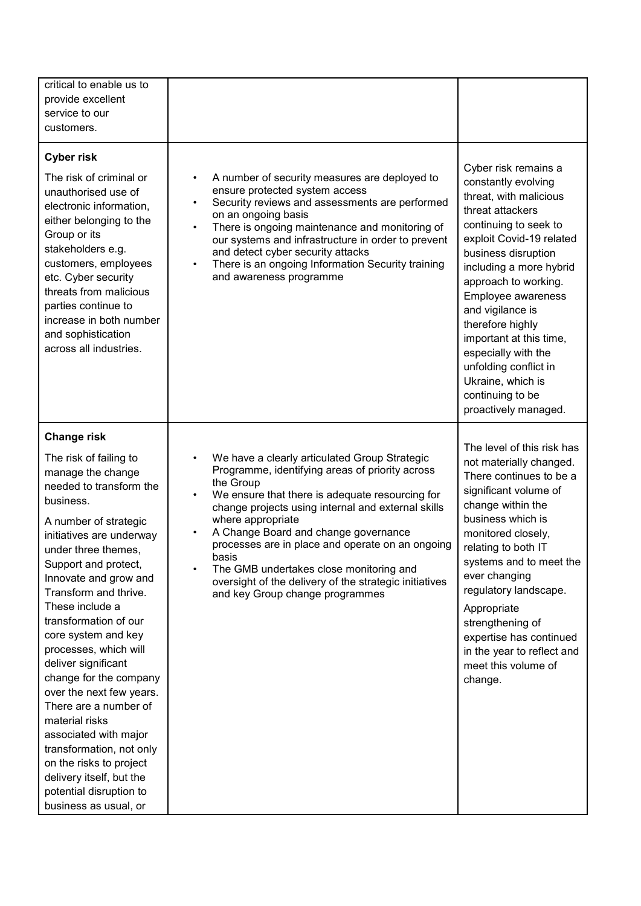| | | |
|---|---|---|
| critical to enable us to provide excellent service to our customers. | | |
| **Cyber risk**<br><br>The risk of criminal or unauthorised use of electronic information, either belonging to the Group or its stakeholders e.g. customers, employees etc. Cyber security threats from malicious parties continue to increase in both number and sophistication across all industries. | • A number of security measures are deployed to ensure protected system access<br>• Security reviews and assessments are performed on an ongoing basis<br>• There is ongoing maintenance and monitoring of our systems and infrastructure in order to prevent and detect cyber security attacks<br>• There is an ongoing Information Security training and awareness programme | Cyber risk remains a constantly evolving threat, with malicious threat attackers continuing to seek to exploit Covid-19 related business disruption including a more hybrid approach to working. Employee awareness and vigilance is therefore highly important at this time, especially with the unfolding conflict in Ukraine, which is continuing to be proactively managed. |
| **Change risk**<br><br>The risk of failing to manage the change needed to transform the business.<br><br>A number of strategic initiatives are underway under three themes, Support and protect, Innovate and grow and Transform and thrive. These include a transformation of our core system and key processes, which will deliver significant change for the company over the next few years. There are a number of material risks associated with major transformation, not only on the risks to project delivery itself, but the potential disruption to business as usual, or | • We have a clearly articulated Group Strategic Programme, identifying areas of priority across the Group<br>• We ensure that there is adequate resourcing for change projects using internal and external skills where appropriate<br>• A Change Board and change governance processes are in place and operate on an ongoing basis<br>• The GMB undertakes close monitoring and oversight of the delivery of the strategic initiatives and key Group change programmes | The level of this risk has not materially changed. There continues to be a significant volume of change within the business which is monitored closely, relating to both IT systems and to meet the ever changing regulatory landscape.<br><br>Appropriate strengthening of expertise has continued in the year to reflect and meet this volume of change. |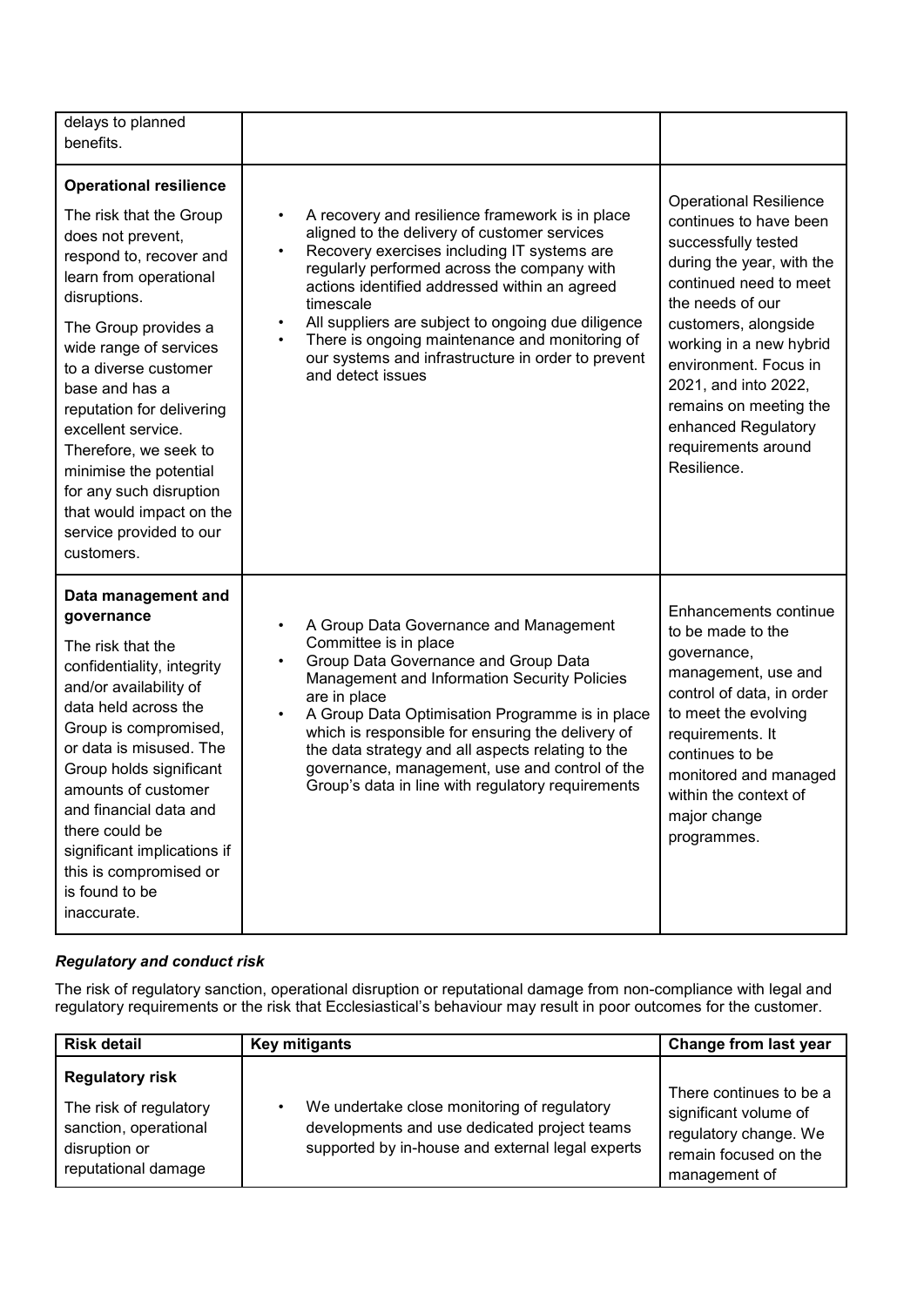| | | |
|---|---|---|
| delays to planned benefits. | | |
| **Operational resilience**<br><br>The risk that the Group does not prevent, respond to, recover and learn from operational disruptions.<br><br>The Group provides a wide range of services to a diverse customer base and has a reputation for delivering excellent service. Therefore, we seek to minimise the potential for any such disruption that would impact on the service provided to our customers. | • A recovery and resilience framework is in place aligned to the delivery of customer services<br>• Recovery exercises including IT systems are regularly performed across the company with actions identified addressed within an agreed timescale<br>• All suppliers are subject to ongoing due diligence<br>• There is ongoing maintenance and monitoring of our systems and infrastructure in order to prevent and detect issues | Operational Resilience continues to have been successfully tested during the year, with the continued need to meet the needs of our customers, alongside working in a new hybrid environment. Focus in 2021, and into 2022, remains on meeting the enhanced Regulatory requirements around Resilience. |
| **Data management and governance**<br><br>The risk that the confidentiality, integrity and/or availability of data held across the Group is compromised, or data is misused. The Group holds significant amounts of customer and financial data and there could be significant implications if this is compromised or is found to be inaccurate. | • A Group Data Governance and Management Committee is in place<br>• Group Data Governance and Group Data Management and Information Security Policies are in place<br>• A Group Data Optimisation Programme is in place which is responsible for ensuring the delivery of the data strategy and all aspects relating to the governance, management, use and control of the Group's data in line with regulatory requirements | Enhancements continue to be made to the governance, management, use and control of data, in order to meet the evolving requirements. It continues to be monitored and managed within the context of major change programmes. |

### *Regulatory and conduct risk*

The risk of regulatory sanction, operational disruption or reputational damage from non-compliance with legal and regulatory requirements or the risk that Ecclesiastical's behaviour may result in poor outcomes for the customer.

| Risk detail | Key mitigants | Change from last year |
|---|---|---|
| **Regulatory risk**<br><br>The risk of regulatory sanction, operational disruption or reputational damage | • We undertake close monitoring of regulatory developments and use dedicated project teams supported by in-house and external legal experts | There continues to be a significant volume of regulatory change. We remain focused on the management of |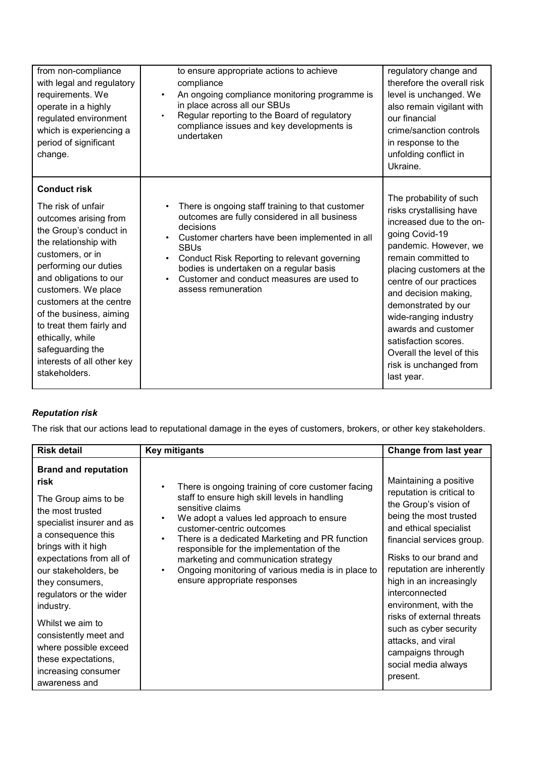| | | |
|---|---|---|
| from non-compliance with legal and regulatory requirements. We operate in a highly regulated environment which is experiencing a period of significant change. | to ensure appropriate actions to achieve compliance<br>• An ongoing compliance monitoring programme is in place across all our SBUs<br>• Regular reporting to the Board of regulatory compliance issues and key developments is undertaken | regulatory change and therefore the overall risk level is unchanged. We also remain vigilant with our financial crime/sanction controls in response to the unfolding conflict in Ukraine. |
| **Conduct risk**<br><br>The risk of unfair outcomes arising from the Group's conduct in the relationship with customers, or in performing our duties and obligations to our customers. We place customers at the centre of the business, aiming to treat them fairly and ethically, while safeguarding the interests of all other key stakeholders. | • There is ongoing staff training to that customer outcomes are fully considered in all business decisions<br>• Customer charters have been implemented in all SBUs<br>• Conduct Risk Reporting to relevant governing bodies is undertaken on a regular basis<br>• Customer and conduct measures are used to assess remuneration | The probability of such risks crystallising have increased due to the on-going Covid-19 pandemic. However, we remain committed to placing customers at the centre of our practices and decision making, demonstrated by our wide-ranging industry awards and customer satisfaction scores. Overall the level of this risk is unchanged from last year. |

***Reputation risk***

The risk that our actions lead to reputational damage in the eyes of customers, brokers, or other key stakeholders.

| Risk detail | Key mitigants | Change from last year |
|---|---|---|
| **Brand and reputation risk**<br><br>The Group aims to be the most trusted specialist insurer and as a consequence this brings with it high expectations from all of our stakeholders, be they consumers, regulators or the wider industry.<br><br>Whilst we aim to consistently meet and where possible exceed these expectations, increasing consumer awareness and | • There is ongoing training of core customer facing staff to ensure high skill levels in handling sensitive claims<br>• We adopt a values led approach to ensure customer-centric outcomes<br>• There is a dedicated Marketing and PR function responsible for the implementation of the marketing and communication strategy<br>• Ongoing monitoring of various media is in place to ensure appropriate responses | Maintaining a positive reputation is critical to the Group's vision of being the most trusted and ethical specialist financial services group.<br><br>Risks to our brand and reputation are inherently high in an increasingly interconnected environment, with the risks of external threats such as cyber security attacks, and viral campaigns through social media always present. |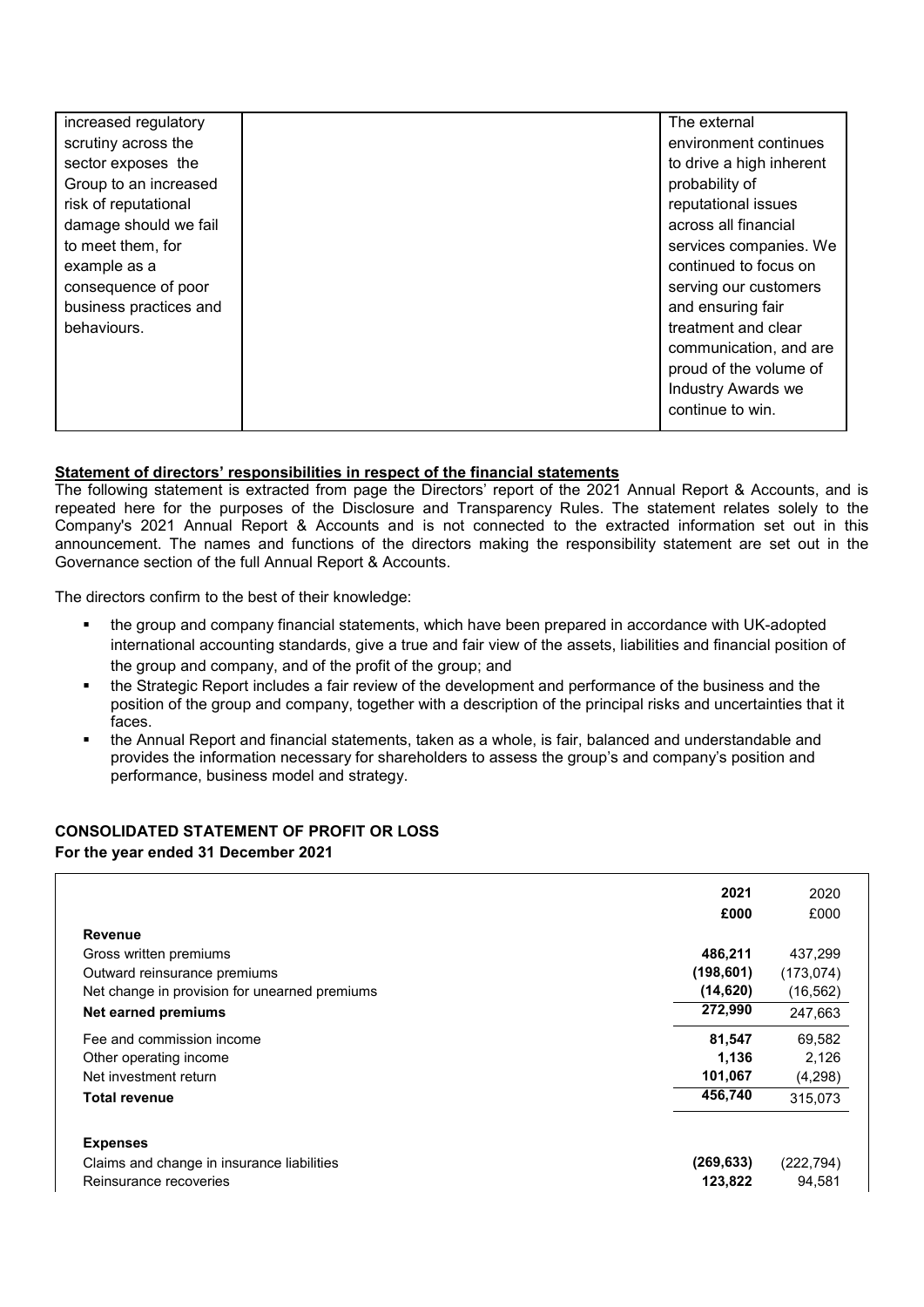| | | |
|---|---|---|
| increased regulatory scrutiny across the sector exposes the Group to an increased risk of reputational damage should we fail to meet them, for example as a consequence of poor business practices and behaviours. | | The external environment continues to drive a high inherent probability of reputational issues across all financial services companies. We continued to focus on serving our customers and ensuring fair treatment and clear communication, and are proud of the volume of Industry Awards we continue to win. |

**Statement of directors' responsibilities in respect of the financial statements**

The following statement is extracted from page the Directors' report of the 2021 Annual Report & Accounts, and is repeated here for the purposes of the Disclosure and Transparency Rules. The statement relates solely to the Company's 2021 Annual Report & Accounts and is not connected to the extracted information set out in this announcement. The names and functions of the directors making the responsibility statement are set out in the Governance section of the full Annual Report & Accounts.

The directors confirm to the best of their knowledge:

- the group and company financial statements, which have been prepared in accordance with UK-adopted international accounting standards, give a true and fair view of the assets, liabilities and financial position of the group and company, and of the profit of the group; and
- the Strategic Report includes a fair review of the development and performance of the business and the position of the group and company, together with a description of the principal risks and uncertainties that it faces.
- the Annual Report and financial statements, taken as a whole, is fair, balanced and understandable and provides the information necessary for shareholders to assess the group's and company's position and performance, business model and strategy.

## CONSOLIDATED STATEMENT OF PROFIT OR LOSS

**For the year ended 31 December 2021**

| | **2021** | 2020 |
|---|---|---|
| | **£000** | £000 |
| **Revenue** | | |
| Gross written premiums | **486,211** | 437,299 |
| Outward reinsurance premiums | **(198,601)** | (173,074) |
| Net change in provision for unearned premiums | **(14,620)** | (16,562) |
| **Net earned premiums** | **272,990** | 247,663 |
| Fee and commission income | **81,547** | 69,582 |
| Other operating income | **1,136** | 2,126 |
| Net investment return | **101,067** | (4,298) |
| **Total revenue** | **456,740** | 315,073 |
| | | |
| **Expenses** | | |
| Claims and change in insurance liabilities | **(269,633)** | (222,794) |
| Reinsurance recoveries | **123,822** | 94,581 |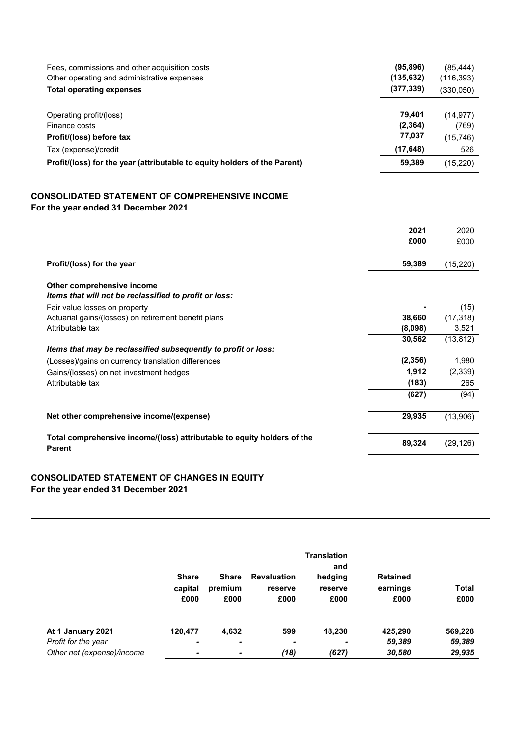| | | |
|---|---|---|
| Fees, commissions and other acquisition costs | **(95,896)** | (85,444) |
| Other operating and administrative expenses | **(135,632)** | (116,393) |
| **Total operating expenses** | **(377,339)** | (330,050) |
| | | |
| Operating profit/(loss) | **79,401** | (14,977) |
| Finance costs | **(2,364)** | (769) |
| **Profit/(loss) before tax** | **77,037** | (15,746) |
| Tax (expense)/credit | **(17,648)** | 526 |
| **Profit/(loss) for the year (attributable to equity holders of the Parent)** | **59,389** | (15,220) |

## CONSOLIDATED STATEMENT OF COMPREHENSIVE INCOME

**For the year ended 31 December 2021**

| | **2021 £000** | 2020 £000 |
|---|---|---|
| **Profit/(loss) for the year** | **59,389** | (15,220) |
| **Other comprehensive income** | | |
| ***Items that will not be reclassified to profit or loss:*** | | |
| Fair value losses on property | **-** | (15) |
| Actuarial gains/(losses) on retirement benefit plans | **38,660** | (17,318) |
| Attributable tax | **(8,098)** | 3,521 |
| | **30,562** | (13,812) |
| ***Items that may be reclassified subsequently to profit or loss:*** | | |
| (Losses)/gains on currency translation differences | **(2,356)** | 1,980 |
| Gains/(losses) on net investment hedges | **1,912** | (2,339) |
| Attributable tax | **(183)** | 265 |
| | **(627)** | (94) |
| **Net other comprehensive income/(expense)** | **29,935** | (13,906) |
| **Total comprehensive income/(loss) attributable to equity holders of the Parent** | **89,324** | (29,126) |

## CONSOLIDATED STATEMENT OF CHANGES IN EQUITY

**For the year ended 31 December 2021**

| | **Share capital £000** | **Share premium £000** | **Revaluation reserve £000** | **Translation and hedging reserve £000** | **Retained earnings £000** | **Total £000** |
|---|---|---|---|---|---|---|
| **At 1 January 2021** | **120,477** | **4,632** | **599** | **18,230** | **425,290** | **569,228** |
| *Profit for the year* | *-* | *-* | *-* | *-* | *59,389* | *59,389* |
| *Other net (expense)/income* | *-* | *-* | *(18)* | *(627)* | *30,580* | *29,935* |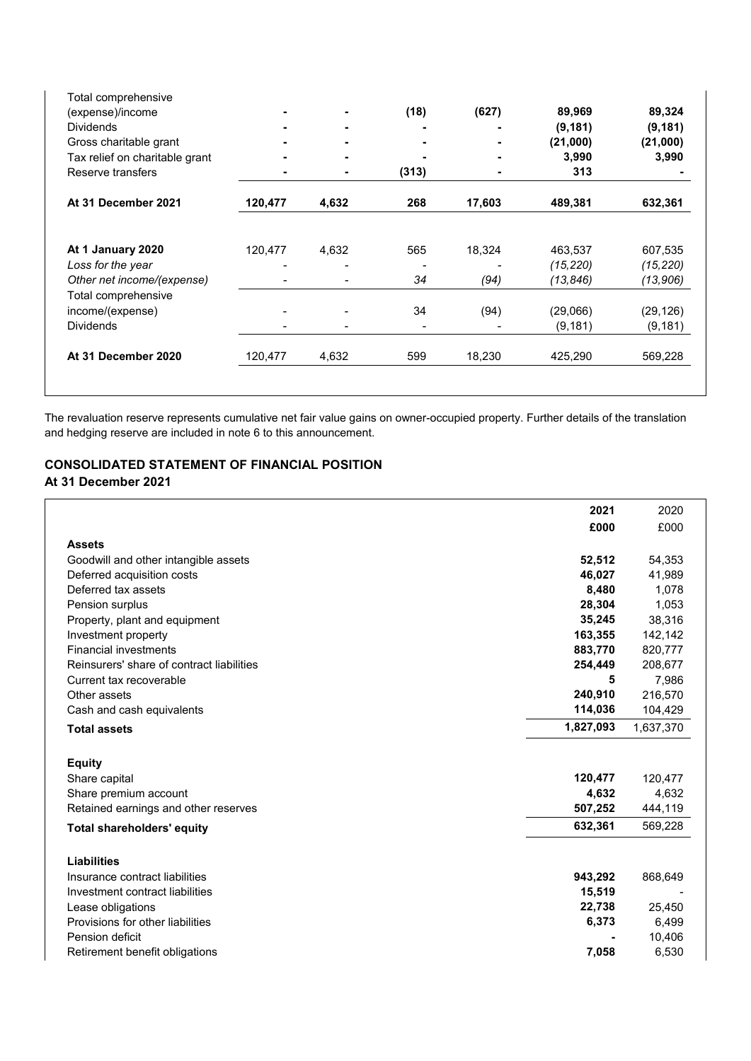| | | | | | | |
|---|---|---|---|---|---|---|
| **Total comprehensive (expense)/income** | **-** | **-** | **(18)** | **(627)** | **89,969** | **89,324** |
| **Dividends** | **-** | **-** | **-** | **-** | **(9,181)** | **(9,181)** |
| **Gross charitable grant** | **-** | **-** | **-** | **-** | **(21,000)** | **(21,000)** |
| **Tax relief on charitable grant** | **-** | **-** | **-** | **-** | **3,990** | **3,990** |
| **Reserve transfers** | **-** | **-** | **(313)** | **-** | **313** | **-** |
| **At 31 December 2021** | **120,477** | **4,632** | **268** | **17,603** | **489,381** | **632,361** |
| | | | | | | |
| **At 1 January 2020** | 120,477 | 4,632 | 565 | 18,324 | 463,537 | 607,535 |
| *Loss for the year* | - | - | - | - | *(15,220)* | *(15,220)* |
| *Other net income/(expense)* | - | - | *34* | *(94)* | *(13,846)* | *(13,906)* |
| Total comprehensive income/(expense) | - | - | 34 | (94) | (29,066) | (29,126) |
| Dividends | - | - | - | - | (9,181) | (9,181) |
| **At 31 December 2020** | 120,477 | 4,632 | 599 | 18,230 | 425,290 | 569,228 |

The revaluation reserve represents cumulative net fair value gains on owner-occupied property. Further details of the translation and hedging reserve are included in note 6 to this announcement.

## CONSOLIDATED STATEMENT OF FINANCIAL POSITION

**At 31 December 2021**

| | **2021** | 2020 |
|---|---|---|
| | **£000** | £000 |
| **Assets** | | |
| Goodwill and other intangible assets | **52,512** | 54,353 |
| Deferred acquisition costs | **46,027** | 41,989 |
| Deferred tax assets | **8,480** | 1,078 |
| Pension surplus | **28,304** | 1,053 |
| Property, plant and equipment | **35,245** | 38,316 |
| Investment property | **163,355** | 142,142 |
| Financial investments | **883,770** | 820,777 |
| Reinsurers' share of contract liabilities | **254,449** | 208,677 |
| Current tax recoverable | **5** | 7,986 |
| Other assets | **240,910** | 216,570 |
| Cash and cash equivalents | **114,036** | 104,429 |
| **Total assets** | **1,827,093** | 1,637,370 |
| | | |
| **Equity** | | |
| Share capital | **120,477** | 120,477 |
| Share premium account | **4,632** | 4,632 |
| Retained earnings and other reserves | **507,252** | 444,119 |
| **Total shareholders' equity** | **632,361** | 569,228 |
| | | |
| **Liabilities** | | |
| Insurance contract liabilities | **943,292** | 868,649 |
| Investment contract liabilities | **15,519** | - |
| Lease obligations | **22,738** | 25,450 |
| Provisions for other liabilities | **6,373** | 6,499 |
| Pension deficit | **-** | 10,406 |
| Retirement benefit obligations | **7,058** | 6,530 |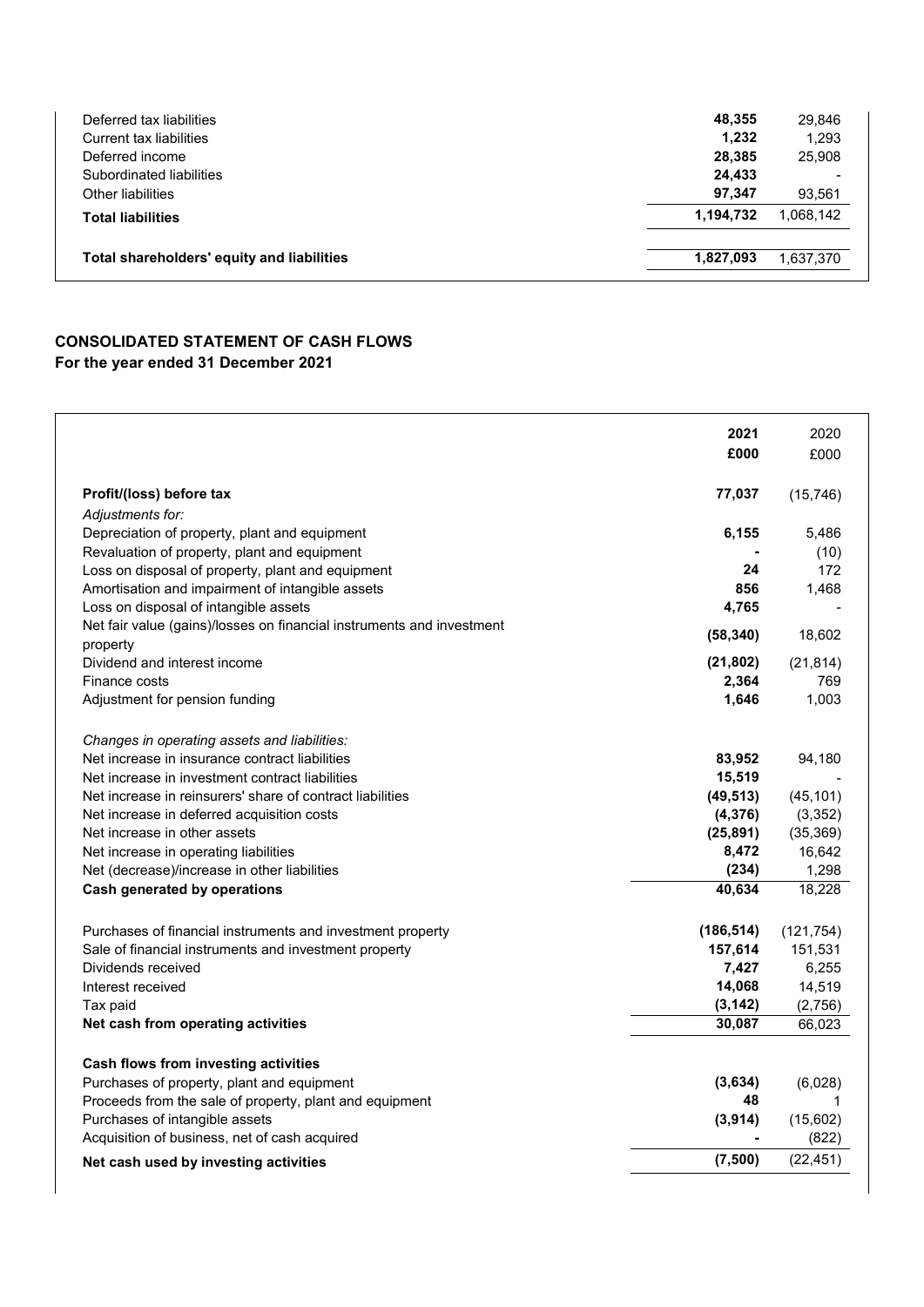| | | |
|---|---|---|
| Deferred tax liabilities | **48,355** | 29,846 |
| Current tax liabilities | **1,232** | 1,293 |
| Deferred income | **28,385** | 25,908 |
| Subordinated liabilities | **24,433** | - |
| Other liabilities | **97,347** | 93,561 |
| **Total liabilities** | **1,194,732** | 1,068,142 |
| | | |
| **Total shareholders' equity and liabilities** | **1,827,093** | 1,637,370 |

## CONSOLIDATED STATEMENT OF CASH FLOWS
### For the year ended 31 December 2021

| | **2021** | 2020 |
|---|---|---|
| | **£000** | £000 |
| **Profit/(loss) before tax** | **77,037** | (15,746) |
| *Adjustments for:* | | |
| Depreciation of property, plant and equipment | **6,155** | 5,486 |
| Revaluation of property, plant and equipment | **-** | (10) |
| Loss on disposal of property, plant and equipment | **24** | 172 |
| Amortisation and impairment of intangible assets | **856** | 1,468 |
| Loss on disposal of intangible assets | **4,765** | - |
| Net fair value (gains)/losses on financial instruments and investment property | **(58,340)** | 18,602 |
| Dividend and interest income | **(21,802)** | (21,814) |
| Finance costs | **2,364** | 769 |
| Adjustment for pension funding | **1,646** | 1,003 |
| *Changes in operating assets and liabilities:* | | |
| Net increase in insurance contract liabilities | **83,952** | 94,180 |
| Net increase in investment contract liabilities | **15,519** | - |
| Net increase in reinsurers' share of contract liabilities | **(49,513)** | (45,101) |
| Net increase in deferred acquisition costs | **(4,376)** | (3,352) |
| Net increase in other assets | **(25,891)** | (35,369) |
| Net increase in operating liabilities | **8,472** | 16,642 |
| Net (decrease)/increase in other liabilities | **(234)** | 1,298 |
| **Cash generated by operations** | **40,634** | 18,228 |
| Purchases of financial instruments and investment property | **(186,514)** | (121,754) |
| Sale of financial instruments and investment property | **157,614** | 151,531 |
| Dividends received | **7,427** | 6,255 |
| Interest received | **14,068** | 14,519 |
| Tax paid | **(3,142)** | (2,756) |
| **Net cash from operating activities** | **30,087** | 66,023 |
| **Cash flows from investing activities** | | |
| Purchases of property, plant and equipment | **(3,634)** | (6,028) |
| Proceeds from the sale of property, plant and equipment | **48** | 1 |
| Purchases of intangible assets | **(3,914)** | (15,602) |
| Acquisition of business, net of cash acquired | **-** | (822) |
| **Net cash used by investing activities** | **(7,500)** | (22,451) |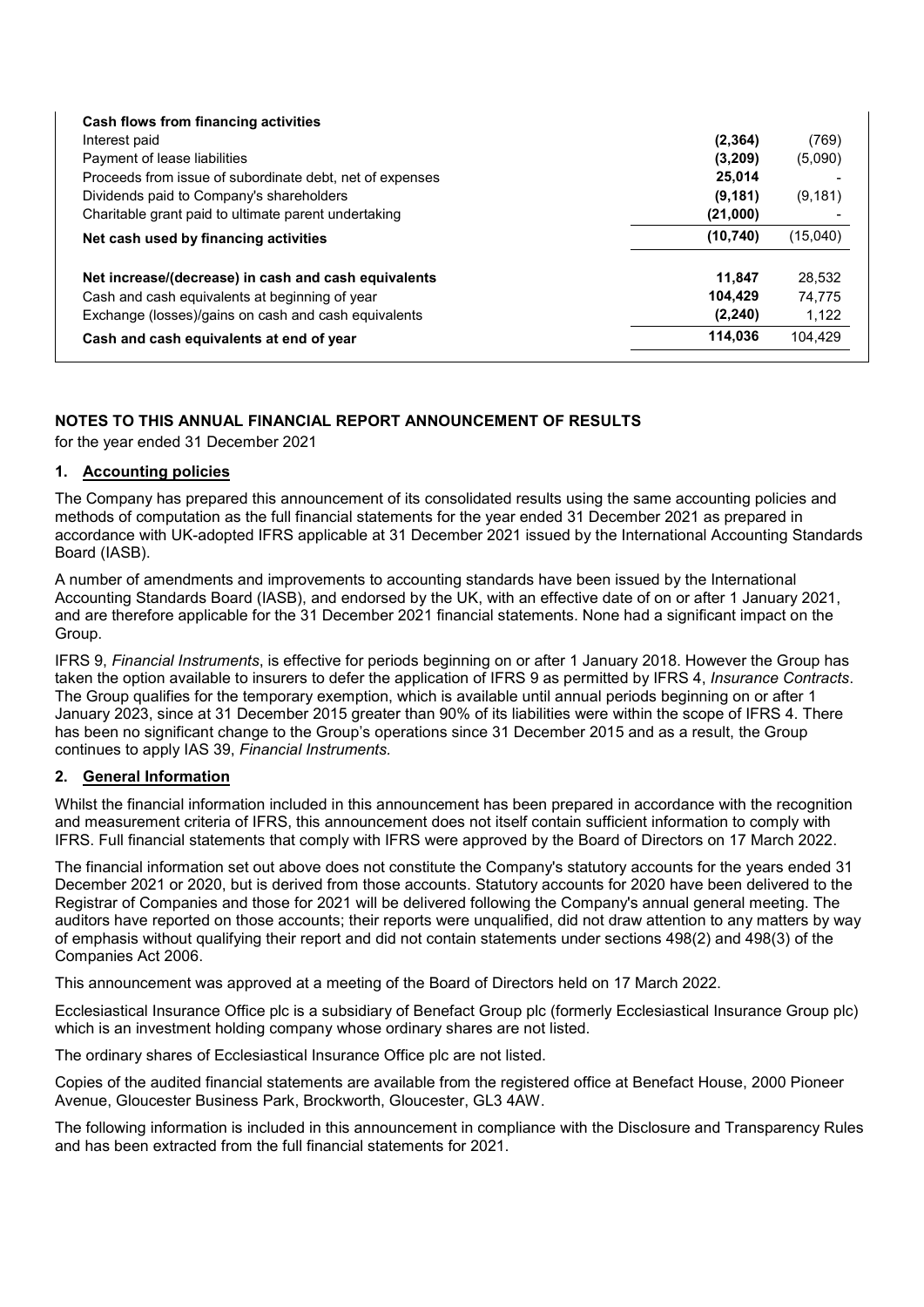| | | |
|---|---|---|
| **Cash flows from financing activities** | | |
| Interest paid | **(2,364)** | (769) |
| Payment of lease liabilities | **(3,209)** | (5,090) |
| Proceeds from issue of subordinate debt, net of expenses | **25,014** | - |
| Dividends paid to Company's shareholders | **(9,181)** | (9,181) |
| Charitable grant paid to ultimate parent undertaking | **(21,000)** | - |
| **Net cash used by financing activities** | **(10,740)** | (15,040) |
| | | |
| **Net increase/(decrease) in cash and cash equivalents** | **11,847** | 28,532 |
| Cash and cash equivalents at beginning of year | **104,429** | 74,775 |
| Exchange (losses)/gains on cash and cash equivalents | **(2,240)** | 1,122 |
| **Cash and cash equivalents at end of year** | **114,036** | 104,429 |

**NOTES TO THIS ANNUAL FINANCIAL REPORT ANNOUNCEMENT OF RESULTS**

for the year ended 31 December 2021

**1. Accounting policies**

The Company has prepared this announcement of its consolidated results using the same accounting policies and methods of computation as the full financial statements for the year ended 31 December 2021 as prepared in accordance with UK-adopted IFRS applicable at 31 December 2021 issued by the International Accounting Standards Board (IASB).

A number of amendments and improvements to accounting standards have been issued by the International Accounting Standards Board (IASB), and endorsed by the UK, with an effective date of on or after 1 January 2021, and are therefore applicable for the 31 December 2021 financial statements. None had a significant impact on the Group.

IFRS 9, *Financial Instruments*, is effective for periods beginning on or after 1 January 2018. However the Group has taken the option available to insurers to defer the application of IFRS 9 as permitted by IFRS 4, *Insurance Contracts*. The Group qualifies for the temporary exemption, which is available until annual periods beginning on or after 1 January 2023, since at 31 December 2015 greater than 90% of its liabilities were within the scope of IFRS 4. There has been no significant change to the Group's operations since 31 December 2015 and as a result, the Group continues to apply IAS 39, *Financial Instruments.*

**2. General Information**

Whilst the financial information included in this announcement has been prepared in accordance with the recognition and measurement criteria of IFRS, this announcement does not itself contain sufficient information to comply with IFRS. Full financial statements that comply with IFRS were approved by the Board of Directors on 17 March 2022.

The financial information set out above does not constitute the Company's statutory accounts for the years ended 31 December 2021 or 2020, but is derived from those accounts. Statutory accounts for 2020 have been delivered to the Registrar of Companies and those for 2021 will be delivered following the Company's annual general meeting. The auditors have reported on those accounts; their reports were unqualified, did not draw attention to any matters by way of emphasis without qualifying their report and did not contain statements under sections 498(2) and 498(3) of the Companies Act 2006.

This announcement was approved at a meeting of the Board of Directors held on 17 March 2022.

Ecclesiastical Insurance Office plc is a subsidiary of Benefact Group plc (formerly Ecclesiastical Insurance Group plc) which is an investment holding company whose ordinary shares are not listed.

The ordinary shares of Ecclesiastical Insurance Office plc are not listed.

Copies of the audited financial statements are available from the registered office at Benefact House, 2000 Pioneer Avenue, Gloucester Business Park, Brockworth, Gloucester, GL3 4AW.

The following information is included in this announcement in compliance with the Disclosure and Transparency Rules and has been extracted from the full financial statements for 2021.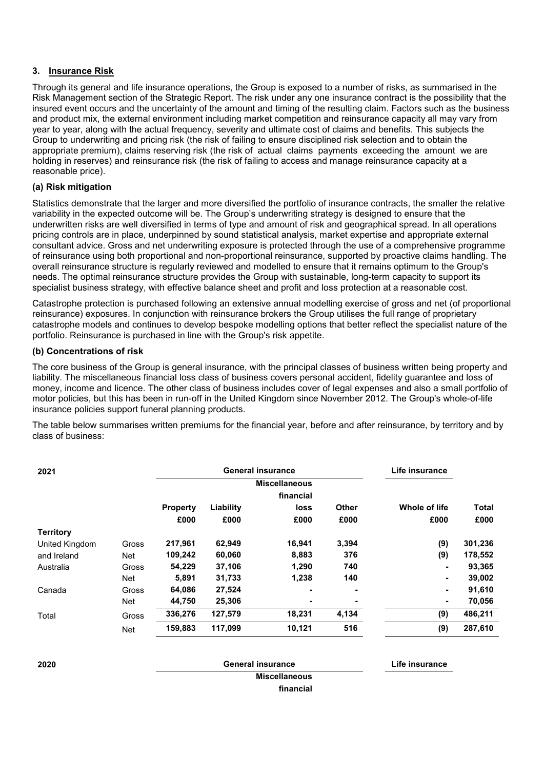## 3. Insurance Risk

Through its general and life insurance operations, the Group is exposed to a number of risks, as summarised in the Risk Management section of the Strategic Report. The risk under any one insurance contract is the possibility that the insured event occurs and the uncertainty of the amount and timing of the resulting claim. Factors such as the business and product mix, the external environment including market competition and reinsurance capacity all may vary from year to year, along with the actual frequency, severity and ultimate cost of claims and benefits. This subjects the Group to underwriting and pricing risk (the risk of failing to ensure disciplined risk selection and to obtain the appropriate premium), claims reserving risk (the risk of actual claims payments exceeding the amount we are holding in reserves) and reinsurance risk (the risk of failing to access and manage reinsurance capacity at a reasonable price).

### (a) Risk mitigation

Statistics demonstrate that the larger and more diversified the portfolio of insurance contracts, the smaller the relative variability in the expected outcome will be. The Group's underwriting strategy is designed to ensure that the underwritten risks are well diversified in terms of type and amount of risk and geographical spread. In all operations pricing controls are in place, underpinned by sound statistical analysis, market expertise and appropriate external consultant advice. Gross and net underwriting exposure is protected through the use of a comprehensive programme of reinsurance using both proportional and non-proportional reinsurance, supported by proactive claims handling. The overall reinsurance structure is regularly reviewed and modelled to ensure that it remains optimum to the Group's needs. The optimal reinsurance structure provides the Group with sustainable, long-term capacity to support its specialist business strategy, with effective balance sheet and profit and loss protection at a reasonable cost.

Catastrophe protection is purchased following an extensive annual modelling exercise of gross and net (of proportional reinsurance) exposures. In conjunction with reinsurance brokers the Group utilises the full range of proprietary catastrophe models and continues to develop bespoke modelling options that better reflect the specialist nature of the portfolio. Reinsurance is purchased in line with the Group's risk appetite.

### (b) Concentrations of risk

The core business of the Group is general insurance, with the principal classes of business written being property and liability. The miscellaneous financial loss class of business covers personal accident, fidelity guarantee and loss of money, income and licence. The other class of business includes cover of legal expenses and also a small portfolio of motor policies, but this has been in run-off in the United Kingdom since November 2012. The Group's whole-of-life insurance policies support funeral planning products.

The table below summarises written premiums for the financial year, before and after reinsurance, by territory and by class of business:

| 2021 | | General insurance | | | | Life insurance | |
|---|---|---|---|---|---|---|---|
| | | Property | Liability | Miscellaneous financial loss | Other | Whole of life | Total |
| | | £000 | £000 | £000 | £000 | £000 | £000 |
| **Territory** | | | | | | | |
| United Kingdom | Gross | 217,961 | 62,949 | 16,941 | 3,394 | (9) | 301,236 |
| and Ireland | Net | 109,242 | 60,060 | 8,883 | 376 | (9) | 178,552 |
| Australia | Gross | 54,229 | 37,106 | 1,290 | 740 | - | 93,365 |
| | Net | 5,891 | 31,733 | 1,238 | 140 | - | 39,002 |
| Canada | Gross | 64,086 | 27,524 | - | - | - | 91,610 |
| | Net | 44,750 | 25,306 | - | - | - | 70,056 |
| Total | Gross | 336,276 | 127,579 | 18,231 | 4,134 | (9) | 486,211 |
| | Net | 159,883 | 117,099 | 10,121 | 516 | (9) | 287,610 |

| 2020 | | General insurance | | | | Life insurance | |
|---|---|---|---|---|---|---|---|
| | | | | Miscellaneous financial | | | |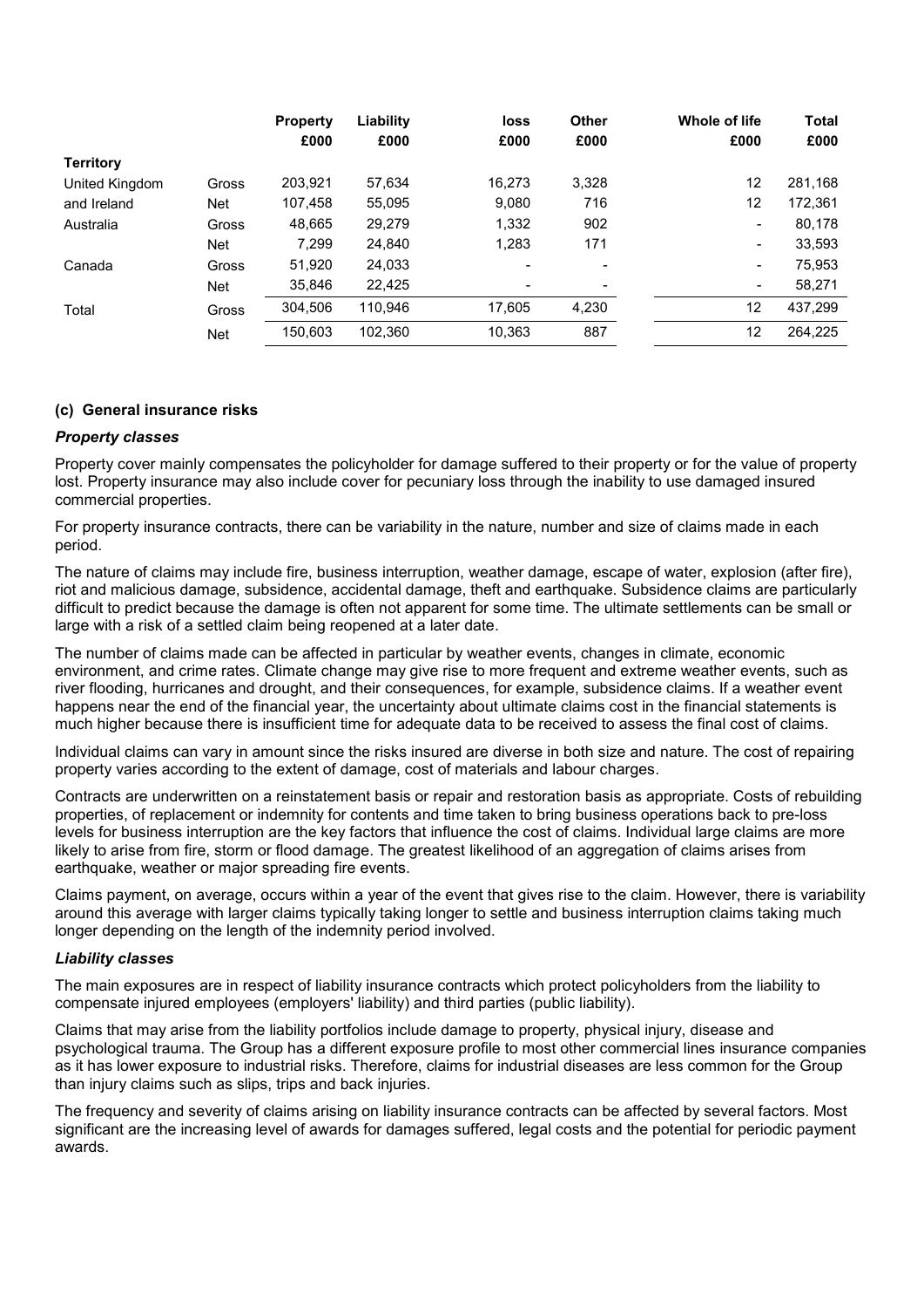| | | Property £000 | Liability £000 | loss £000 | Other £000 | Whole of life £000 | Total £000 |
|---|---|---|---|---|---|---|---|
| **Territory** | | | | | | | |
| United Kingdom | Gross | 203,921 | 57,634 | 16,273 | 3,328 | 12 | 281,168 |
| and Ireland | Net | 107,458 | 55,095 | 9,080 | 716 | 12 | 172,361 |
| Australia | Gross | 48,665 | 29,279 | 1,332 | 902 | - | 80,178 |
| | Net | 7,299 | 24,840 | 1,283 | 171 | - | 33,593 |
| Canada | Gross | 51,920 | 24,033 | - | - | - | 75,953 |
| | Net | 35,846 | 22,425 | - | - | - | 58,271 |
| Total | Gross | 304,506 | 110,946 | 17,605 | 4,230 | 12 | 437,299 |
| | Net | 150,603 | 102,360 | 10,363 | 887 | 12 | 264,225 |

### (c) General insurance risks

#### *Property classes*

Property cover mainly compensates the policyholder for damage suffered to their property or for the value of property lost. Property insurance may also include cover for pecuniary loss through the inability to use damaged insured commercial properties.

For property insurance contracts, there can be variability in the nature, number and size of claims made in each period.

The nature of claims may include fire, business interruption, weather damage, escape of water, explosion (after fire), riot and malicious damage, subsidence, accidental damage, theft and earthquake. Subsidence claims are particularly difficult to predict because the damage is often not apparent for some time. The ultimate settlements can be small or large with a risk of a settled claim being reopened at a later date.

The number of claims made can be affected in particular by weather events, changes in climate, economic environment, and crime rates. Climate change may give rise to more frequent and extreme weather events, such as river flooding, hurricanes and drought, and their consequences, for example, subsidence claims. If a weather event happens near the end of the financial year, the uncertainty about ultimate claims cost in the financial statements is much higher because there is insufficient time for adequate data to be received to assess the final cost of claims.

Individual claims can vary in amount since the risks insured are diverse in both size and nature. The cost of repairing property varies according to the extent of damage, cost of materials and labour charges.

Contracts are underwritten on a reinstatement basis or repair and restoration basis as appropriate. Costs of rebuilding properties, of replacement or indemnity for contents and time taken to bring business operations back to pre-loss levels for business interruption are the key factors that influence the cost of claims. Individual large claims are more likely to arise from fire, storm or flood damage. The greatest likelihood of an aggregation of claims arises from earthquake, weather or major spreading fire events.

Claims payment, on average, occurs within a year of the event that gives rise to the claim. However, there is variability around this average with larger claims typically taking longer to settle and business interruption claims taking much longer depending on the length of the indemnity period involved.

#### *Liability classes*

The main exposures are in respect of liability insurance contracts which protect policyholders from the liability to compensate injured employees (employers' liability) and third parties (public liability).

Claims that may arise from the liability portfolios include damage to property, physical injury, disease and psychological trauma. The Group has a different exposure profile to most other commercial lines insurance companies as it has lower exposure to industrial risks. Therefore, claims for industrial diseases are less common for the Group than injury claims such as slips, trips and back injuries.

The frequency and severity of claims arising on liability insurance contracts can be affected by several factors. Most significant are the increasing level of awards for damages suffered, legal costs and the potential for periodic payment awards.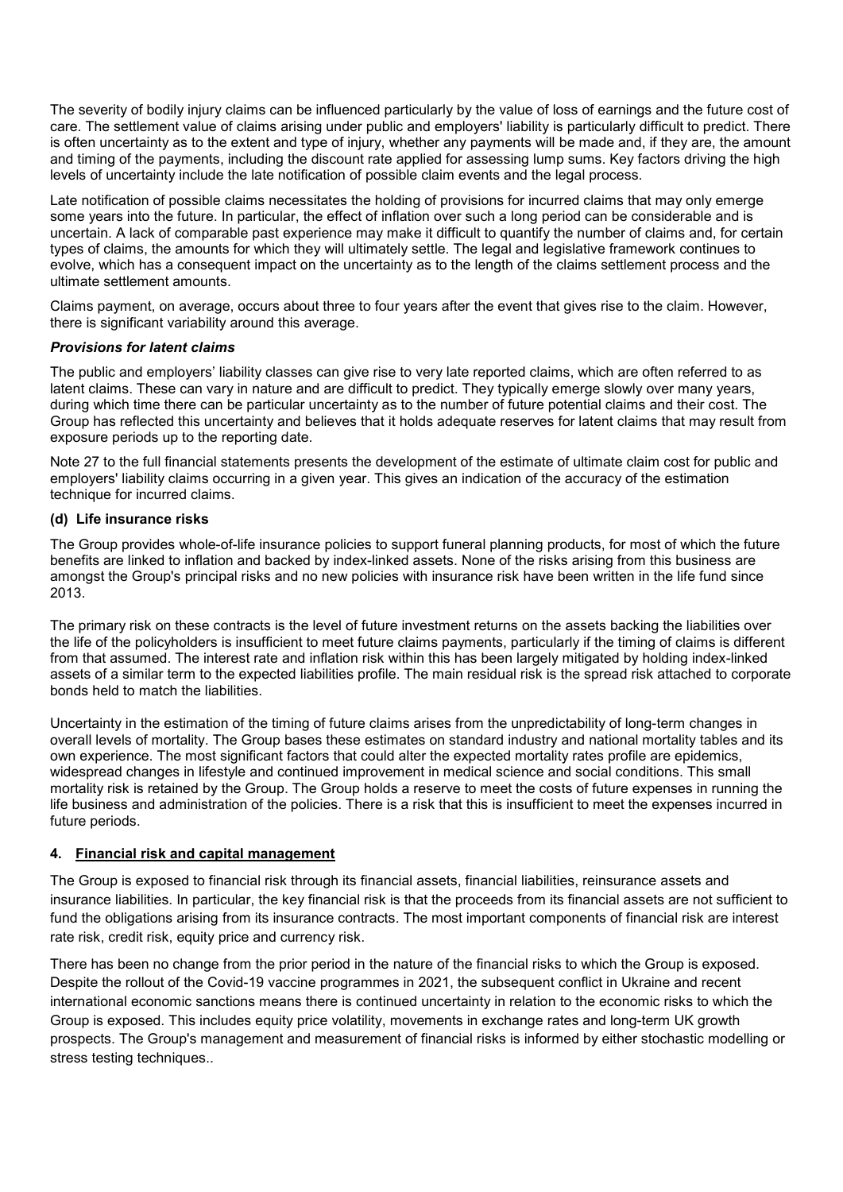The severity of bodily injury claims can be influenced particularly by the value of loss of earnings and the future cost of care. The settlement value of claims arising under public and employers' liability is particularly difficult to predict. There is often uncertainty as to the extent and type of injury, whether any payments will be made and, if they are, the amount and timing of the payments, including the discount rate applied for assessing lump sums. Key factors driving the high levels of uncertainty include the late notification of possible claim events and the legal process.

Late notification of possible claims necessitates the holding of provisions for incurred claims that may only emerge some years into the future. In particular, the effect of inflation over such a long period can be considerable and is uncertain. A lack of comparable past experience may make it difficult to quantify the number of claims and, for certain types of claims, the amounts for which they will ultimately settle. The legal and legislative framework continues to evolve, which has a consequent impact on the uncertainty as to the length of the claims settlement process and the ultimate settlement amounts.

Claims payment, on average, occurs about three to four years after the event that gives rise to the claim. However, there is significant variability around this average.

***Provisions for latent claims***

The public and employers' liability classes can give rise to very late reported claims, which are often referred to as latent claims. These can vary in nature and are difficult to predict. They typically emerge slowly over many years, during which time there can be particular uncertainty as to the number of future potential claims and their cost. The Group has reflected this uncertainty and believes that it holds adequate reserves for latent claims that may result from exposure periods up to the reporting date.

Note 27 to the full financial statements presents the development of the estimate of ultimate claim cost for public and employers' liability claims occurring in a given year. This gives an indication of the accuracy of the estimation technique for incurred claims.

**(d) Life insurance risks**

The Group provides whole-of-life insurance policies to support funeral planning products, for most of which the future benefits are linked to inflation and backed by index-linked assets. None of the risks arising from this business are amongst the Group's principal risks and no new policies with insurance risk have been written in the life fund since 2013.

The primary risk on these contracts is the level of future investment returns on the assets backing the liabilities over the life of the policyholders is insufficient to meet future claims payments, particularly if the timing of claims is different from that assumed. The interest rate and inflation risk within this has been largely mitigated by holding index-linked assets of a similar term to the expected liabilities profile. The main residual risk is the spread risk attached to corporate bonds held to match the liabilities.

Uncertainty in the estimation of the timing of future claims arises from the unpredictability of long-term changes in overall levels of mortality. The Group bases these estimates on standard industry and national mortality tables and its own experience. The most significant factors that could alter the expected mortality rates profile are epidemics, widespread changes in lifestyle and continued improvement in medical science and social conditions. This small mortality risk is retained by the Group. The Group holds a reserve to meet the costs of future expenses in running the life business and administration of the policies. There is a risk that this is insufficient to meet the expenses incurred in future periods.

## 4. Financial risk and capital management

The Group is exposed to financial risk through its financial assets, financial liabilities, reinsurance assets and insurance liabilities. In particular, the key financial risk is that the proceeds from its financial assets are not sufficient to fund the obligations arising from its insurance contracts. The most important components of financial risk are interest rate risk, credit risk, equity price and currency risk.

There has been no change from the prior period in the nature of the financial risks to which the Group is exposed. Despite the rollout of the Covid-19 vaccine programmes in 2021, the subsequent conflict in Ukraine and recent international economic sanctions means there is continued uncertainty in relation to the economic risks to which the Group is exposed. This includes equity price volatility, movements in exchange rates and long-term UK growth prospects. The Group's management and measurement of financial risks is informed by either stochastic modelling or stress testing techniques..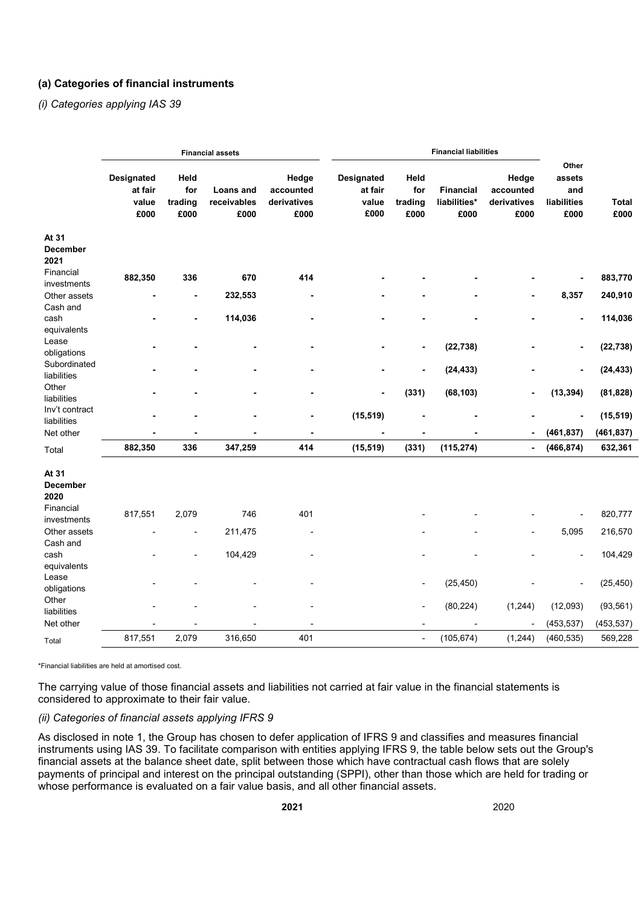### (a) Categories of financial instruments

*(i) Categories applying IAS 39*

| | Financial assets | | | | Financial liabilities | | | | | |
|---|---|---|---|---|---|---|---|---|---|---|
| | Designated at fair value £000 | Held for trading £000 | Loans and receivables £000 | Hedge accounted derivatives £000 | Designated at fair value £000 | Held for trading £000 | Financial liabilities* £000 | Hedge accounted derivatives £000 | Other assets and liabilities £000 | Total £000 |
| **At 31 December 2021** | | | | | | | | | | |
| Financial investments | **882,350** | **336** | **670** | **414** | **-** | **-** | **-** | **-** | **-** | **883,770** |
| Other assets | **-** | **-** | **232,553** | **-** | **-** | **-** | **-** | **-** | **8,357** | **240,910** |
| Cash and cash equivalents | **-** | **-** | **114,036** | **-** | **-** | **-** | **-** | **-** | **-** | **114,036** |
| Lease obligations | **-** | **-** | **-** | **-** | **-** | **-** | **(22,738)** | **-** | **-** | **(22,738)** |
| Subordinated liabilities | **-** | **-** | **-** | **-** | **-** | **-** | **(24,433)** | **-** | **-** | **(24,433)** |
| Other liabilities | **-** | **-** | **-** | **-** | **-** | **(331)** | **(68,103)** | **-** | **(13,394)** | **(81,828)** |
| Inv't contract liabilities | **-** | **-** | **-** | **-** | **(15,519)** | **-** | **-** | **-** | **-** | **(15,519)** |
| Net other | **-** | **-** | **-** | **-** | **-** | **-** | **-** | **-** | **(461,837)** | **(461,837)** |
| Total | **882,350** | **336** | **347,259** | **414** | **(15,519)** | **(331)** | **(115,274)** | **-** | **(466,874)** | **632,361** |
| **At 31 December 2020** | | | | | | | | | | |
| Financial investments | 817,551 | 2,079 | 746 | 401 | | - | - | - | - | 820,777 |
| Other assets | - | - | 211,475 | - | | - | - | - | 5,095 | 216,570 |
| Cash and cash equivalents | - | - | 104,429 | - | | - | - | - | - | 104,429 |
| Lease obligations | - | - | - | - | | - | (25,450) | - | - | (25,450) |
| Other liabilities | - | - | - | - | | - | (80,224) | (1,244) | (12,093) | (93,561) |
| Net other | - | - | - | - | | - | - | - | (453,537) | (453,537) |
| Total | 817,551 | 2,079 | 316,650 | 401 | | - | (105,674) | (1,244) | (460,535) | 569,228 |

*Financial liabilities are held at amortised cost.

The carrying value of those financial assets and liabilities not carried at fair value in the financial statements is considered to approximate to their fair value.

*(ii) Categories of financial assets applying IFRS 9*

As disclosed in note 1, the Group has chosen to defer application of IFRS 9 and classifies and measures financial instruments using IAS 39. To facilitate comparison with entities applying IFRS 9, the table below sets out the Group's financial assets at the balance sheet date, split between those which have contractual cash flows that are solely payments of principal and interest on the principal outstanding (SPPI), other than those which are held for trading or whose performance is evaluated on a fair value basis, and all other financial assets.

| **2021** | 2020 |
|---|---|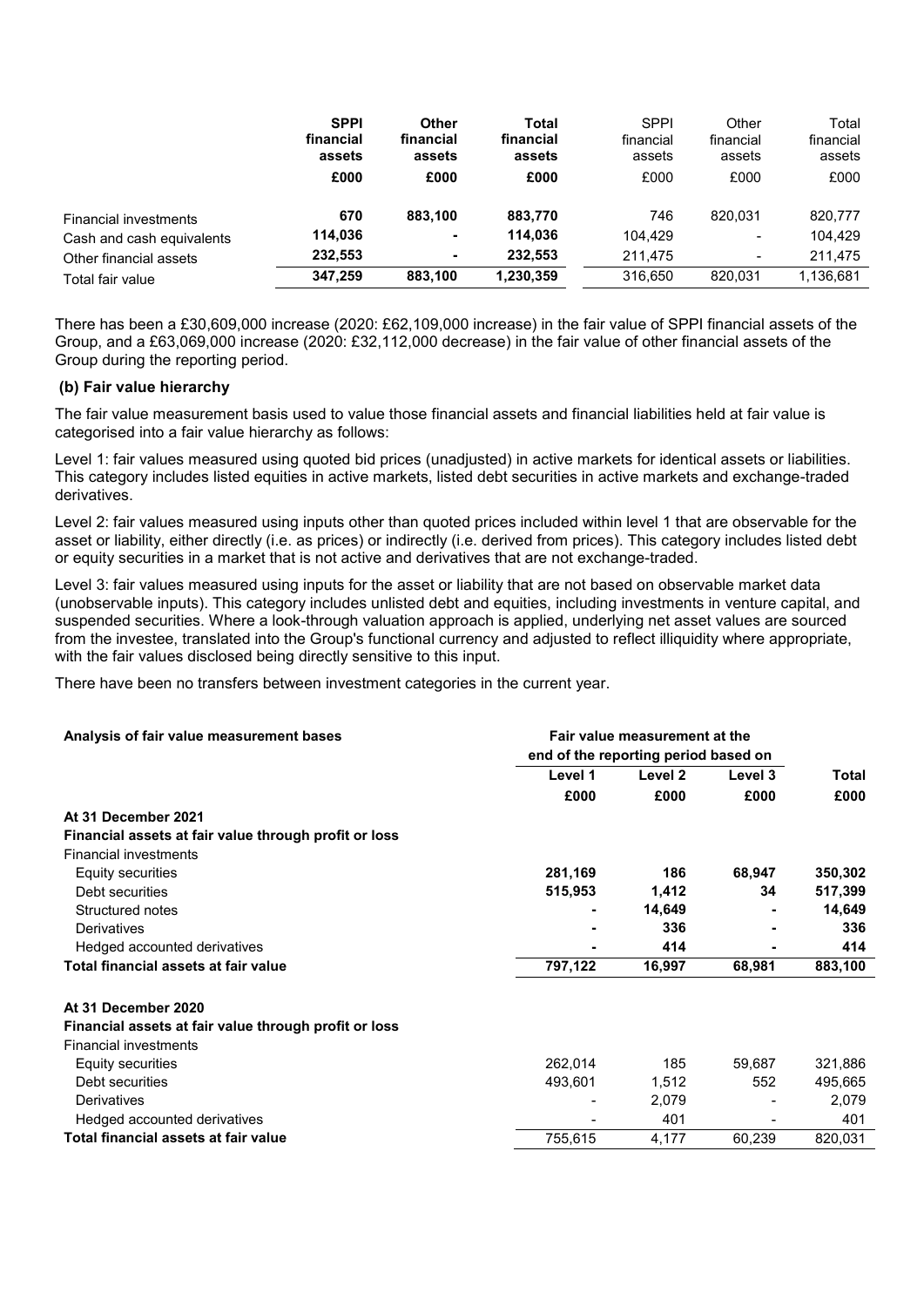| | **SPPI financial assets** | **Other financial assets** | **Total financial assets** | SPPI financial assets | Other financial assets | Total financial assets |
|---|---|---|---|---|---|---|
| | **£000** | **£000** | **£000** | £000 | £000 | £000 |
| Financial investments | **670** | **883,100** | **883,770** | 746 | 820,031 | 820,777 |
| Cash and cash equivalents | **114,036** | **-** | **114,036** | 104,429 | - | 104,429 |
| Other financial assets | **232,553** | **-** | **232,553** | 211,475 | - | 211,475 |
| Total fair value | **347,259** | **883,100** | **1,230,359** | 316,650 | 820,031 | 1,136,681 |

There has been a £30,609,000 increase (2020: £62,109,000 increase) in the fair value of SPPI financial assets of the Group, and a £63,069,000 increase (2020: £32,112,000 decrease) in the fair value of other financial assets of the Group during the reporting period.

**(b) Fair value hierarchy**

The fair value measurement basis used to value those financial assets and financial liabilities held at fair value is categorised into a fair value hierarchy as follows:

Level 1: fair values measured using quoted bid prices (unadjusted) in active markets for identical assets or liabilities. This category includes listed equities in active markets, listed debt securities in active markets and exchange-traded derivatives.

Level 2: fair values measured using inputs other than quoted prices included within level 1 that are observable for the asset or liability, either directly (i.e. as prices) or indirectly (i.e. derived from prices). This category includes listed debt or equity securities in a market that is not active and derivatives that are not exchange-traded.

Level 3: fair values measured using inputs for the asset or liability that are not based on observable market data (unobservable inputs). This category includes unlisted debt and equities, including investments in venture capital, and suspended securities. Where a look-through valuation approach is applied, underlying net asset values are sourced from the investee, translated into the Group's functional currency and adjusted to reflect illiquidity where appropriate, with the fair values disclosed being directly sensitive to this input.

There have been no transfers between investment categories in the current year.

| **Analysis of fair value measurement bases** | **Fair value measurement at the end of the reporting period based on** | | | |
|---|---|---|---|---|
| | **Level 1** | **Level 2** | **Level 3** | **Total** |
| | **£000** | **£000** | **£000** | **£000** |
| **At 31 December 2021** | | | | |
| **Financial assets at fair value through profit or loss** | | | | |
| Financial investments | | | | |
| Equity securities | **281,169** | **186** | **68,947** | **350,302** |
| Debt securities | **515,953** | **1,412** | **34** | **517,399** |
| Structured notes | **-** | **14,649** | **-** | **14,649** |
| Derivatives | **-** | **336** | **-** | **336** |
| Hedged accounted derivatives | **-** | **414** | **-** | **414** |
| **Total financial assets at fair value** | **797,122** | **16,997** | **68,981** | **883,100** |
| | | | | |
| **At 31 December 2020** | | | | |
| **Financial assets at fair value through profit or loss** | | | | |
| Financial investments | | | | |
| Equity securities | 262,014 | 185 | 59,687 | 321,886 |
| Debt securities | 493,601 | 1,512 | 552 | 495,665 |
| Derivatives | - | 2,079 | - | 2,079 |
| Hedged accounted derivatives | - | 401 | - | 401 |
| **Total financial assets at fair value** | 755,615 | 4,177 | 60,239 | 820,031 |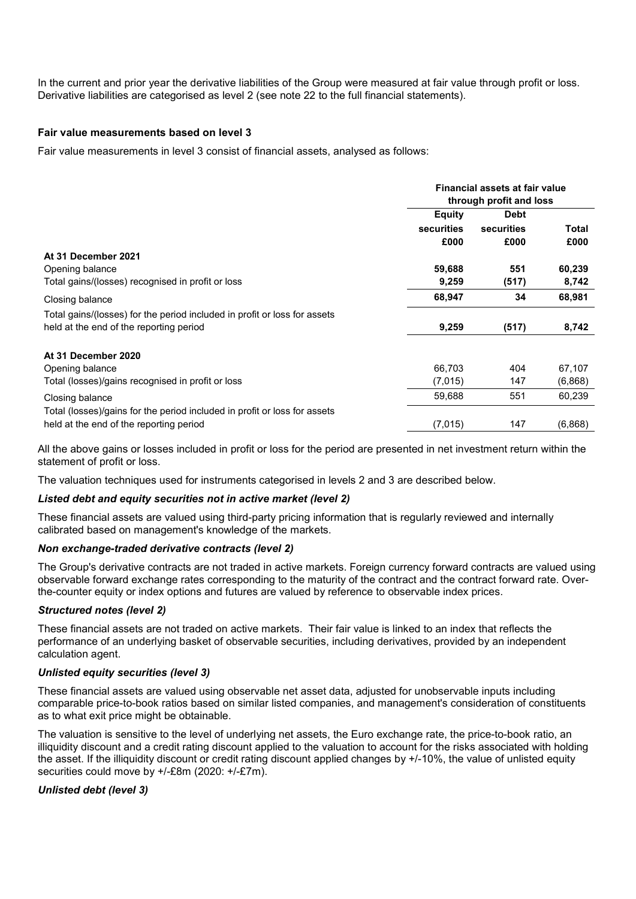In the current and prior year the derivative liabilities of the Group were measured at fair value through profit or loss. Derivative liabilities are categorised as level 2 (see note 22 to the full financial statements).

**Fair value measurements based on level 3**

Fair value measurements in level 3 consist of financial assets, analysed as follows:

| | Financial assets at fair value through profit and loss | | |
|---|---|---|---|
| | **Equity securities £000** | **Debt securities £000** | **Total £000** |
| **At 31 December 2021** | | | |
| Opening balance | **59,688** | **551** | **60,239** |
| Total gains/(losses) recognised in profit or loss | **9,259** | **(517)** | **8,742** |
| Closing balance | **68,947** | **34** | **68,981** |
| Total gains/(losses) for the period included in profit or loss for assets held at the end of the reporting period | **9,259** | **(517)** | **8,742** |
| **At 31 December 2020** | | | |
| Opening balance | 66,703 | 404 | 67,107 |
| Total (losses)/gains recognised in profit or loss | (7,015) | 147 | (6,868) |
| Closing balance | 59,688 | 551 | 60,239 |
| Total (losses)/gains for the period included in profit or loss for assets held at the end of the reporting period | (7,015) | 147 | (6,868) |

All the above gains or losses included in profit or loss for the period are presented in net investment return within the statement of profit or loss.

The valuation techniques used for instruments categorised in levels 2 and 3 are described below.

***Listed debt and equity securities not in active market (level 2)***

These financial assets are valued using third-party pricing information that is regularly reviewed and internally calibrated based on management's knowledge of the markets.

***Non exchange-traded derivative contracts (level 2)***

The Group's derivative contracts are not traded in active markets. Foreign currency forward contracts are valued using observable forward exchange rates corresponding to the maturity of the contract and the contract forward rate. Over-the-counter equity or index options and futures are valued by reference to observable index prices.

***Structured notes (level 2)***

These financial assets are not traded on active markets. Their fair value is linked to an index that reflects the performance of an underlying basket of observable securities, including derivatives, provided by an independent calculation agent.

***Unlisted equity securities (level 3)***

These financial assets are valued using observable net asset data, adjusted for unobservable inputs including comparable price-to-book ratios based on similar listed companies, and management's consideration of constituents as to what exit price might be obtainable.

The valuation is sensitive to the level of underlying net assets, the Euro exchange rate, the price-to-book ratio, an illiquidity discount and a credit rating discount applied to the valuation to account for the risks associated with holding the asset. If the illiquidity discount or credit rating discount applied changes by +/-10%, the value of unlisted equity securities could move by +/-£8m (2020: +/-£7m).

***Unlisted debt (level 3)***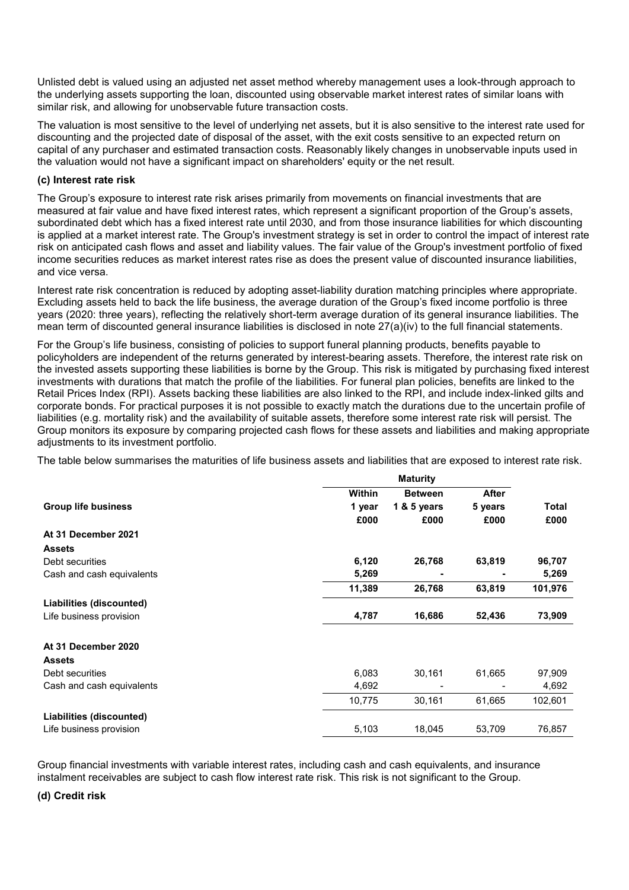Unlisted debt is valued using an adjusted net asset method whereby management uses a look-through approach to the underlying assets supporting the loan, discounted using observable market interest rates of similar loans with similar risk, and allowing for unobservable future transaction costs.

The valuation is most sensitive to the level of underlying net assets, but it is also sensitive to the interest rate used for discounting and the projected date of disposal of the asset, with the exit costs sensitive to an expected return on capital of any purchaser and estimated transaction costs. Reasonably likely changes in unobservable inputs used in the valuation would not have a significant impact on shareholders' equity or the net result.

### (c) Interest rate risk

The Group's exposure to interest rate risk arises primarily from movements on financial investments that are measured at fair value and have fixed interest rates, which represent a significant proportion of the Group's assets, subordinated debt which has a fixed interest rate until 2030, and from those insurance liabilities for which discounting is applied at a market interest rate. The Group's investment strategy is set in order to control the impact of interest rate risk on anticipated cash flows and asset and liability values. The fair value of the Group's investment portfolio of fixed income securities reduces as market interest rates rise as does the present value of discounted insurance liabilities, and vice versa.

Interest rate risk concentration is reduced by adopting asset-liability duration matching principles where appropriate. Excluding assets held to back the life business, the average duration of the Group's fixed income portfolio is three years (2020: three years), reflecting the relatively short-term average duration of its general insurance liabilities. The mean term of discounted general insurance liabilities is disclosed in note 27(a)(iv) to the full financial statements.

For the Group's life business, consisting of policies to support funeral planning products, benefits payable to policyholders are independent of the returns generated by interest-bearing assets. Therefore, the interest rate risk on the invested assets supporting these liabilities is borne by the Group. This risk is mitigated by purchasing fixed interest investments with durations that match the profile of the liabilities. For funeral plan policies, benefits are linked to the Retail Prices Index (RPI). Assets backing these liabilities are also linked to the RPI, and include index-linked gilts and corporate bonds. For practical purposes it is not possible to exactly match the durations due to the uncertain profile of liabilities (e.g. mortality risk) and the availability of suitable assets, therefore some interest rate risk will persist. The Group monitors its exposure by comparing projected cash flows for these assets and liabilities and making appropriate adjustments to its investment portfolio.

The table below summarises the maturities of life business assets and liabilities that are exposed to interest rate risk.

| | Maturity | | | |
|---|---|---|---|---|
| **Group life business** | **Within 1 year £000** | **Between 1 & 5 years £000** | **After 5 years £000** | **Total £000** |
| **At 31 December 2021** | | | | |
| **Assets** | | | | |
| Debt securities | **6,120** | **26,768** | **63,819** | **96,707** |
| Cash and cash equivalents | **5,269** | **-** | **-** | **5,269** |
| | **11,389** | **26,768** | **63,819** | **101,976** |
| **Liabilities (discounted)** | | | | |
| Life business provision | **4,787** | **16,686** | **52,436** | **73,909** |
| **At 31 December 2020** | | | | |
| **Assets** | | | | |
| Debt securities | 6,083 | 30,161 | 61,665 | 97,909 |
| Cash and cash equivalents | 4,692 | - | - | 4,692 |
| | 10,775 | 30,161 | 61,665 | 102,601 |
| **Liabilities (discounted)** | | | | |
| Life business provision | 5,103 | 18,045 | 53,709 | 76,857 |

Group financial investments with variable interest rates, including cash and cash equivalents, and insurance instalment receivables are subject to cash flow interest rate risk. This risk is not significant to the Group.

### (d) Credit risk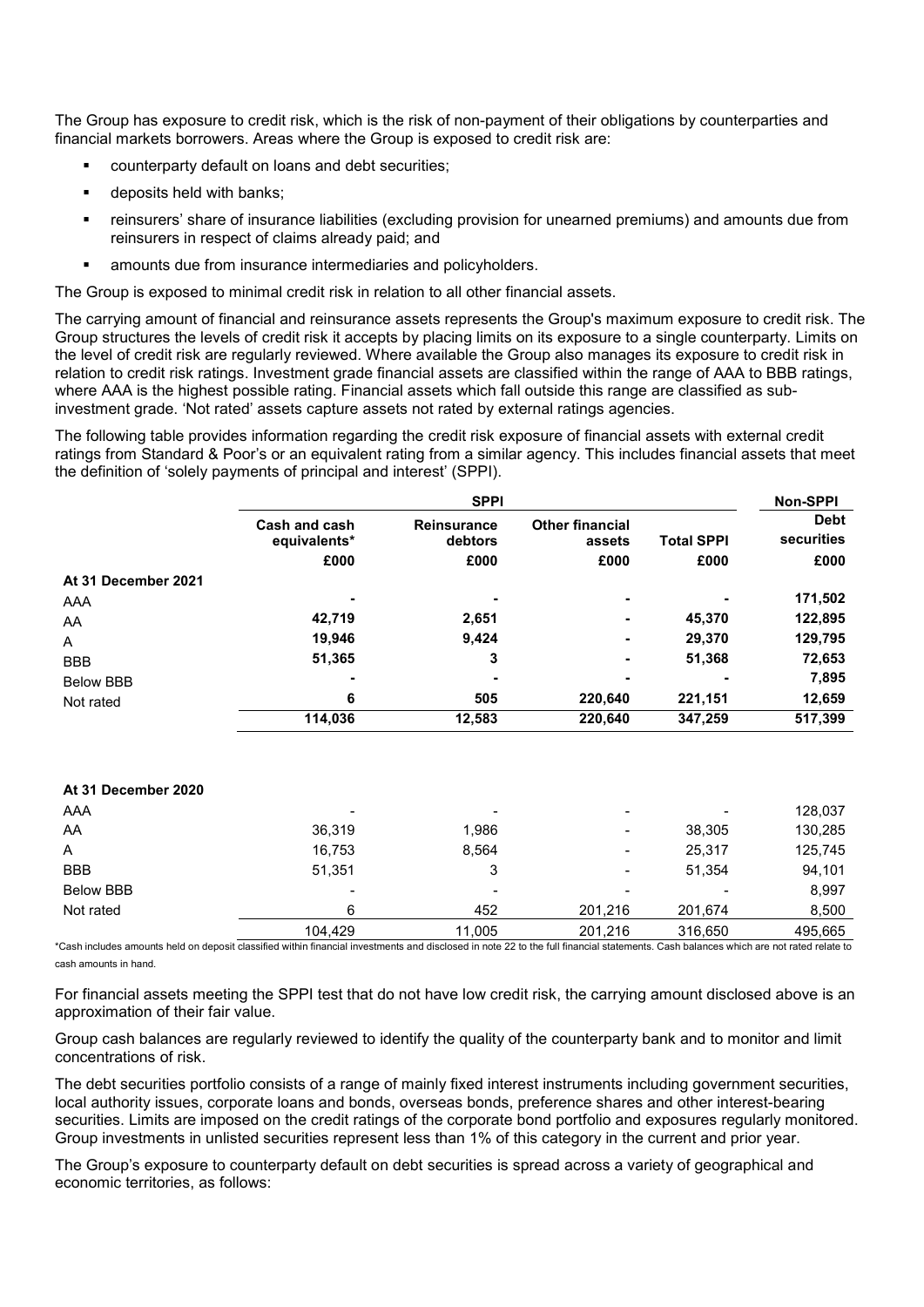The Group has exposure to credit risk, which is the risk of non-payment of their obligations by counterparties and financial markets borrowers. Areas where the Group is exposed to credit risk are:

- counterparty default on loans and debt securities;
- deposits held with banks;
- reinsurers' share of insurance liabilities (excluding provision for unearned premiums) and amounts due from reinsurers in respect of claims already paid; and
- amounts due from insurance intermediaries and policyholders.

The Group is exposed to minimal credit risk in relation to all other financial assets.

The carrying amount of financial and reinsurance assets represents the Group's maximum exposure to credit risk. The Group structures the levels of credit risk it accepts by placing limits on its exposure to a single counterparty. Limits on the level of credit risk are regularly reviewed. Where available the Group also manages its exposure to credit risk in relation to credit risk ratings. Investment grade financial assets are classified within the range of AAA to BBB ratings, where AAA is the highest possible rating. Financial assets which fall outside this range are classified as sub-investment grade. 'Not rated' assets capture assets not rated by external ratings agencies.

The following table provides information regarding the credit risk exposure of financial assets with external credit ratings from Standard & Poor's or an equivalent rating from a similar agency. This includes financial assets that meet the definition of 'solely payments of principal and interest' (SPPI).

| | SPPI | | | | Non-SPPI |
|---|---|---|---|---|---|
| | Cash and cash equivalents* | Reinsurance debtors | Other financial assets | Total SPPI | Debt securities |
| | £000 | £000 | £000 | £000 | £000 |
| **At 31 December 2021** | | | | | |
| AAA | **-** | **-** | **-** | **-** | **171,502** |
| AA | **42,719** | **2,651** | **-** | **45,370** | **122,895** |
| A | **19,946** | **9,424** | **-** | **29,370** | **129,795** |
| BBB | **51,365** | **3** | **-** | **51,368** | **72,653** |
| Below BBB | **-** | **-** | **-** | **-** | **7,895** |
| Not rated | **6** | **505** | **220,640** | **221,151** | **12,659** |
| | **114,036** | **12,583** | **220,640** | **347,259** | **517,399** |
| **At 31 December 2020** | | | | | |
| AAA | - | - | - | - | 128,037 |
| AA | 36,319 | 1,986 | - | 38,305 | 130,285 |
| A | 16,753 | 8,564 | - | 25,317 | 125,745 |
| BBB | 51,351 | 3 | - | 51,354 | 94,101 |
| Below BBB | - | - | - | - | 8,997 |
| Not rated | 6 | 452 | 201,216 | 201,674 | 8,500 |
| | 104,429 | 11,005 | 201,216 | 316,650 | 495,665 |

*Cash includes amounts held on deposit classified within financial investments and disclosed in note 22 to the full financial statements. Cash balances which are not rated relate to cash amounts in hand.

For financial assets meeting the SPPI test that do not have low credit risk, the carrying amount disclosed above is an approximation of their fair value.

Group cash balances are regularly reviewed to identify the quality of the counterparty bank and to monitor and limit concentrations of risk.

The debt securities portfolio consists of a range of mainly fixed interest instruments including government securities, local authority issues, corporate loans and bonds, overseas bonds, preference shares and other interest-bearing securities. Limits are imposed on the credit ratings of the corporate bond portfolio and exposures regularly monitored. Group investments in unlisted securities represent less than 1% of this category in the current and prior year.

The Group's exposure to counterparty default on debt securities is spread across a variety of geographical and economic territories, as follows: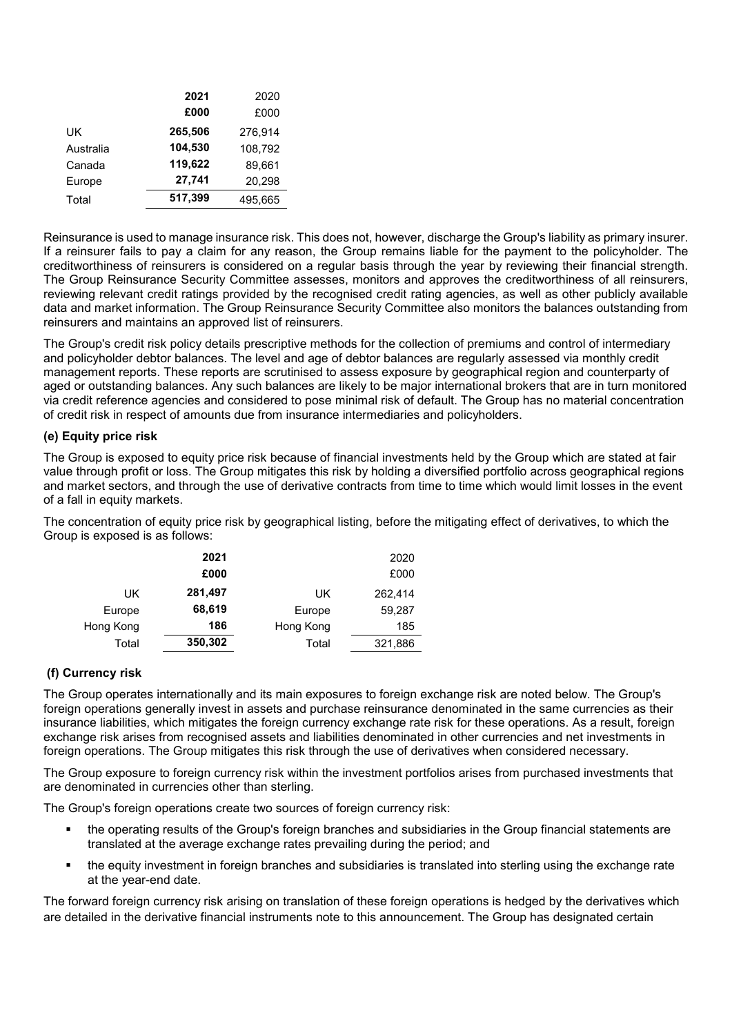| | 2021 | 2020 |
|---|---|---|
| | £000 | £000 |
| UK | **265,506** | 276,914 |
| Australia | **104,530** | 108,792 |
| Canada | **119,622** | 89,661 |
| Europe | **27,741** | 20,298 |
| Total | **517,399** | 495,665 |

Reinsurance is used to manage insurance risk. This does not, however, discharge the Group's liability as primary insurer. If a reinsurer fails to pay a claim for any reason, the Group remains liable for the payment to the policyholder. The creditworthiness of reinsurers is considered on a regular basis through the year by reviewing their financial strength. The Group Reinsurance Security Committee assesses, monitors and approves the creditworthiness of all reinsurers, reviewing relevant credit ratings provided by the recognised credit rating agencies, as well as other publicly available data and market information. The Group Reinsurance Security Committee also monitors the balances outstanding from reinsurers and maintains an approved list of reinsurers.

The Group's credit risk policy details prescriptive methods for the collection of premiums and control of intermediary and policyholder debtor balances. The level and age of debtor balances are regularly assessed via monthly credit management reports. These reports are scrutinised to assess exposure by geographical region and counterparty of aged or outstanding balances. Any such balances are likely to be major international brokers that are in turn monitored via credit reference agencies and considered to pose minimal risk of default. The Group has no material concentration of credit risk in respect of amounts due from insurance intermediaries and policyholders.

**(e) Equity price risk**

The Group is exposed to equity price risk because of financial investments held by the Group which are stated at fair value through profit or loss. The Group mitigates this risk by holding a diversified portfolio across geographical regions and market sectors, and through the use of derivative contracts from time to time which would limit losses in the event of a fall in equity markets.

The concentration of equity price risk by geographical listing, before the mitigating effect of derivatives, to which the Group is exposed is as follows:

| | 2021 | | 2020 |
|---|---|---|---|
| | £000 | | £000 |
| UK | **281,497** | UK | 262,414 |
| Europe | **68,619** | Europe | 59,287 |
| Hong Kong | **186** | Hong Kong | 185 |
| Total | **350,302** | Total | 321,886 |

**(f) Currency risk**

The Group operates internationally and its main exposures to foreign exchange risk are noted below. The Group's foreign operations generally invest in assets and purchase reinsurance denominated in the same currencies as their insurance liabilities, which mitigates the foreign currency exchange rate risk for these operations. As a result, foreign exchange risk arises from recognised assets and liabilities denominated in other currencies and net investments in foreign operations. The Group mitigates this risk through the use of derivatives when considered necessary.

The Group exposure to foreign currency risk within the investment portfolios arises from purchased investments that are denominated in currencies other than sterling.

The Group's foreign operations create two sources of foreign currency risk:

- the operating results of the Group's foreign branches and subsidiaries in the Group financial statements are translated at the average exchange rates prevailing during the period; and
- the equity investment in foreign branches and subsidiaries is translated into sterling using the exchange rate at the year-end date.

The forward foreign currency risk arising on translation of these foreign operations is hedged by the derivatives which are detailed in the derivative financial instruments note to this announcement. The Group has designated certain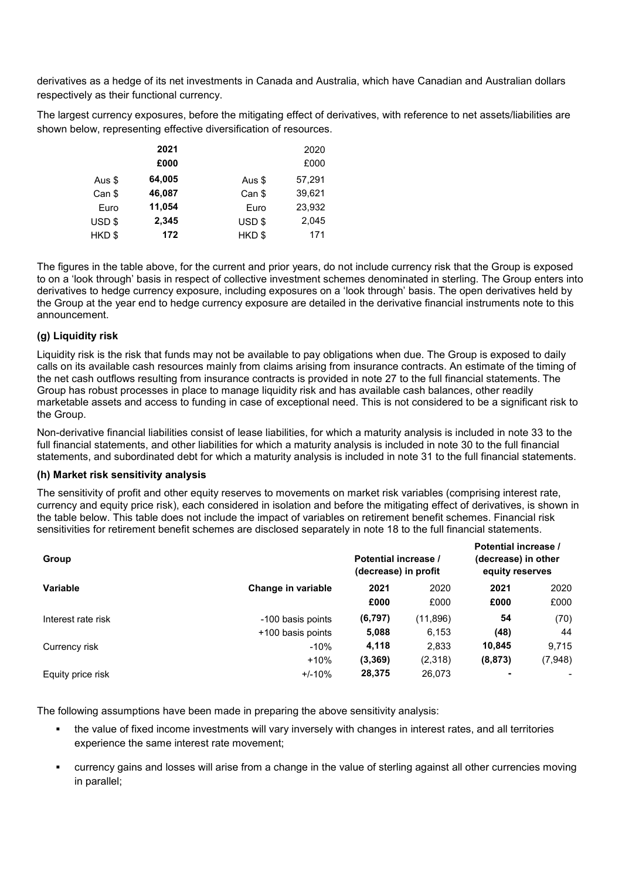derivatives as a hedge of its net investments in Canada and Australia, which have Canadian and Australian dollars respectively as their functional currency.

The largest currency exposures, before the mitigating effect of derivatives, with reference to net assets/liabilities are shown below, representing effective diversification of resources.

| | **2021** | | 2020 |
|---|---|---|---|
| | **£000** | | £000 |
| Aus $ | **64,005** | Aus $ | 57,291 |
| Can $ | **46,087** | Can $ | 39,621 |
| Euro | **11,054** | Euro | 23,932 |
| USD $ | **2,345** | USD $ | 2,045 |
| HKD $ | **172** | HKD $ | 171 |

The figures in the table above, for the current and prior years, do not include currency risk that the Group is exposed to on a 'look through' basis in respect of collective investment schemes denominated in sterling. The Group enters into derivatives to hedge currency exposure, including exposures on a 'look through' basis. The open derivatives held by the Group at the year end to hedge currency exposure are detailed in the derivative financial instruments note to this announcement.

### (g) Liquidity risk

Liquidity risk is the risk that funds may not be available to pay obligations when due. The Group is exposed to daily calls on its available cash resources mainly from claims arising from insurance contracts. An estimate of the timing of the net cash outflows resulting from insurance contracts is provided in note 27 to the full financial statements. The Group has robust processes in place to manage liquidity risk and has available cash balances, other readily marketable assets and access to funding in case of exceptional need. This is not considered to be a significant risk to the Group.

Non-derivative financial liabilities consist of lease liabilities, for which a maturity analysis is included in note 33 to the full financial statements, and other liabilities for which a maturity analysis is included in note 30 to the full financial statements, and subordinated debt for which a maturity analysis is included in note 31 to the full financial statements.

### (h) Market risk sensitivity analysis

The sensitivity of profit and other equity reserves to movements on market risk variables (comprising interest rate, currency and equity price risk), each considered in isolation and before the mitigating effect of derivatives, is shown in the table below. This table does not include the impact of variables on retirement benefit schemes. Financial risk sensitivities for retirement benefit schemes are disclosed separately in note 18 to the full financial statements.

| **Group** | | **Potential increase / (decrease) in profit** | | **Potential increase / (decrease) in other equity reserves** | |
|---|---|---|---|---|---|
| **Variable** | **Change in variable** | **2021** | 2020 | **2021** | 2020 |
| | | **£000** | £000 | **£000** | £000 |
| Interest rate risk | -100 basis points | **(6,797)** | (11,896) | **54** | (70) |
| | +100 basis points | **5,088** | 6,153 | **(48)** | 44 |
| Currency risk | -10% | **4,118** | 2,833 | **10,845** | 9,715 |
| | +10% | **(3,369)** | (2,318) | **(8,873)** | (7,948) |
| Equity price risk | +/-10% | **28,375** | 26,073 | **-** | - |

The following assumptions have been made in preparing the above sensitivity analysis:

- the value of fixed income investments will vary inversely with changes in interest rates, and all territories experience the same interest rate movement;
- currency gains and losses will arise from a change in the value of sterling against all other currencies moving in parallel;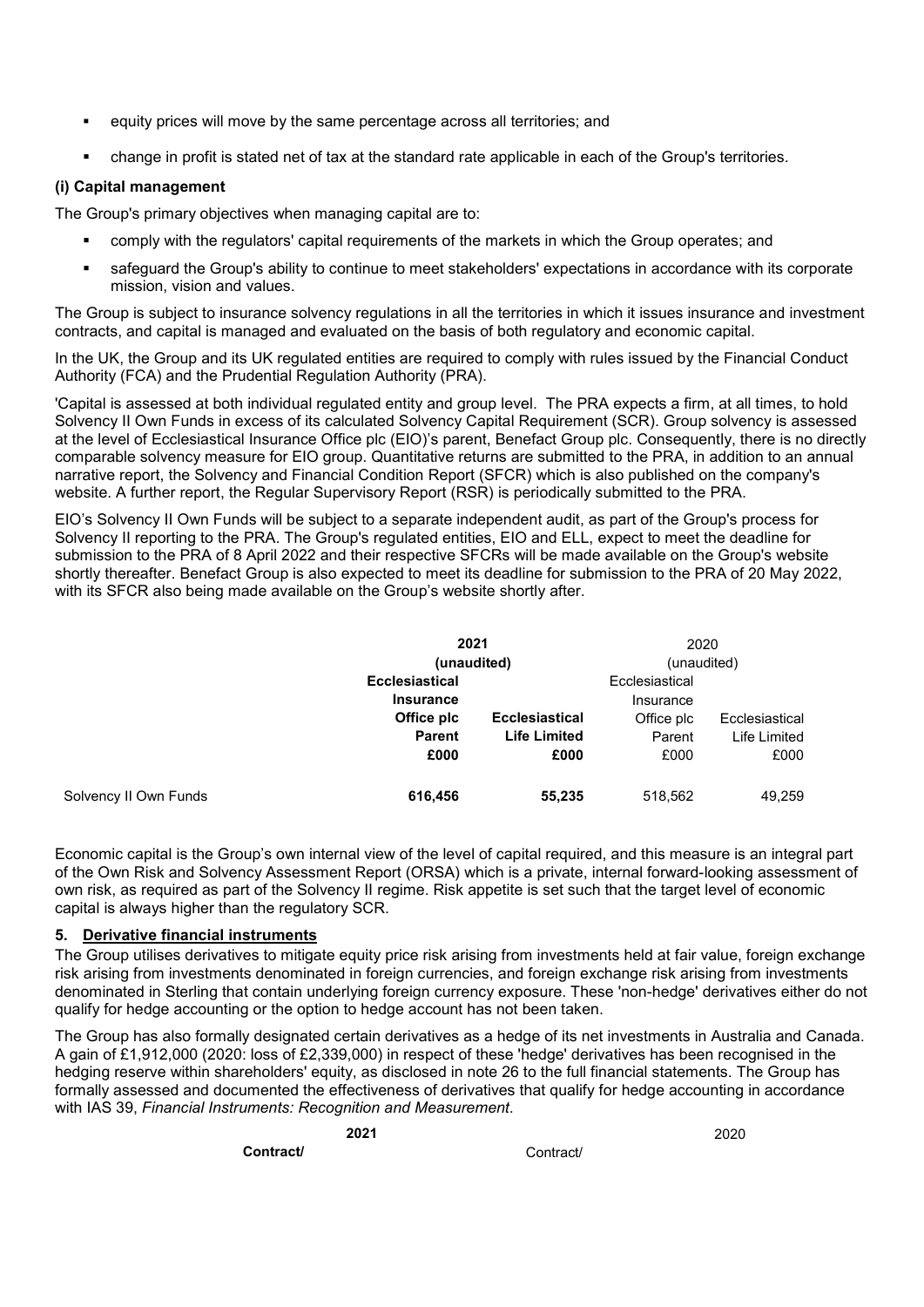- equity prices will move by the same percentage across all territories; and
- change in profit is stated net of tax at the standard rate applicable in each of the Group's territories.

### (i) Capital management

The Group's primary objectives when managing capital are to:

- comply with the regulators' capital requirements of the markets in which the Group operates; and
- safeguard the Group's ability to continue to meet stakeholders' expectations in accordance with its corporate mission, vision and values.

The Group is subject to insurance solvency regulations in all the territories in which it issues insurance and investment contracts, and capital is managed and evaluated on the basis of both regulatory and economic capital.

In the UK, the Group and its UK regulated entities are required to comply with rules issued by the Financial Conduct Authority (FCA) and the Prudential Regulation Authority (PRA).

'Capital is assessed at both individual regulated entity and group level. The PRA expects a firm, at all times, to hold Solvency II Own Funds in excess of its calculated Solvency Capital Requirement (SCR). Group solvency is assessed at the level of Ecclesiastical Insurance Office plc (EIO)'s parent, Benefact Group plc. Consequently, there is no directly comparable solvency measure for EIO group. Quantitative returns are submitted to the PRA, in addition to an annual narrative report, the Solvency and Financial Condition Report (SFCR) which is also published on the company's website. A further report, the Regular Supervisory Report (RSR) is periodically submitted to the PRA.

EIO's Solvency II Own Funds will be subject to a separate independent audit, as part of the Group's process for Solvency II reporting to the PRA. The Group's regulated entities, EIO and ELL, expect to meet the deadline for submission to the PRA of 8 April 2022 and their respective SFCRs will be made available on the Group's website shortly thereafter. Benefact Group is also expected to meet its deadline for submission to the PRA of 20 May 2022, with its SFCR also being made available on the Group's website shortly after.

| | **2021 (unaudited)** | | 2020 (unaudited) | |
|---|---|---|---|---|
| | **Ecclesiastical Insurance Office plc Parent £000** | **Ecclesiastical Life Limited £000** | Ecclesiastical Insurance Office plc Parent £000 | Ecclesiastical Life Limited £000 |
| Solvency II Own Funds | **616,456** | **55,235** | 518,562 | 49,259 |

Economic capital is the Group's own internal view of the level of capital required, and this measure is an integral part of the Own Risk and Solvency Assessment Report (ORSA) which is a private, internal forward-looking assessment of own risk, as required as part of the Solvency II regime. Risk appetite is set such that the target level of economic capital is always higher than the regulatory SCR.

## 5. Derivative financial instruments

The Group utilises derivatives to mitigate equity price risk arising from investments held at fair value, foreign exchange risk arising from investments denominated in foreign currencies, and foreign exchange risk arising from investments denominated in Sterling that contain underlying foreign currency exposure. These 'non-hedge' derivatives either do not qualify for hedge accounting or the option to hedge account has not been taken.

The Group has also formally designated certain derivatives as a hedge of its net investments in Australia and Canada. A gain of £1,912,000 (2020: loss of £2,339,000) in respect of these 'hedge' derivatives has been recognised in the hedging reserve within shareholders' equity, as disclosed in note 26 to the full financial statements. The Group has formally assessed and documented the effectiveness of derivatives that qualify for hedge accounting in accordance with IAS 39, *Financial Instruments: Recognition and Measurement*.

| **2021** | 2020 |
|---|---|
| **Contract/** | Contract/ |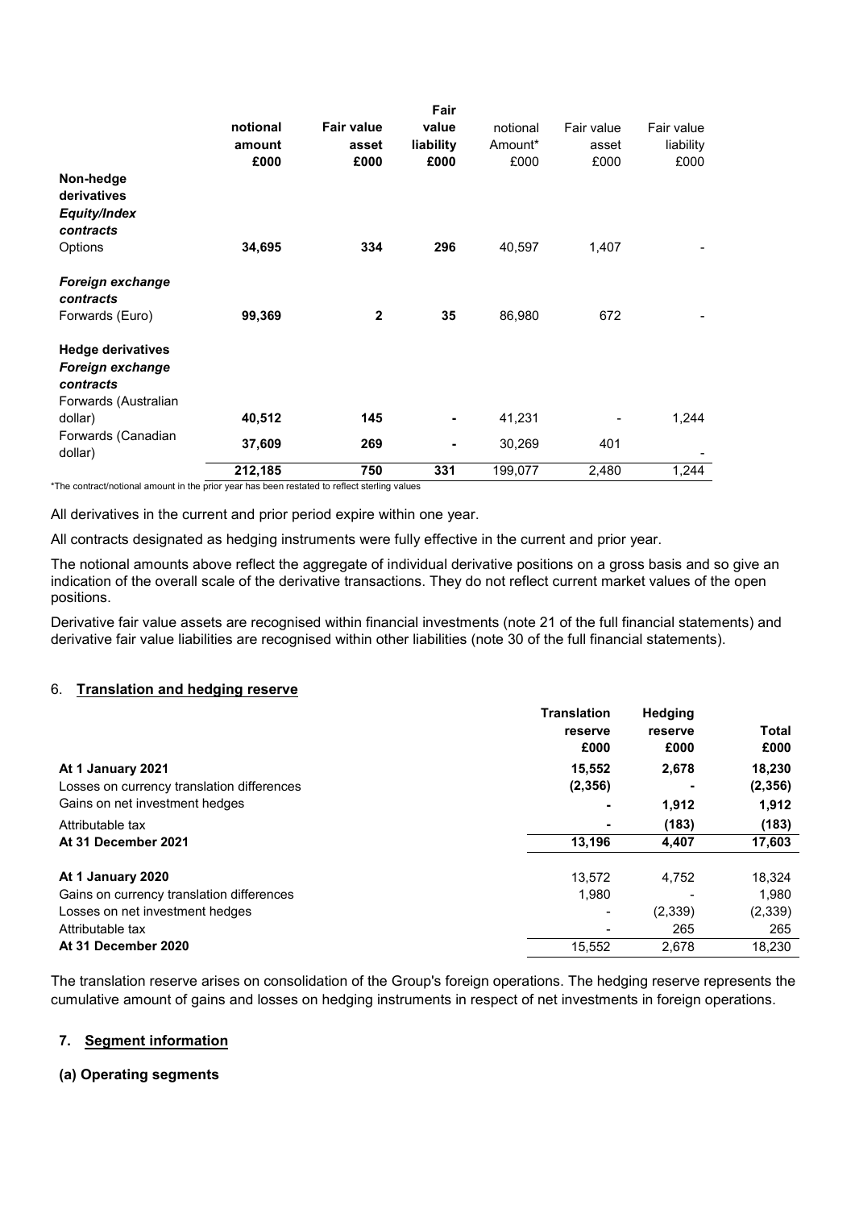| | notional amount £000 | Fair value asset £000 | Fair value liability £000 | notional Amount* £000 | Fair value asset £000 | Fair value liability £000 |
|---|---|---|---|---|---|---|
| **Non-hedge derivatives** | | | | | | |
| ***Equity/Index contracts*** | | | | | | |
| Options | **34,695** | **334** | **296** | 40,597 | 1,407 | - |
| ***Foreign exchange contracts*** | | | | | | |
| Forwards (Euro) | **99,369** | **2** | **35** | 86,980 | 672 | - |
| **Hedge derivatives** | | | | | | |
| ***Foreign exchange contracts*** | | | | | | |
| Forwards (Australian dollar) | **40,512** | **145** | **-** | 41,231 | - | 1,244 |
| Forwards (Canadian dollar) | **37,609** | **269** | **-** | 30,269 | 401 | - |
| | **212,185** | **750** | **331** | 199,077 | 2,480 | 1,244 |

*The contract/notional amount in the prior year has been restated to reflect sterling values

All derivatives in the current and prior period expire within one year.

All contracts designated as hedging instruments were fully effective in the current and prior year.

The notional amounts above reflect the aggregate of individual derivative positions on a gross basis and so give an indication of the overall scale of the derivative transactions. They do not reflect current market values of the open positions.

Derivative fair value assets are recognised within financial investments (note 21 of the full financial statements) and derivative fair value liabilities are recognised within other liabilities (note 30 of the full financial statements).

## 6. Translation and hedging reserve

| | Translation reserve £000 | Hedging reserve £000 | Total £000 |
|---|---|---|---|
| **At 1 January 2021** | **15,552** | **2,678** | **18,230** |
| Losses on currency translation differences | **(2,356)** | **-** | **(2,356)** |
| Gains on net investment hedges | **-** | **1,912** | **1,912** |
| Attributable tax | **-** | **(183)** | **(183)** |
| **At 31 December 2021** | **13,196** | **4,407** | **17,603** |
| | | | |
| **At 1 January 2020** | 13,572 | 4,752 | 18,324 |
| Gains on currency translation differences | 1,980 | - | 1,980 |
| Losses on net investment hedges | - | (2,339) | (2,339) |
| Attributable tax | - | 265 | 265 |
| **At 31 December 2020** | 15,552 | 2,678 | 18,230 |

The translation reserve arises on consolidation of the Group's foreign operations. The hedging reserve represents the cumulative amount of gains and losses on hedging instruments in respect of net investments in foreign operations.

## 7. Segment information

### (a) Operating segments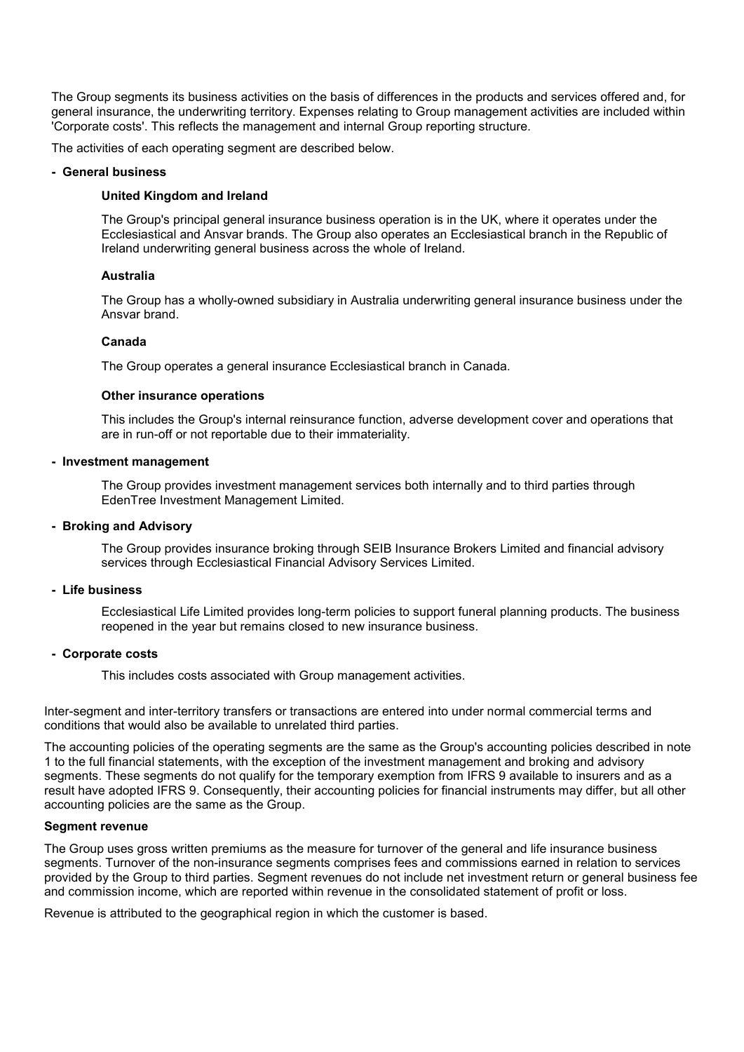The Group segments its business activities on the basis of differences in the products and services offered and, for general insurance, the underwriting territory. Expenses relating to Group management activities are included within 'Corporate costs'. This reflects the management and internal Group reporting structure.

The activities of each operating segment are described below.

- **General business**

  **United Kingdom and Ireland**

  The Group's principal general insurance business operation is in the UK, where it operates under the Ecclesiastical and Ansvar brands. The Group also operates an Ecclesiastical branch in the Republic of Ireland underwriting general business across the whole of Ireland.

  **Australia**

  The Group has a wholly-owned subsidiary in Australia underwriting general insurance business under the Ansvar brand.

  **Canada**

  The Group operates a general insurance Ecclesiastical branch in Canada.

  **Other insurance operations**

  This includes the Group's internal reinsurance function, adverse development cover and operations that are in run-off or not reportable due to their immateriality.

- **Investment management**

  The Group provides investment management services both internally and to third parties through EdenTree Investment Management Limited.

- **Broking and Advisory**

  The Group provides insurance broking through SEIB Insurance Brokers Limited and financial advisory services through Ecclesiastical Financial Advisory Services Limited.

- **Life business**

  Ecclesiastical Life Limited provides long-term policies to support funeral planning products. The business reopened in the year but remains closed to new insurance business.

- **Corporate costs**

  This includes costs associated with Group management activities.

Inter-segment and inter-territory transfers or transactions are entered into under normal commercial terms and conditions that would also be available to unrelated third parties.

The accounting policies of the operating segments are the same as the Group's accounting policies described in note 1 to the full financial statements, with the exception of the investment management and broking and advisory segments. These segments do not qualify for the temporary exemption from IFRS 9 available to insurers and as a result have adopted IFRS 9. Consequently, their accounting policies for financial instruments may differ, but all other accounting policies are the same as the Group.

**Segment revenue**

The Group uses gross written premiums as the measure for turnover of the general and life insurance business segments. Turnover of the non-insurance segments comprises fees and commissions earned in relation to services provided by the Group to third parties. Segment revenues do not include net investment return or general business fee and commission income, which are reported within revenue in the consolidated statement of profit or loss.

Revenue is attributed to the geographical region in which the customer is based.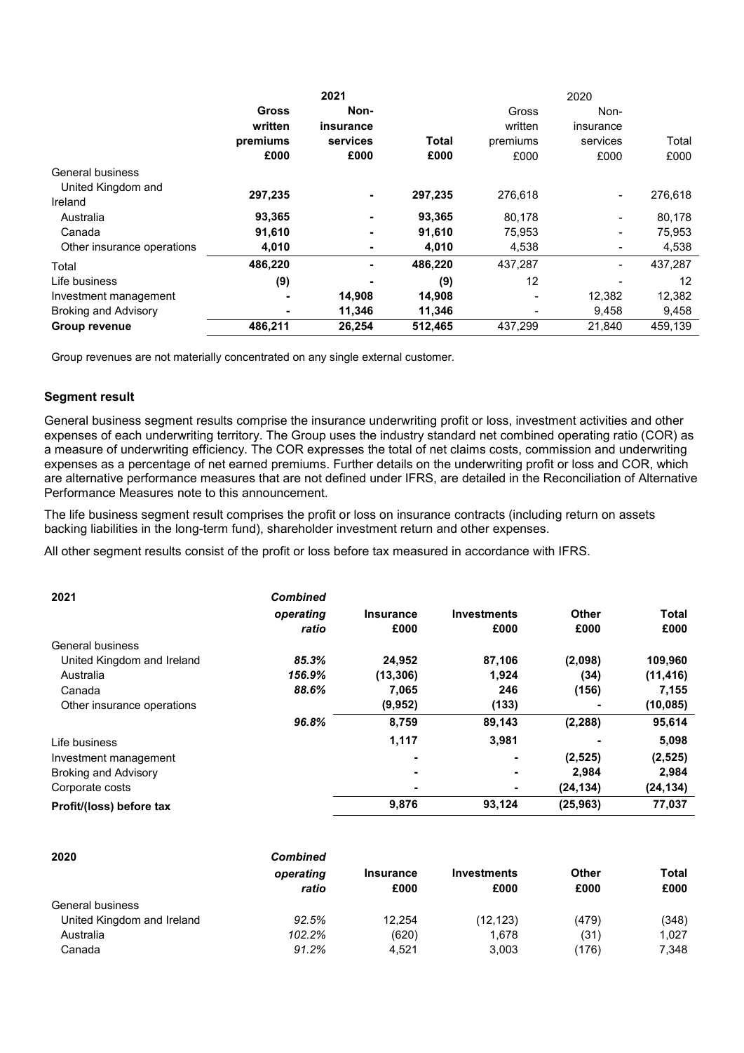| | 2021 | | | 2020 | | |
|---|---|---|---|---|---|---|
| | **Gross written premiums £000** | **Non-insurance services £000** | **Total £000** | Gross written premiums £000 | Non-insurance services £000 | Total £000 |
| General business | | | | | | |
| United Kingdom and Ireland | **297,235** | **-** | **297,235** | 276,618 | - | 276,618 |
| Australia | **93,365** | **-** | **93,365** | 80,178 | - | 80,178 |
| Canada | **91,610** | **-** | **91,610** | 75,953 | - | 75,953 |
| Other insurance operations | **4,010** | **-** | **4,010** | 4,538 | - | 4,538 |
| Total | **486,220** | **-** | **486,220** | 437,287 | - | 437,287 |
| Life business | **(9)** | **-** | **(9)** | 12 | - | 12 |
| Investment management | **-** | **14,908** | **14,908** | - | 12,382 | 12,382 |
| Broking and Advisory | **-** | **11,346** | **11,346** | - | 9,458 | 9,458 |
| **Group revenue** | **486,211** | **26,254** | **512,465** | 437,299 | 21,840 | 459,139 |

Group revenues are not materially concentrated on any single external customer.

### Segment result

General business segment results comprise the insurance underwriting profit or loss, investment activities and other expenses of each underwriting territory. The Group uses the industry standard net combined operating ratio (COR) as a measure of underwriting efficiency. The COR expresses the total of net claims costs, commission and underwriting expenses as a percentage of net earned premiums. Further details on the underwriting profit or loss and COR, which are alternative performance measures that are not defined under IFRS, are detailed in the Reconciliation of Alternative Performance Measures note to this announcement.

The life business segment result comprises the profit or loss on insurance contracts (including return on assets backing liabilities in the long-term fund), shareholder investment return and other expenses.

All other segment results consist of the profit or loss before tax measured in accordance with IFRS.

| **2021** | ***Combined operating ratio*** | **Insurance £000** | **Investments £000** | **Other £000** | **Total £000** |
|---|---|---|---|---|---|
| General business | | | | | |
| United Kingdom and Ireland | ***85.3%*** | **24,952** | **87,106** | **(2,098)** | **109,960** |
| Australia | ***156.9%*** | **(13,306)** | **1,924** | **(34)** | **(11,416)** |
| Canada | ***88.6%*** | **7,065** | **246** | **(156)** | **7,155** |
| Other insurance operations | | **(9,952)** | **(133)** | **-** | **(10,085)** |
| | ***96.8%*** | **8,759** | **89,143** | **(2,288)** | **95,614** |
| Life business | | **1,117** | **3,981** | **-** | **5,098** |
| Investment management | | **-** | **-** | **(2,525)** | **(2,525)** |
| Broking and Advisory | | **-** | **-** | **2,984** | **2,984** |
| Corporate costs | | **-** | **-** | **(24,134)** | **(24,134)** |
| **Profit/(loss) before tax** | | **9,876** | **93,124** | **(25,963)** | **77,037** |

| **2020** | ***Combined operating ratio*** | **Insurance £000** | **Investments £000** | **Other £000** | **Total £000** |
|---|---|---|---|---|---|
| General business | | | | | |
| United Kingdom and Ireland | *92.5%* | 12,254 | (12,123) | (479) | (348) |
| Australia | *102.2%* | (620) | 1,678 | (31) | 1,027 |
| Canada | *91.2%* | 4,521 | 3,003 | (176) | 7,348 |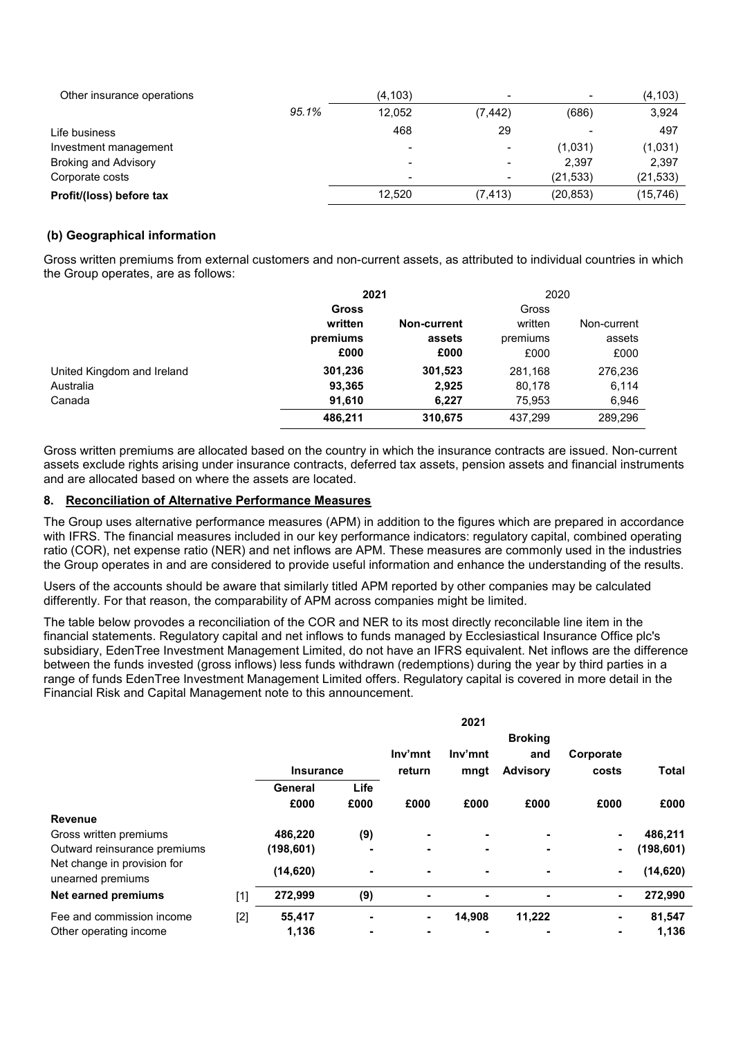| | | | | | |
|---|---|---|---|---|---|
| Other insurance operations | | (4,103) | - | - | (4,103) |
| | *95.1%* | 12,052 | (7,442) | (686) | 3,924 |
| Life business | | 468 | 29 | - | 497 |
| Investment management | | - | - | (1,031) | (1,031) |
| Broking and Advisory | | - | - | 2,397 | 2,397 |
| Corporate costs | | - | - | (21,533) | (21,533) |
| **Profit/(loss) before tax** | | 12,520 | (7,413) | (20,853) | (15,746) |

### (b) Geographical information

Gross written premiums from external customers and non-current assets, as attributed to individual countries in which the Group operates, are as follows:

| | **2021** | | 2020 | |
|---|---|---|---|---|
| | **Gross written premiums £000** | **Non-current assets £000** | Gross written premiums £000 | Non-current assets £000 |
| United Kingdom and Ireland | **301,236** | **301,523** | 281,168 | 276,236 |
| Australia | **93,365** | **2,925** | 80,178 | 6,114 |
| Canada | **91,610** | **6,227** | 75,953 | 6,946 |
| | **486,211** | **310,675** | 437,299 | 289,296 |

Gross written premiums are allocated based on the country in which the insurance contracts are issued. Non-current assets exclude rights arising under insurance contracts, deferred tax assets, pension assets and financial instruments and are allocated based on where the assets are located.

## 8. Reconciliation of Alternative Performance Measures

The Group uses alternative performance measures (APM) in addition to the figures which are prepared in accordance with IFRS. The financial measures included in our key performance indicators: regulatory capital, combined operating ratio (COR), net expense ratio (NER) and net inflows are APM. These measures are commonly used in the industries the Group operates in and are considered to provide useful information and enhance the understanding of the results.

Users of the accounts should be aware that similarly titled APM reported by other companies may be calculated differently. For that reason, the comparability of APM across companies might be limited.

The table below provodes a reconciliation of the COR and NER to its most directly reconcilable line item in the financial statements. Regulatory capital and net inflows to funds managed by Ecclesiastical Insurance Office plc's subsidiary, EdenTree Investment Management Limited, do not have an IFRS equivalent. Net inflows are the difference between the funds invested (gross inflows) less funds withdrawn (redemptions) during the year by third parties in a range of funds EdenTree Investment Management Limited offers. Regulatory capital is covered in more detail in the Financial Risk and Capital Management note to this announcement.

| | | **2021** | | | | | | |
|---|---|---|---|---|---|---|---|---|
| | | **Insurance** | | **Inv'mnt return** | **Inv'mnt mngt** | **Broking and Advisory** | **Corporate costs** | **Total** |
| | | **General £000** | **Life £000** | **£000** | **£000** | **£000** | **£000** | **£000** |
| **Revenue** | | | | | | | | |
| Gross written premiums | | **486,220** | **(9)** | **-** | **-** | **-** | **-** | **486,211** |
| Outward reinsurance premiums | | **(198,601)** | **-** | **-** | **-** | **-** | **-** | **(198,601)** |
| Net change in provision for unearned premiums | | **(14,620)** | **-** | **-** | **-** | **-** | **-** | **(14,620)** |
| **Net earned premiums** | [1] | **272,999** | **(9)** | **-** | **-** | **-** | **-** | **272,990** |
| Fee and commission income | [2] | **55,417** | **-** | **-** | **14,908** | **11,222** | **-** | **81,547** |
| Other operating income | | **1,136** | **-** | **-** | **-** | **-** | **-** | **1,136** |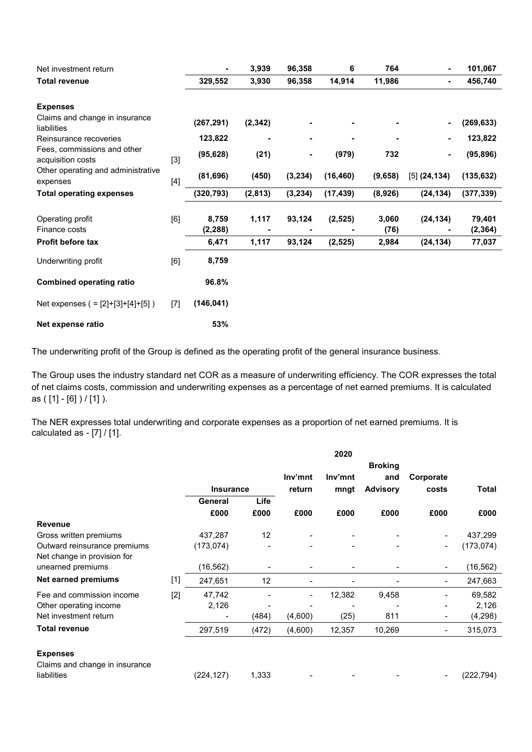| | | | | | | | | |
|---|---|---|---|---|---|---|---|---|
| Net investment return | | **-** | **3,939** | **96,358** | **6** | **764** | **-** | **101,067** |
| **Total revenue** | | **329,552** | **3,930** | **96,358** | **14,914** | **11,986** | **-** | **456,740** |
| | | | | | | | | |
| **Expenses** | | | | | | | | |
| Claims and change in insurance liabilities | | **(267,291)** | **(2,342)** | **-** | **-** | **-** | **-** | **(269,633)** |
| Reinsurance recoveries | | **123,822** | **-** | **-** | **-** | **-** | **-** | **123,822** |
| Fees, commissions and other acquisition costs | [3] | **(95,628)** | **(21)** | **-** | **(979)** | **732** | **-** | **(95,896)** |
| Other operating and administrative expenses | [4] | **(81,696)** | **(450)** | **(3,234)** | **(16,460)** | **(9,658)** | [5] **(24,134)** | **(135,632)** |
| **Total operating expenses** | | **(320,793)** | **(2,813)** | **(3,234)** | **(17,439)** | **(8,926)** | **(24,134)** | **(377,339)** |
| | | | | | | | | |
| Operating profit | [6] | **8,759** | **1,117** | **93,124** | **(2,525)** | **3,060** | **(24,134)** | **79,401** |
| Finance costs | | **(2,288)** | **-** | **-** | **-** | **(76)** | **-** | **(2,364)** |
| **Profit before tax** | | **6,471** | **1,117** | **93,124** | **(2,525)** | **2,984** | **(24,134)** | **77,037** |
| | | | | | | | | |
| Underwriting profit | [6] | **8,759** | | | | | | |
| | | | | | | | | |
| **Combined operating ratio** | | **96.8%** | | | | | | |
| | | | | | | | | |
| Net expenses ( = [2]+[3]+[4]+[5] ) | [7] | **(146,041)** | | | | | | |
| | | | | | | | | |
| **Net expense ratio** | | **53%** | | | | | | |

The underwriting profit of the Group is defined as the operating profit of the general insurance business.

The Group uses the industry standard net COR as a measure of underwriting efficiency. The COR expresses the total of net claims costs, commission and underwriting expenses as a percentage of net earned premiums. It is calculated as ( [1] - [6] ) / [1] ).

The NER expresses total underwriting and corporate expenses as a proportion of net earned premiums. It is calculated as - [7] / [1].

| | | 2020 | | | | | | |
|---|---|---|---|---|---|---|---|---|
| | | **Insurance** | | **Inv'mnt return** | **Inv'mnt mngt** | **Broking and Advisory** | **Corporate costs** | **Total** |
| | | **General** | **Life** | | | | | |
| | | **£000** | **£000** | **£000** | **£000** | **£000** | **£000** | **£000** |
| **Revenue** | | | | | | | | |
| Gross written premiums | | 437,287 | 12 | - | - | - | - | 437,299 |
| Outward reinsurance premiums | | (173,074) | - | - | - | - | - | (173,074) |
| Net change in provision for unearned premiums | | (16,562) | - | - | - | - | - | (16,562) |
| **Net earned premiums** | [1] | 247,651 | 12 | - | - | - | - | 247,663 |
| Fee and commission income | [2] | 47,742 | - | - | 12,382 | 9,458 | - | 69,582 |
| Other operating income | | 2,126 | - | - | - | - | - | 2,126 |
| Net investment return | | - | (484) | (4,600) | (25) | 811 | - | (4,298) |
| **Total revenue** | | 297,519 | (472) | (4,600) | 12,357 | 10,269 | - | 315,073 |
| | | | | | | | | |
| **Expenses** | | | | | | | | |
| Claims and change in insurance liabilities | | (224,127) | 1,333 | - | - | - | - | (222,794) |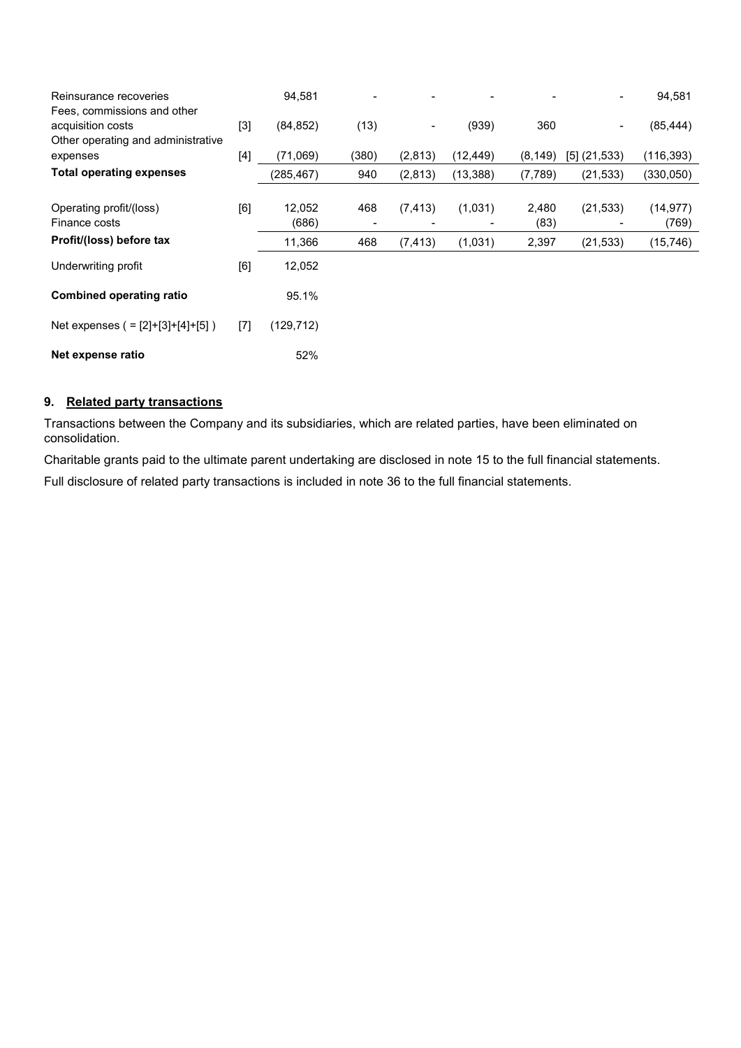| | | | | | | | | |
|---|---|---|---|---|---|---|---|---|
| Reinsurance recoveries | | 94,581 | - | - | - | - | - | 94,581 |
| Fees, commissions and other acquisition costs | [3] | (84,852) | (13) | - | (939) | 360 | - | (85,444) |
| Other operating and administrative expenses | [4] | (71,069) | (380) | (2,813) | (12,449) | (8,149) | [5] (21,533) | (116,393) |
| **Total operating expenses** | | (285,467) | 940 | (2,813) | (13,388) | (7,789) | (21,533) | (330,050) |
| Operating profit/(loss) | [6] | 12,052 | 468 | (7,413) | (1,031) | 2,480 | (21,533) | (14,977) |
| Finance costs | | (686) | - | - | - | (83) | - | (769) |
| **Profit/(loss) before tax** | | 11,366 | 468 | (7,413) | (1,031) | 2,397 | (21,533) | (15,746) |
| Underwriting profit | [6] | 12,052 | | | | | | |
| **Combined operating ratio** | | 95.1% | | | | | | |
| Net expenses ( = [2]+[3]+[4]+[5] ) | [7] | (129,712) | | | | | | |
| **Net expense ratio** | | 52% | | | | | | |

## 9. Related party transactions

Transactions between the Company and its subsidiaries, which are related parties, have been eliminated on consolidation.

Charitable grants paid to the ultimate parent undertaking are disclosed in note 15 to the full financial statements.

Full disclosure of related party transactions is included in note 36 to the full financial statements.